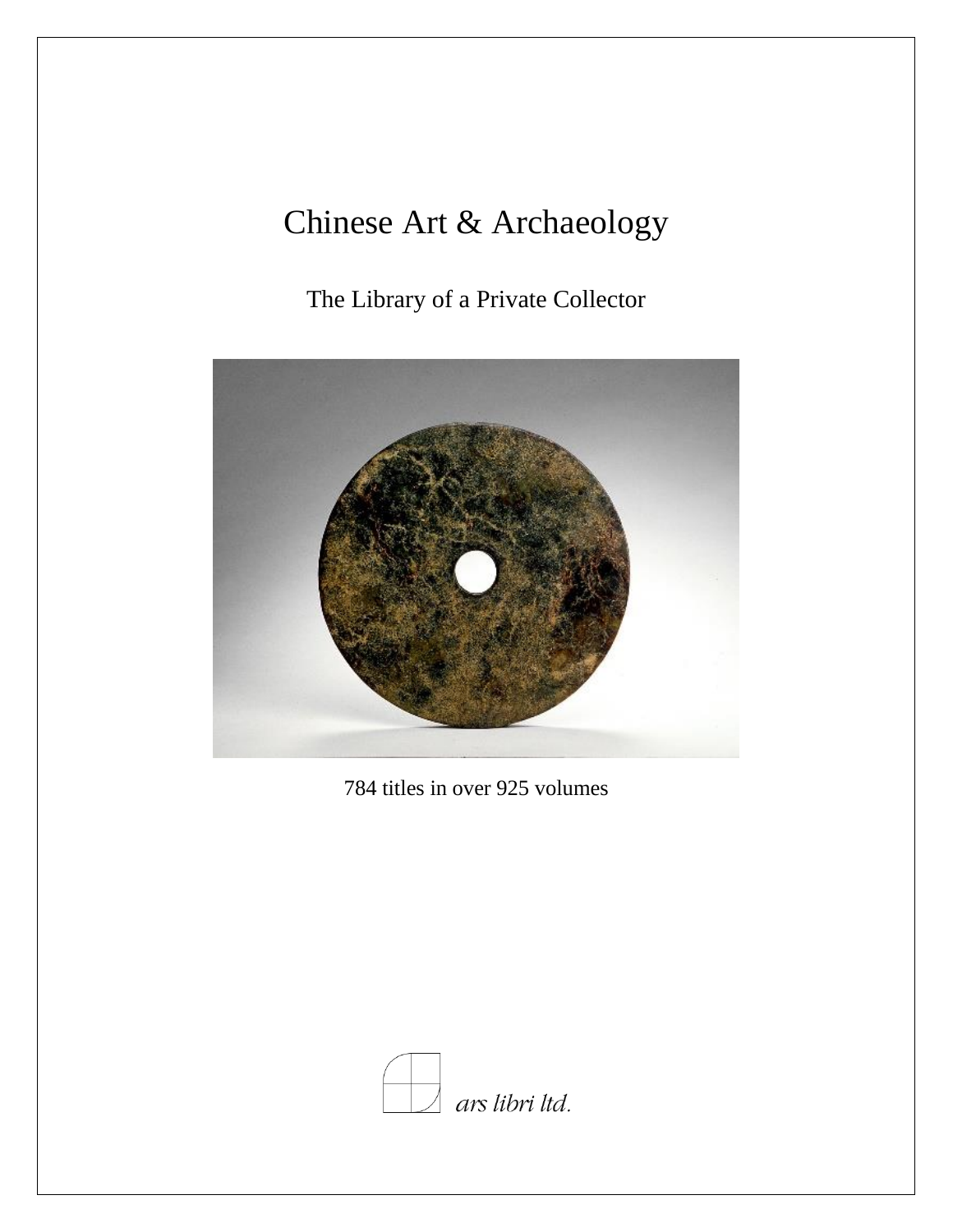# Chinese Art & Archaeology

## The Library of a Private Collector

784 titles in over 925 volumes

ars libri ltd.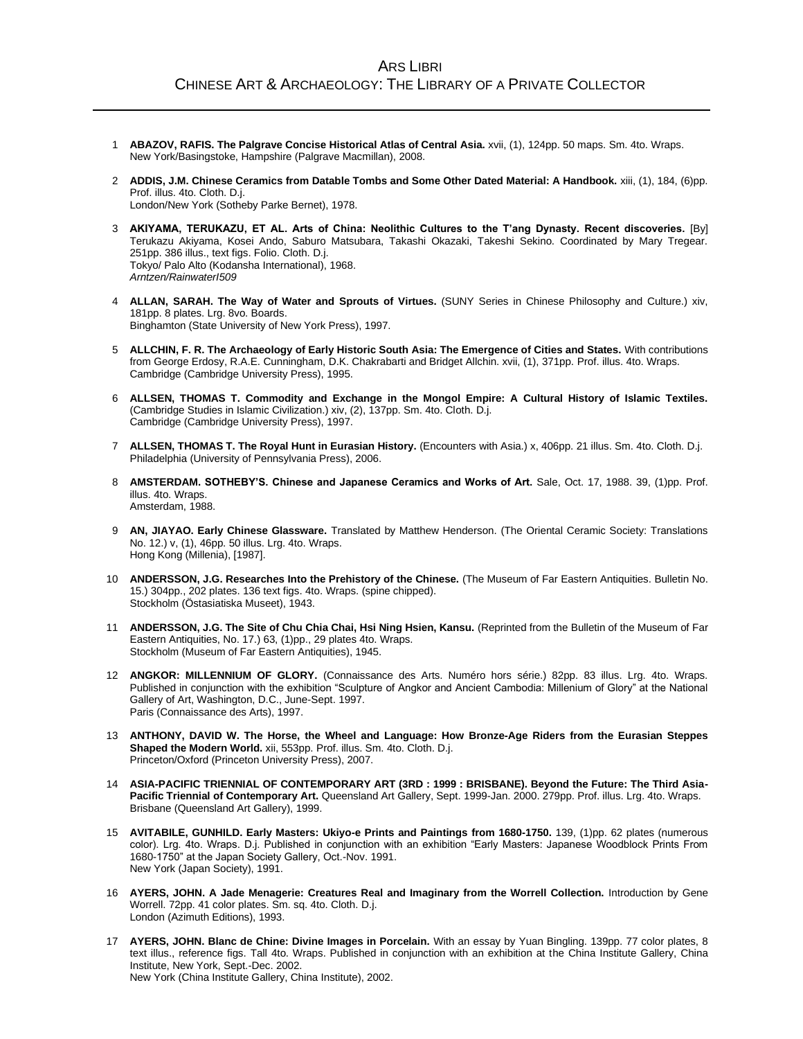# Ars Libri

## Chinese Art & Archaeology: The Library of a Private Collector

1 **ABAZOV, RAFIS. The Palgrave Concise Historical Atlas of Central Asia.** xvii, (1), 124pp. 50 maps. Sm. 4to. Wraps.
New York/Basingstoke, Hampshire (Palgrave Macmillan), 2008.

2 **ADDIS, J.M. Chinese Ceramics from Datable Tombs and Some Other Dated Material: A Handbook.** xiii, (1), 184, (6)pp. Prof. illus. 4to. Cloth. D.j.
London/New York (Sotheby Parke Bernet), 1978.

3 **AKIYAMA, TERUKAZU, ET AL. Arts of China: Neolithic Cultures to the T'ang Dynasty. Recent discoveries.** [By] Terukazu Akiyama, Kosei Ando, Saburo Matsubara, Takashi Okazaki, Takeshi Sekino. Coordinated by Mary Tregear. 251pp. 386 illus., text figs. Folio. Cloth. D.j.
Tokyo/ Palo Alto (Kodansha International), 1968.
*Arntzen/RainwaterI509*

4 **ALLAN, SARAH. The Way of Water and Sprouts of Virtues.** (SUNY Series in Chinese Philosophy and Culture.) xiv, 181pp. 8 plates. Lrg. 8vo. Boards.
Binghamton (State University of New York Press), 1997.

5 **ALLCHIN, F. R. The Archaeology of Early Historic South Asia: The Emergence of Cities and States.** With contributions from George Erdosy, R.A.E. Cunningham, D.K. Chakrabarti and Bridget Allchin. xvii, (1), 371pp. Prof. illus. 4to. Wraps.
Cambridge (Cambridge University Press), 1995.

6 **ALLSEN, THOMAS T. Commodity and Exchange in the Mongol Empire: A Cultural History of Islamic Textiles.** (Cambridge Studies in Islamic Civilization.) xiv, (2), 137pp. Sm. 4to. Cloth. D.j.
Cambridge (Cambridge University Press), 1997.

7 **ALLSEN, THOMAS T. The Royal Hunt in Eurasian History.** (Encounters with Asia.) x, 406pp. 21 illus. Sm. 4to. Cloth. D.j.
Philadelphia (University of Pennsylvania Press), 2006.

8 **AMSTERDAM. SOTHEBY'S. Chinese and Japanese Ceramics and Works of Art.** Sale, Oct. 17, 1988. 39, (1)pp. Prof. illus. 4to. Wraps.
Amsterdam, 1988.

9 **AN, JIAYAO. Early Chinese Glassware.** Translated by Matthew Henderson. (The Oriental Ceramic Society: Translations No. 12.) v, (1), 46pp. 50 illus. Lrg. 4to. Wraps.
Hong Kong (Millenia), [1987].

10 **ANDERSSON, J.G. Researches Into the Prehistory of the Chinese.** (The Museum of Far Eastern Antiquities. Bulletin No. 15.) 304pp., 202 plates. 136 text figs. 4to. Wraps. (spine chipped).
Stockholm (Östasiatiska Museet), 1943.

11 **ANDERSSON, J.G. The Site of Chu Chia Chai, Hsi Ning Hsien, Kansu.** (Reprinted from the Bulletin of the Museum of Far Eastern Antiquities, No. 17.) 63, (1)pp., 29 plates 4to. Wraps.
Stockholm (Museum of Far Eastern Antiquities), 1945.

12 **ANGKOR: MILLENNIUM OF GLORY.** (Connaissance des Arts. Numéro hors série.) 82pp. 83 illus. Lrg. 4to. Wraps. Published in conjunction with the exhibition "Sculpture of Angkor and Ancient Cambodia: Millenium of Glory" at the National Gallery of Art, Washington, D.C., June-Sept. 1997.
Paris (Connaissance des Arts), 1997.

13 **ANTHONY, DAVID W. The Horse, the Wheel and Language: How Bronze-Age Riders from the Eurasian Steppes Shaped the Modern World.** xii, 553pp. Prof. illus. Sm. 4to. Cloth. D.j.
Princeton/Oxford (Princeton University Press), 2007.

14 **ASIA-PACIFIC TRIENNIAL OF CONTEMPORARY ART (3RD : 1999 : BRISBANE). Beyond the Future: The Third Asia-Pacific Triennial of Contemporary Art.** Queensland Art Gallery, Sept. 1999-Jan. 2000. 279pp. Prof. illus. Lrg. 4to. Wraps.
Brisbane (Queensland Art Gallery), 1999.

15 **AVITABILE, GUNHILD. Early Masters: Ukiyo-e Prints and Paintings from 1680-1750.** 139, (1)pp. 62 plates (numerous color). Lrg. 4to. Wraps. D.j. Published in conjunction with an exhibition "Early Masters: Japanese Woodblock Prints From 1680-1750" at the Japan Society Gallery, Oct.-Nov. 1991.
New York (Japan Society), 1991.

16 **AYERS, JOHN. A Jade Menagerie: Creatures Real and Imaginary from the Worrell Collection.** Introduction by Gene Worrell. 72pp. 41 color plates. Sm. sq. 4to. Cloth. D.j.
London (Azimuth Editions), 1993.

17 **AYERS, JOHN. Blanc de Chine: Divine Images in Porcelain.** With an essay by Yuan Bingling. 139pp. 77 color plates, 8 text illus., reference figs. Tall 4to. Wraps. Published in conjunction with an exhibition at the China Institute Gallery, China Institute, New York, Sept.-Dec. 2002.
New York (China Institute Gallery, China Institute), 2002.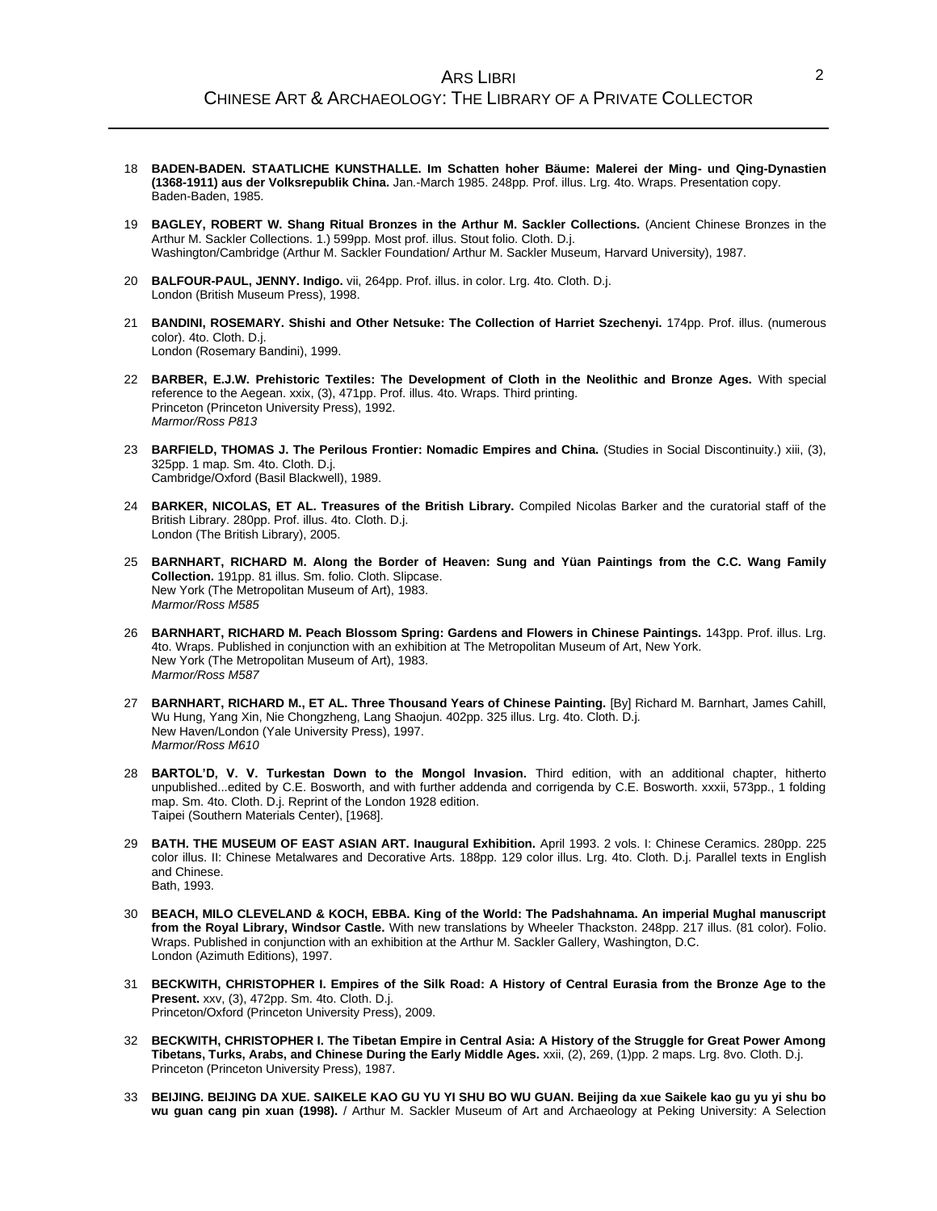18 **BADEN-BADEN. STAATLICHE KUNSTHALLE. Im Schatten hoher Bäume: Malerei der Ming- und Qing-Dynastien (1368-1911) aus der Volksrepublik China.** Jan.-March 1985. 248pp. Prof. illus. Lrg. 4to. Wraps. Presentation copy.
Baden-Baden, 1985.

19 **BAGLEY, ROBERT W. Shang Ritual Bronzes in the Arthur M. Sackler Collections.** (Ancient Chinese Bronzes in the Arthur M. Sackler Collections. 1.) 599pp. Most prof. illus. Stout folio. Cloth. D.j.
Washington/Cambridge (Arthur M. Sackler Foundation/ Arthur M. Sackler Museum, Harvard University), 1987.

20 **BALFOUR-PAUL, JENNY. Indigo.** vii, 264pp. Prof. illus. in color. Lrg. 4to. Cloth. D.j.
London (British Museum Press), 1998.

21 **BANDINI, ROSEMARY. Shishi and Other Netsuke: The Collection of Harriet Szechenyi.** 174pp. Prof. illus. (numerous color). 4to. Cloth. D.j.
London (Rosemary Bandini), 1999.

22 **BARBER, E.J.W. Prehistoric Textiles: The Development of Cloth in the Neolithic and Bronze Ages.** With special reference to the Aegean. xxix, (3), 471pp. Prof. illus. 4to. Wraps. Third printing.
Princeton (Princeton University Press), 1992.
*Marmor/Ross P813*

23 **BARFIELD, THOMAS J. The Perilous Frontier: Nomadic Empires and China.** (Studies in Social Discontinuity.) xiii, (3), 325pp. 1 map. Sm. 4to. Cloth. D.j.
Cambridge/Oxford (Basil Blackwell), 1989.

24 **BARKER, NICOLAS, ET AL. Treasures of the British Library.** Compiled Nicolas Barker and the curatorial staff of the British Library. 280pp. Prof. illus. 4to. Cloth. D.j.
London (The British Library), 2005.

25 **BARNHART, RICHARD M. Along the Border of Heaven: Sung and Yüan Paintings from the C.C. Wang Family Collection.** 191pp. 81 illus. Sm. folio. Cloth. Slipcase.
New York (The Metropolitan Museum of Art), 1983.
*Marmor/Ross M585*

26 **BARNHART, RICHARD M. Peach Blossom Spring: Gardens and Flowers in Chinese Paintings.** 143pp. Prof. illus. Lrg. 4to. Wraps. Published in conjunction with an exhibition at The Metropolitan Museum of Art, New York.
New York (The Metropolitan Museum of Art), 1983.
*Marmor/Ross M587*

27 **BARNHART, RICHARD M., ET AL. Three Thousand Years of Chinese Painting.** [By] Richard M. Barnhart, James Cahill, Wu Hung, Yang Xin, Nie Chongzheng, Lang Shaojun. 402pp. 325 illus. Lrg. 4to. Cloth. D.j.
New Haven/London (Yale University Press), 1997.
*Marmor/Ross M610*

28 **BARTOL'D, V. V. Turkestan Down to the Mongol Invasion.** Third edition, with an additional chapter, hitherto unpublished...edited by C.E. Bosworth, and with further addenda and corrigenda by C.E. Bosworth. xxxii, 573pp., 1 folding map. Sm. 4to. Cloth. D.j. Reprint of the London 1928 edition.
Taipei (Southern Materials Center), [1968].

29 **BATH. THE MUSEUM OF EAST ASIAN ART. Inaugural Exhibition.** April 1993. 2 vols. I: Chinese Ceramics. 280pp. 225 color illus. II: Chinese Metalwares and Decorative Arts. 188pp. 129 color illus. Lrg. 4to. Cloth. D.j. Parallel texts in English and Chinese.
Bath, 1993.

30 **BEACH, MILO CLEVELAND & KOCH, EBBA. King of the World: The Padshahnama. An imperial Mughal manuscript from the Royal Library, Windsor Castle.** With new translations by Wheeler Thackston. 248pp. 217 illus. (81 color). Folio. Wraps. Published in conjunction with an exhibition at the Arthur M. Sackler Gallery, Washington, D.C.
London (Azimuth Editions), 1997.

31 **BECKWITH, CHRISTOPHER I. Empires of the Silk Road: A History of Central Eurasia from the Bronze Age to the Present.** xxv, (3), 472pp. Sm. 4to. Cloth. D.j.
Princeton/Oxford (Princeton University Press), 2009.

32 **BECKWITH, CHRISTOPHER I. The Tibetan Empire in Central Asia: A History of the Struggle for Great Power Among Tibetans, Turks, Arabs, and Chinese During the Early Middle Ages.** xxii, (2), 269, (1)pp. 2 maps. Lrg. 8vo. Cloth. D.j.
Princeton (Princeton University Press), 1987.

33 **BEIJING. BEIJING DA XUE. SAIKELE KAO GU YU YI SHU BO WU GUAN. Beijing da xue Saikele kao gu yu yi shu bo wu guan cang pin xuan (1998).** / Arthur M. Sackler Museum of Art and Archaeology at Peking University: A Selection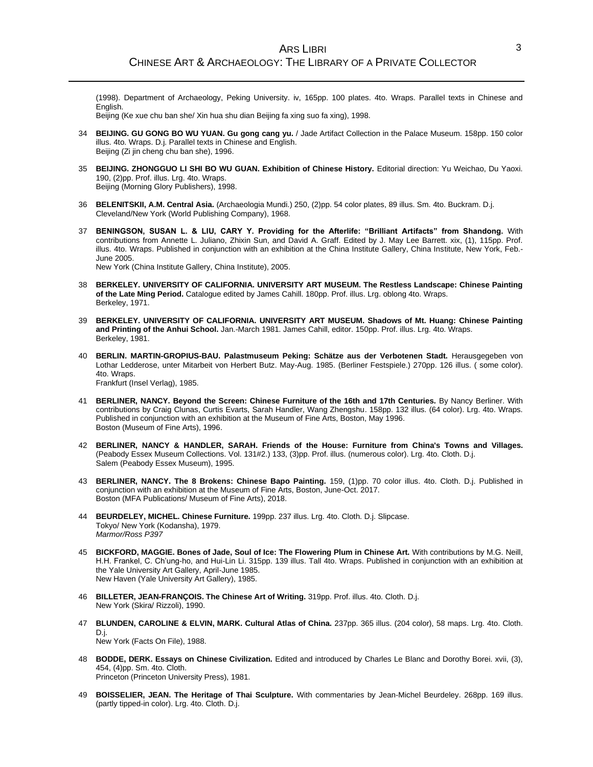(1998). Department of Archaeology, Peking University. iv, 165pp. 100 plates. 4to. Wraps. Parallel texts in Chinese and English.
Beijing (Ke xue chu ban she/ Xin hua shu dian Beijing fa xing suo fa xing), 1998.

34 **BEIJING. GU GONG BO WU YUAN. Gu gong cang yu.** / Jade Artifact Collection in the Palace Museum. 158pp. 150 color illus. 4to. Wraps. D.j. Parallel texts in Chinese and English.
Beijing (Zi jin cheng chu ban she), 1996.

35 **BEIJING. ZHONGGUO LI SHI BO WU GUAN. Exhibition of Chinese History.** Editorial direction: Yu Weichao, Du Yaoxi. 190, (2)pp. Prof. illus. Lrg. 4to. Wraps.
Beijing (Morning Glory Publishers), 1998.

36 **BELENITSKII, A.M. Central Asia.** (Archaeologia Mundi.) 250, (2)pp. 54 color plates, 89 illus. Sm. 4to. Buckram. D.j.
Cleveland/New York (World Publishing Company), 1968.

37 **BENINGSON, SUSAN L. & LIU, CARY Y. Providing for the Afterlife: "Brilliant Artifacts" from Shandong.** With contributions from Annette L. Juliano, Zhixin Sun, and David A. Graff. Edited by J. May Lee Barrett. xix, (1), 115pp. Prof. illus. 4to. Wraps. Published in conjunction with an exhibition at the China Institute Gallery, China Institute, New York, Feb.-June 2005.
New York (China Institute Gallery, China Institute), 2005.

38 **BERKELEY. UNIVERSITY OF CALIFORNIA. UNIVERSITY ART MUSEUM. The Restless Landscape: Chinese Painting of the Late Ming Period.** Catalogue edited by James Cahill. 180pp. Prof. illus. Lrg. oblong 4to. Wraps.
Berkeley, 1971.

39 **BERKELEY. UNIVERSITY OF CALIFORNIA. UNIVERSITY ART MUSEUM. Shadows of Mt. Huang: Chinese Painting and Printing of the Anhui School.** Jan.-March 1981. James Cahill, editor. 150pp. Prof. illus. Lrg. 4to. Wraps.
Berkeley, 1981.

40 **BERLIN. MARTIN-GROPIUS-BAU. Palastmuseum Peking: Schätze aus der Verbotenen Stadt.** Herausgegeben von Lothar Ledderose, unter Mitarbeit von Herbert Butz. May-Aug. 1985. (Berliner Festspiele.) 270pp. 126 illus. ( some color). 4to. Wraps.
Frankfurt (Insel Verlag), 1985.

41 **BERLINER, NANCY. Beyond the Screen: Chinese Furniture of the 16th and 17th Centuries.** By Nancy Berliner. With contributions by Craig Clunas, Curtis Evarts, Sarah Handler, Wang Zhengshu. 158pp. 132 illus. (64 color). Lrg. 4to. Wraps. Published in conjunction with an exhibition at the Museum of Fine Arts, Boston, May 1996.
Boston (Museum of Fine Arts), 1996.

42 **BERLINER, NANCY & HANDLER, SARAH. Friends of the House: Furniture from China's Towns and Villages.** (Peabody Essex Museum Collections. Vol. 131#2.) 133, (3)pp. Prof. illus. (numerous color). Lrg. 4to. Cloth. D.j.
Salem (Peabody Essex Museum), 1995.

43 **BERLINER, NANCY. The 8 Brokens: Chinese Bapo Painting.** 159, (1)pp. 70 color illus. 4to. Cloth. D.j. Published in conjunction with an exhibition at the Museum of Fine Arts, Boston, June-Oct. 2017.
Boston (MFA Publications/ Museum of Fine Arts), 2018.

44 **BEURDELEY, MICHEL. Chinese Furniture.** 199pp. 237 illus. Lrg. 4to. Cloth. D.j. Slipcase.
Tokyo/ New York (Kodansha), 1979.
*Marmor/Ross P397*

45 **BICKFORD, MAGGIE. Bones of Jade, Soul of Ice: The Flowering Plum in Chinese Art.** With contributions by M.G. Neill, H.H. Frankel, C. Ch'ung-ho, and Hui-Lin Li. 315pp. 139 illus. Tall 4to. Wraps. Published in conjunction with an exhibition at the Yale University Art Gallery, April-June 1985.
New Haven (Yale University Art Gallery), 1985.

46 **BILLETER, JEAN-FRANÇOIS. The Chinese Art of Writing.** 319pp. Prof. illus. 4to. Cloth. D.j.
New York (Skira/ Rizzoli), 1990.

47 **BLUNDEN, CAROLINE & ELVIN, MARK. Cultural Atlas of China.** 237pp. 365 illus. (204 color), 58 maps. Lrg. 4to. Cloth. D.j.
New York (Facts On File), 1988.

48 **BODDE, DERK. Essays on Chinese Civilization.** Edited and introduced by Charles Le Blanc and Dorothy Borei. xvii, (3), 454, (4)pp. Sm. 4to. Cloth.
Princeton (Princeton University Press), 1981.

49 **BOISSELIER, JEAN. The Heritage of Thai Sculpture.** With commentaries by Jean-Michel Beurdeley. 268pp. 169 illus. (partly tipped-in color). Lrg. 4to. Cloth. D.j.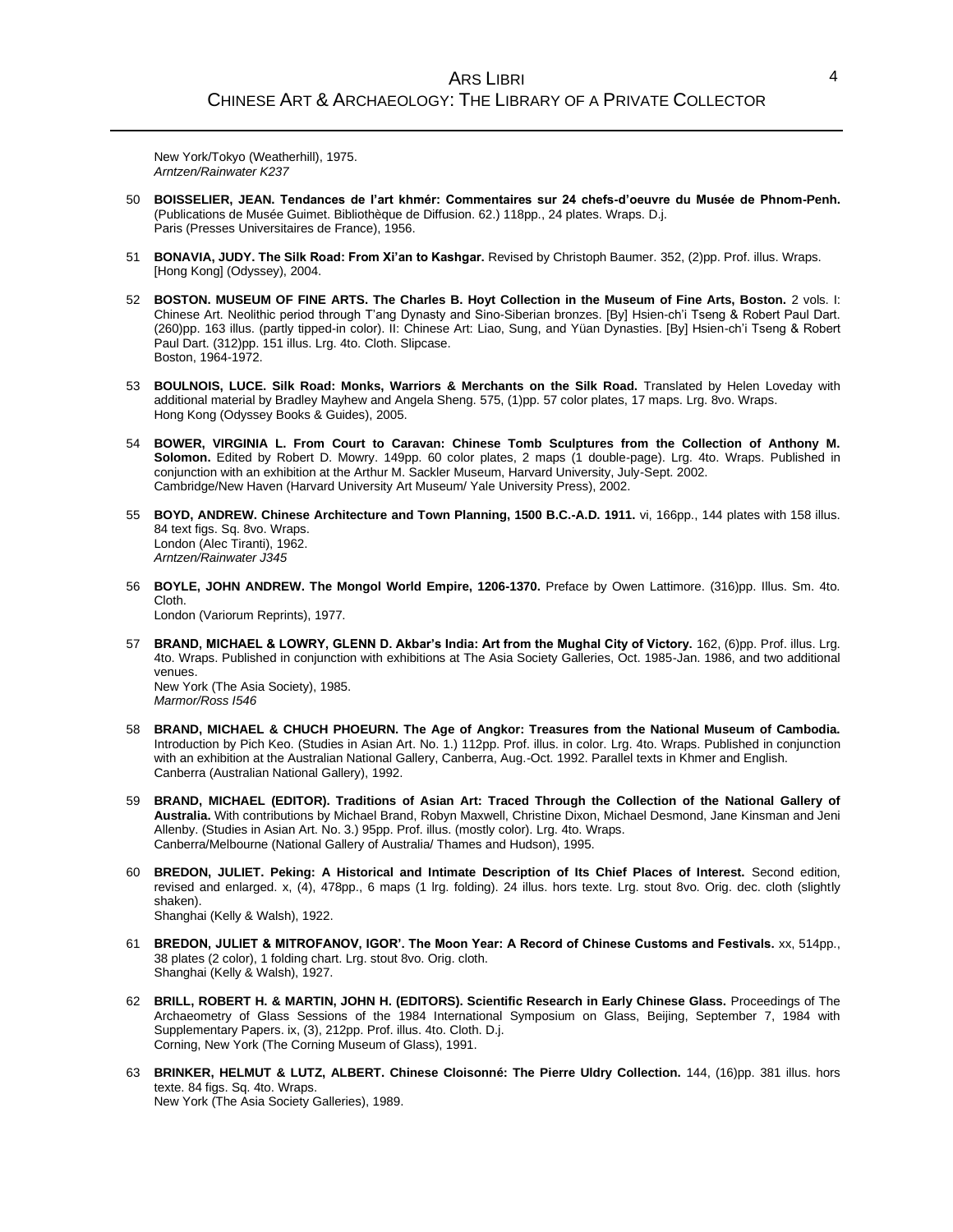New York/Tokyo (Weatherhill), 1975.
*Arntzen/Rainwater K237*

50 **BOISSELIER, JEAN. Tendances de l'art khmér: Commentaires sur 24 chefs-d'oeuvre du Musée de Phnom-Penh.** (Publications de Musée Guimet. Bibliothèque de Diffusion. 62.) 118pp., 24 plates. Wraps. D.j.
Paris (Presses Universitaires de France), 1956.

51 **BONAVIA, JUDY. The Silk Road: From Xi'an to Kashgar.** Revised by Christoph Baumer. 352, (2)pp. Prof. illus. Wraps.
[Hong Kong] (Odyssey), 2004.

52 **BOSTON. MUSEUM OF FINE ARTS. The Charles B. Hoyt Collection in the Museum of Fine Arts, Boston.** 2 vols. I: Chinese Art. Neolithic period through T'ang Dynasty and Sino-Siberian bronzes. [By] Hsien-ch'i Tseng & Robert Paul Dart. (260)pp. 163 illus. (partly tipped-in color). II: Chinese Art: Liao, Sung, and Yüan Dynasties. [By] Hsien-ch'i Tseng & Robert Paul Dart. (312)pp. 151 illus. Lrg. 4to. Cloth. Slipcase.
Boston, 1964-1972.

53 **BOULNOIS, LUCE. Silk Road: Monks, Warriors & Merchants on the Silk Road.** Translated by Helen Loveday with additional material by Bradley Mayhew and Angela Sheng. 575, (1)pp. 57 color plates, 17 maps. Lrg. 8vo. Wraps.
Hong Kong (Odyssey Books & Guides), 2005.

54 **BOWER, VIRGINIA L. From Court to Caravan: Chinese Tomb Sculptures from the Collection of Anthony M. Solomon.** Edited by Robert D. Mowry. 149pp. 60 color plates, 2 maps (1 double-page). Lrg. 4to. Wraps. Published in conjunction with an exhibition at the Arthur M. Sackler Museum, Harvard University, July-Sept. 2002.
Cambridge/New Haven (Harvard University Art Museum/ Yale University Press), 2002.

55 **BOYD, ANDREW. Chinese Architecture and Town Planning, 1500 B.C.-A.D. 1911.** vi, 166pp., 144 plates with 158 illus. 84 text figs. Sq. 8vo. Wraps.
London (Alec Tiranti), 1962.
*Arntzen/Rainwater J345*

56 **BOYLE, JOHN ANDREW. The Mongol World Empire, 1206-1370.** Preface by Owen Lattimore. (316)pp. Illus. Sm. 4to. Cloth.
London (Variorum Reprints), 1977.

57 **BRAND, MICHAEL & LOWRY, GLENN D. Akbar's India: Art from the Mughal City of Victory.** 162, (6)pp. Prof. illus. Lrg. 4to. Wraps. Published in conjunction with exhibitions at The Asia Society Galleries, Oct. 1985-Jan. 1986, and two additional venues.
New York (The Asia Society), 1985.
*Marmor/Ross I546*

58 **BRAND, MICHAEL & CHUCH PHOEURN. The Age of Angkor: Treasures from the National Museum of Cambodia.** Introduction by Pich Keo. (Studies in Asian Art. No. 1.) 112pp. Prof. illus. in color. Lrg. 4to. Wraps. Published in conjunction with an exhibition at the Australian National Gallery, Canberra, Aug.-Oct. 1992. Parallel texts in Khmer and English.
Canberra (Australian National Gallery), 1992.

59 **BRAND, MICHAEL (EDITOR). Traditions of Asian Art: Traced Through the Collection of the National Gallery of Australia.** With contributions by Michael Brand, Robyn Maxwell, Christine Dixon, Michael Desmond, Jane Kinsman and Jeni Allenby. (Studies in Asian Art. No. 3.) 95pp. Prof. illus. (mostly color). Lrg. 4to. Wraps.
Canberra/Melbourne (National Gallery of Australia/ Thames and Hudson), 1995.

60 **BREDON, JULIET. Peking: A Historical and Intimate Description of Its Chief Places of Interest.** Second edition, revised and enlarged. x, (4), 478pp., 6 maps (1 lrg. folding). 24 illus. hors texte. Lrg. stout 8vo. Orig. dec. cloth (slightly shaken).
Shanghai (Kelly & Walsh), 1922.

61 **BREDON, JULIET & MITROFANOV, IGOR'. The Moon Year: A Record of Chinese Customs and Festivals.** xx, 514pp., 38 plates (2 color), 1 folding chart. Lrg. stout 8vo. Orig. cloth.
Shanghai (Kelly & Walsh), 1927.

62 **BRILL, ROBERT H. & MARTIN, JOHN H. (EDITORS). Scientific Research in Early Chinese Glass.** Proceedings of The Archaeometry of Glass Sessions of the 1984 International Symposium on Glass, Beijing, September 7, 1984 with Supplementary Papers. ix, (3), 212pp. Prof. illus. 4to. Cloth. D.j.
Corning, New York (The Corning Museum of Glass), 1991.

63 **BRINKER, HELMUT & LUTZ, ALBERT. Chinese Cloisonné: The Pierre Uldry Collection.** 144, (16)pp. 381 illus. hors texte. 84 figs. Sq. 4to. Wraps.
New York (The Asia Society Galleries), 1989.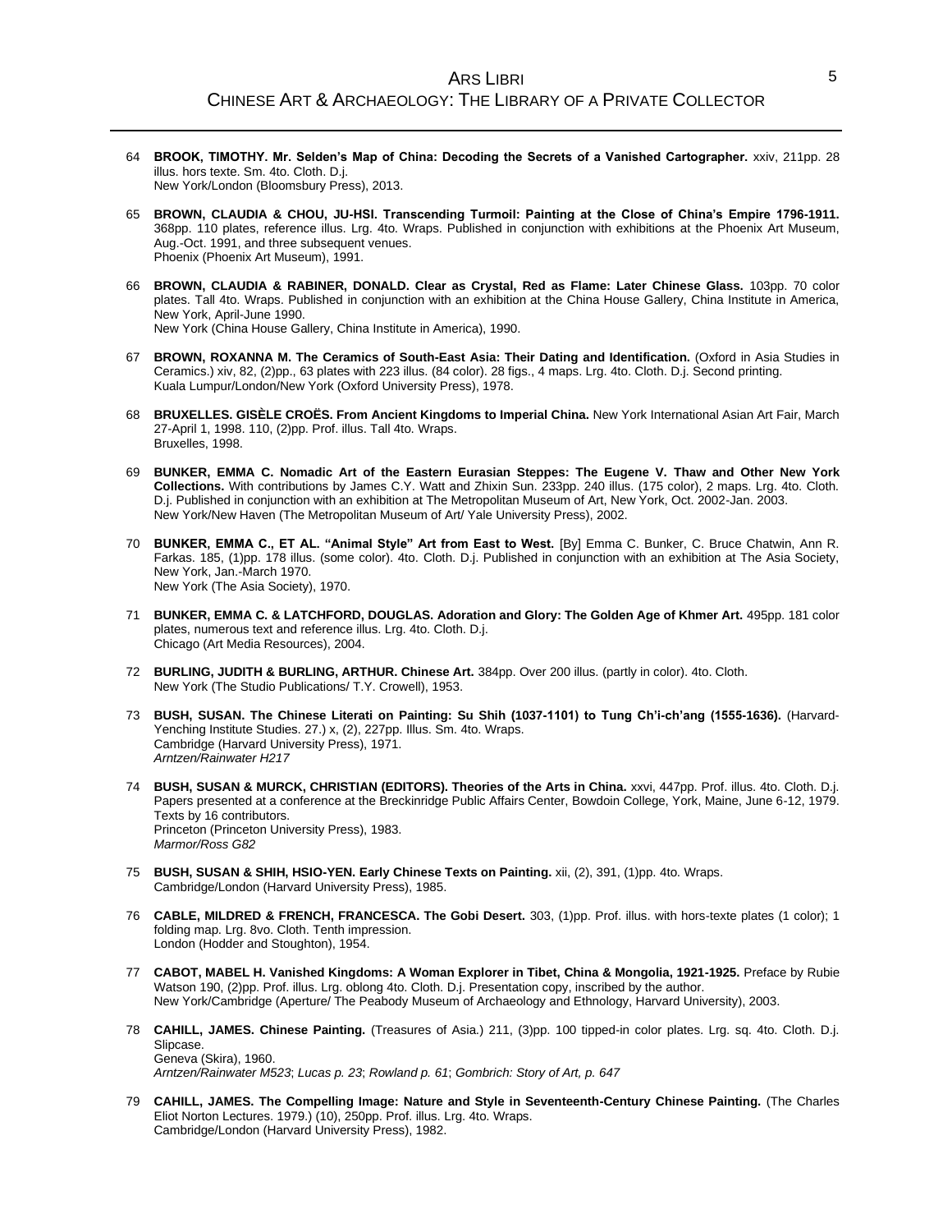64 **BROOK, TIMOTHY. Mr. Selden's Map of China: Decoding the Secrets of a Vanished Cartographer.** xxiv, 211pp. 28 illus. hors texte. Sm. 4to. Cloth. D.j.
New York/London (Bloomsbury Press), 2013.

65 **BROWN, CLAUDIA & CHOU, JU-HSI. Transcending Turmoil: Painting at the Close of China's Empire 1796-1911.** 368pp. 110 plates, reference illus. Lrg. 4to. Wraps. Published in conjunction with exhibitions at the Phoenix Art Museum, Aug.-Oct. 1991, and three subsequent venues.
Phoenix (Phoenix Art Museum), 1991.

66 **BROWN, CLAUDIA & RABINER, DONALD. Clear as Crystal, Red as Flame: Later Chinese Glass.** 103pp. 70 color plates. Tall 4to. Wraps. Published in conjunction with an exhibition at the China House Gallery, China Institute in America, New York, April-June 1990.
New York (China House Gallery, China Institute in America), 1990.

67 **BROWN, ROXANNA M. The Ceramics of South-East Asia: Their Dating and Identification.** (Oxford in Asia Studies in Ceramics.) xiv, 82, (2)pp., 63 plates with 223 illus. (84 color). 28 figs., 4 maps. Lrg. 4to. Cloth. D.j. Second printing.
Kuala Lumpur/London/New York (Oxford University Press), 1978.

68 **BRUXELLES. GISÈLE CROËS. From Ancient Kingdoms to Imperial China.** New York International Asian Art Fair, March 27-April 1, 1998. 110, (2)pp. Prof. illus. Tall 4to. Wraps.
Bruxelles, 1998.

69 **BUNKER, EMMA C. Nomadic Art of the Eastern Eurasian Steppes: The Eugene V. Thaw and Other New York Collections.** With contributions by James C.Y. Watt and Zhixin Sun. 233pp. 240 illus. (175 color), 2 maps. Lrg. 4to. Cloth. D.j. Published in conjunction with an exhibition at The Metropolitan Museum of Art, New York, Oct. 2002-Jan. 2003.
New York/New Haven (The Metropolitan Museum of Art/ Yale University Press), 2002.

70 **BUNKER, EMMA C., ET AL. "Animal Style" Art from East to West.** [By] Emma C. Bunker, C. Bruce Chatwin, Ann R. Farkas. 185, (1)pp. 178 illus. (some color). 4to. Cloth. D.j. Published in conjunction with an exhibition at The Asia Society, New York, Jan.-March 1970.
New York (The Asia Society), 1970.

71 **BUNKER, EMMA C. & LATCHFORD, DOUGLAS. Adoration and Glory: The Golden Age of Khmer Art.** 495pp. 181 color plates, numerous text and reference illus. Lrg. 4to. Cloth. D.j.
Chicago (Art Media Resources), 2004.

72 **BURLING, JUDITH & BURLING, ARTHUR. Chinese Art.** 384pp. Over 200 illus. (partly in color). 4to. Cloth.
New York (The Studio Publications/ T.Y. Crowell), 1953.

73 **BUSH, SUSAN. The Chinese Literati on Painting: Su Shih (1037-1101) to Tung Ch'i-ch'ang (1555-1636).** (Harvard-Yenching Institute Studies. 27.) x, (2), 227pp. Illus. Sm. 4to. Wraps.
Cambridge (Harvard University Press), 1971.
*Arntzen/Rainwater H217*

74 **BUSH, SUSAN & MURCK, CHRISTIAN (EDITORS). Theories of the Arts in China.** xxvi, 447pp. Prof. illus. 4to. Cloth. D.j. Papers presented at a conference at the Breckinridge Public Affairs Center, Bowdoin College, York, Maine, June 6-12, 1979. Texts by 16 contributors.
Princeton (Princeton University Press), 1983.
*Marmor/Ross G82*

75 **BUSH, SUSAN & SHIH, HSIO-YEN. Early Chinese Texts on Painting.** xii, (2), 391, (1)pp. 4to. Wraps.
Cambridge/London (Harvard University Press), 1985.

76 **CABLE, MILDRED & FRENCH, FRANCESCA. The Gobi Desert.** 303, (1)pp. Prof. illus. with hors-texte plates (1 color); 1 folding map. Lrg. 8vo. Cloth. Tenth impression.
London (Hodder and Stoughton), 1954.

77 **CABOT, MABEL H. Vanished Kingdoms: A Woman Explorer in Tibet, China & Mongolia, 1921-1925.** Preface by Rubie Watson 190, (2)pp. Prof. illus. Lrg. oblong 4to. Cloth. D.j. Presentation copy, inscribed by the author.
New York/Cambridge (Aperture/ The Peabody Museum of Archaeology and Ethnology, Harvard University), 2003.

78 **CAHILL, JAMES. Chinese Painting.** (Treasures of Asia.) 211, (3)pp. 100 tipped-in color plates. Lrg. sq. 4to. Cloth. D.j. Slipcase.
Geneva (Skira), 1960.
*Arntzen/Rainwater M523*; *Lucas p. 23*; *Rowland p. 61*; *Gombrich: Story of Art, p. 647*

79 **CAHILL, JAMES. The Compelling Image: Nature and Style in Seventeenth-Century Chinese Painting.** (The Charles Eliot Norton Lectures. 1979.) (10), 250pp. Prof. illus. Lrg. 4to. Wraps.
Cambridge/London (Harvard University Press), 1982.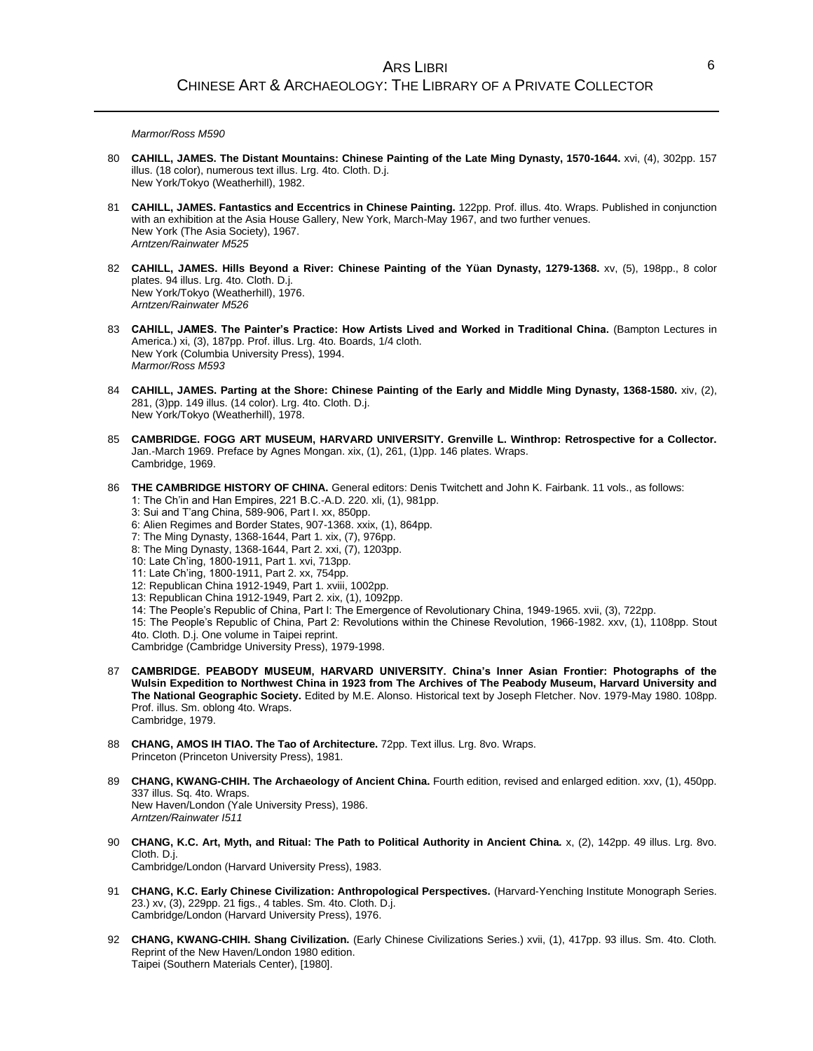*Marmor/Ross M590*

80 **CAHILL, JAMES. The Distant Mountains: Chinese Painting of the Late Ming Dynasty, 1570-1644.** xvi, (4), 302pp. 157 illus. (18 color), numerous text illus. Lrg. 4to. Cloth. D.j.
New York/Tokyo (Weatherhill), 1982.

81 **CAHILL, JAMES. Fantastics and Eccentrics in Chinese Painting.** 122pp. Prof. illus. 4to. Wraps. Published in conjunction with an exhibition at the Asia House Gallery, New York, March-May 1967, and two further venues.
New York (The Asia Society), 1967.
*Arntzen/Rainwater M525*

82 **CAHILL, JAMES. Hills Beyond a River: Chinese Painting of the Yüan Dynasty, 1279-1368.** xv, (5), 198pp., 8 color plates. 94 illus. Lrg. 4to. Cloth. D.j.
New York/Tokyo (Weatherhill), 1976.
*Arntzen/Rainwater M526*

83 **CAHILL, JAMES. The Painter's Practice: How Artists Lived and Worked in Traditional China.** (Bampton Lectures in America.) xi, (3), 187pp. Prof. illus. Lrg. 4to. Boards, 1/4 cloth.
New York (Columbia University Press), 1994.
*Marmor/Ross M593*

84 **CAHILL, JAMES. Parting at the Shore: Chinese Painting of the Early and Middle Ming Dynasty, 1368-1580.** xiv, (2), 281, (3)pp. 149 illus. (14 color). Lrg. 4to. Cloth. D.j.
New York/Tokyo (Weatherhill), 1978.

85 **CAMBRIDGE. FOGG ART MUSEUM, HARVARD UNIVERSITY. Grenville L. Winthrop: Retrospective for a Collector.** Jan.-March 1969. Preface by Agnes Mongan. xix, (1), 261, (1)pp. 146 plates. Wraps.
Cambridge, 1969.

86 **THE CAMBRIDGE HISTORY OF CHINA.** General editors: Denis Twitchett and John K. Fairbank. 11 vols., as follows:
1: The Ch'in and Han Empires, 221 B.C.-A.D. 220. xli, (1), 981pp.
3: Sui and T'ang China, 589-906, Part I. xx, 850pp.
6: Alien Regimes and Border States, 907-1368. xxix, (1), 864pp.
7: The Ming Dynasty, 1368-1644, Part 1. xix, (7), 976pp.
8: The Ming Dynasty, 1368-1644, Part 2. xxi, (7), 1203pp.
10: Late Ch'ing, 1800-1911, Part 1. xvi, 713pp.
11: Late Ch'ing, 1800-1911, Part 2. xx, 754pp.
12: Republican China 1912-1949, Part 1. xviii, 1002pp.
13: Republican China 1912-1949, Part 2. xix, (1), 1092pp.
14: The People's Republic of China, Part I: The Emergence of Revolutionary China, 1949-1965. xvii, (3), 722pp.
15: The People's Republic of China, Part 2: Revolutions within the Chinese Revolution, 1966-1982. xxv, (1), 1108pp. Stout 4to. Cloth. D.j. One volume in Taipei reprint.
Cambridge (Cambridge University Press), 1979-1998.

87 **CAMBRIDGE. PEABODY MUSEUM, HARVARD UNIVERSITY. China's Inner Asian Frontier: Photographs of the Wulsin Expedition to Northwest China in 1923 from The Archives of The Peabody Museum, Harvard University and The National Geographic Society.** Edited by M.E. Alonso. Historical text by Joseph Fletcher. Nov. 1979-May 1980. 108pp. Prof. illus. Sm. oblong 4to. Wraps.
Cambridge, 1979.

88 **CHANG, AMOS IH TIAO. The Tao of Architecture.** 72pp. Text illus. Lrg. 8vo. Wraps.
Princeton (Princeton University Press), 1981.

89 **CHANG, KWANG-CHIH. The Archaeology of Ancient China.** Fourth edition, revised and enlarged edition. xxv, (1), 450pp. 337 illus. Sq. 4to. Wraps.
New Haven/London (Yale University Press), 1986.
*Arntzen/Rainwater I511*

90 **CHANG, K.C. Art, Myth, and Ritual: The Path to Political Authority in Ancient China.** x, (2), 142pp. 49 illus. Lrg. 8vo. Cloth. D.j.
Cambridge/London (Harvard University Press), 1983.

91 **CHANG, K.C. Early Chinese Civilization: Anthropological Perspectives.** (Harvard-Yenching Institute Monograph Series. 23.) xv, (3), 229pp. 21 figs., 4 tables. Sm. 4to. Cloth. D.j.
Cambridge/London (Harvard University Press), 1976.

92 **CHANG, KWANG-CHIH. Shang Civilization.** (Early Chinese Civilizations Series.) xvii, (1), 417pp. 93 illus. Sm. 4to. Cloth. Reprint of the New Haven/London 1980 edition.
Taipei (Southern Materials Center), [1980].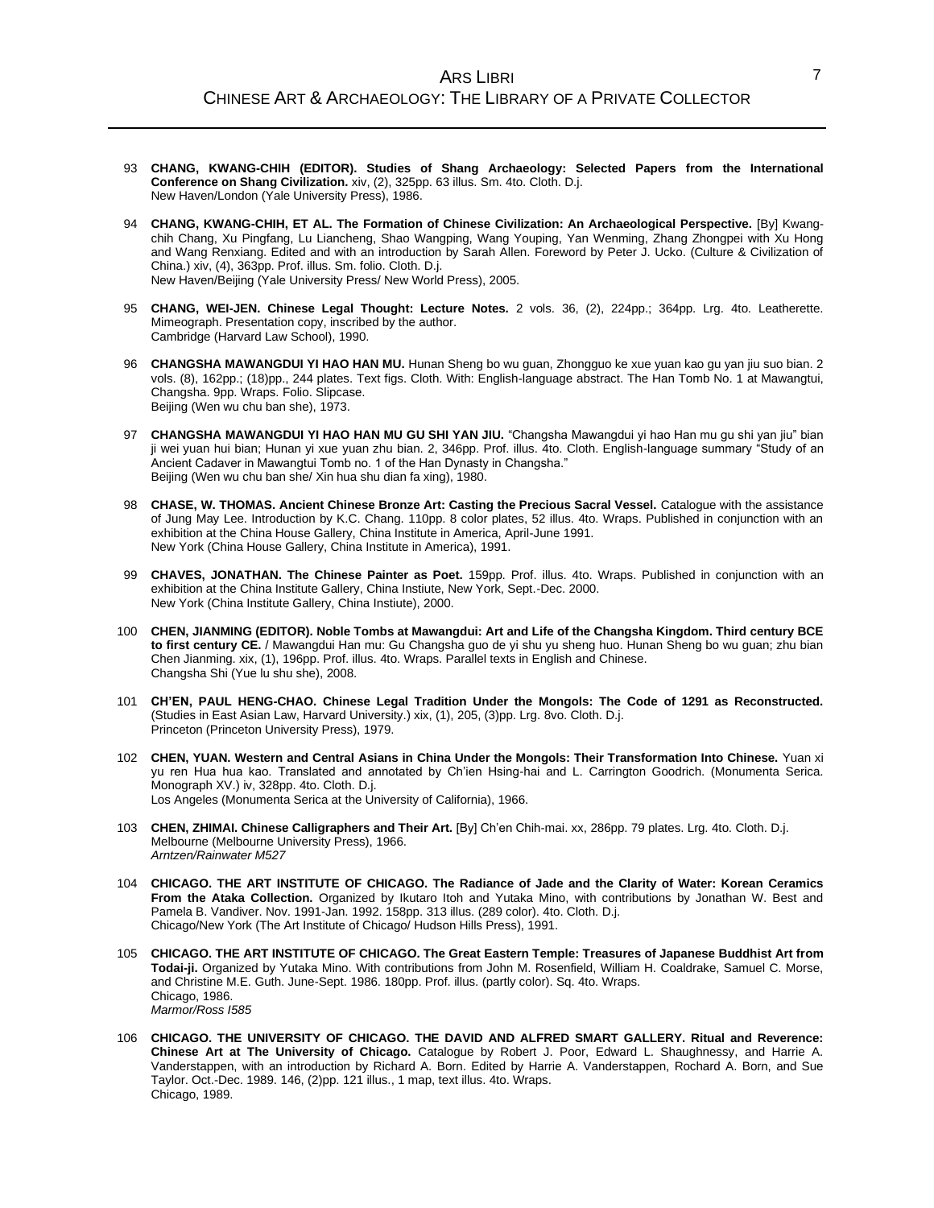93 **CHANG, KWANG-CHIH (EDITOR). Studies of Shang Archaeology: Selected Papers from the International Conference on Shang Civilization.** xiv, (2), 325pp. 63 illus. Sm. 4to. Cloth. D.j.
New Haven/London (Yale University Press), 1986.

94 **CHANG, KWANG-CHIH, ET AL. The Formation of Chinese Civilization: An Archaeological Perspective.** [By] Kwang-chih Chang, Xu Pingfang, Lu Liancheng, Shao Wangping, Wang Youping, Yan Wenming, Zhang Zhongpei with Xu Hong and Wang Renxiang. Edited and with an introduction by Sarah Allen. Foreword by Peter J. Ucko. (Culture & Civilization of China.) xiv, (4), 363pp. Prof. illus. Sm. folio. Cloth. D.j.
New Haven/Beijing (Yale University Press/ New World Press), 2005.

95 **CHANG, WEI-JEN. Chinese Legal Thought: Lecture Notes.** 2 vols. 36, (2), 224pp.; 364pp. Lrg. 4to. Leatherette. Mimeograph. Presentation copy, inscribed by the author.
Cambridge (Harvard Law School), 1990.

96 **CHANGSHA MAWANGDUI YI HAO HAN MU.** Hunan Sheng bo wu guan, Zhongguo ke xue yuan kao gu yan jiu suo bian. 2 vols. (8), 162pp.; (18)pp., 244 plates. Text figs. Cloth. With: English-language abstract. The Han Tomb No. 1 at Mawangtui, Changsha. 9pp. Wraps. Folio. Slipcase.
Beijing (Wen wu chu ban she), 1973.

97 **CHANGSHA MAWANGDUI YI HAO HAN MU GU SHI YAN JIU.** "Changsha Mawangdui yi hao Han mu gu shi yan jiu" bian ji wei yuan hui bian; Hunan yi xue yuan zhu bian. 2, 346pp. Prof. illus. 4to. Cloth. English-language summary "Study of an Ancient Cadaver in Mawangtui Tomb no. 1 of the Han Dynasty in Changsha."
Beijing (Wen wu chu ban she/ Xin hua shu dian fa xing), 1980.

98 **CHASE, W. THOMAS. Ancient Chinese Bronze Art: Casting the Precious Sacral Vessel.** Catalogue with the assistance of Jung May Lee. Introduction by K.C. Chang. 110pp. 8 color plates, 52 illus. 4to. Wraps. Published in conjunction with an exhibition at the China House Gallery, China Institute in America, April-June 1991.
New York (China House Gallery, China Institute in America), 1991.

99 **CHAVES, JONATHAN. The Chinese Painter as Poet.** 159pp. Prof. illus. 4to. Wraps. Published in conjunction with an exhibition at the China Institute Gallery, China Instiute, New York, Sept.-Dec. 2000.
New York (China Institute Gallery, China Instiute), 2000.

100 **CHEN, JIANMING (EDITOR). Noble Tombs at Mawangdui: Art and Life of the Changsha Kingdom. Third century BCE to first century CE.** / Mawangdui Han mu: Gu Changsha guo de yi shu yu sheng huo. Hunan Sheng bo wu guan; zhu bian Chen Jianming. xix, (1), 196pp. Prof. illus. 4to. Wraps. Parallel texts in English and Chinese.
Changsha Shi (Yue lu shu she), 2008.

101 **CH'EN, PAUL HENG-CHAO. Chinese Legal Tradition Under the Mongols: The Code of 1291 as Reconstructed.** (Studies in East Asian Law, Harvard University.) xix, (1), 205, (3)pp. Lrg. 8vo. Cloth. D.j.
Princeton (Princeton University Press), 1979.

102 **CHEN, YUAN. Western and Central Asians in China Under the Mongols: Their Transformation Into Chinese.** Yuan xi yu ren Hua hua kao. Translated and annotated by Ch'ien Hsing-hai and L. Carrington Goodrich. (Monumenta Serica. Monograph XV.) iv, 328pp. 4to. Cloth. D.j.
Los Angeles (Monumenta Serica at the University of California), 1966.

103 **CHEN, ZHIMAI. Chinese Calligraphers and Their Art.** [By] Ch'en Chih-mai. xx, 286pp. 79 plates. Lrg. 4to. Cloth. D.j.
Melbourne (Melbourne University Press), 1966.
*Arntzen/Rainwater M527*

104 **CHICAGO. THE ART INSTITUTE OF CHICAGO. The Radiance of Jade and the Clarity of Water: Korean Ceramics From the Ataka Collection.** Organized by Ikutaro Itoh and Yutaka Mino, with contributions by Jonathan W. Best and Pamela B. Vandiver. Nov. 1991-Jan. 1992. 158pp. 313 illus. (289 color). 4to. Cloth. D.j.
Chicago/New York (The Art Institute of Chicago/ Hudson Hills Press), 1991.

105 **CHICAGO. THE ART INSTITUTE OF CHICAGO. The Great Eastern Temple: Treasures of Japanese Buddhist Art from Todai-ji.** Organized by Yutaka Mino. With contributions from John M. Rosenfield, William H. Coaldrake, Samuel C. Morse, and Christine M.E. Guth. June-Sept. 1986. 180pp. Prof. illus. (partly color). Sq. 4to. Wraps.
Chicago, 1986.
*Marmor/Ross I585*

106 **CHICAGO. THE UNIVERSITY OF CHICAGO. THE DAVID AND ALFRED SMART GALLERY. Ritual and Reverence: Chinese Art at The University of Chicago.** Catalogue by Robert J. Poor, Edward L. Shaughnessy, and Harrie A. Vanderstappen, with an introduction by Richard A. Born. Edited by Harrie A. Vanderstappen, Rochard A. Born, and Sue Taylor. Oct.-Dec. 1989. 146, (2)pp. 121 illus., 1 map, text illus. 4to. Wraps.
Chicago, 1989.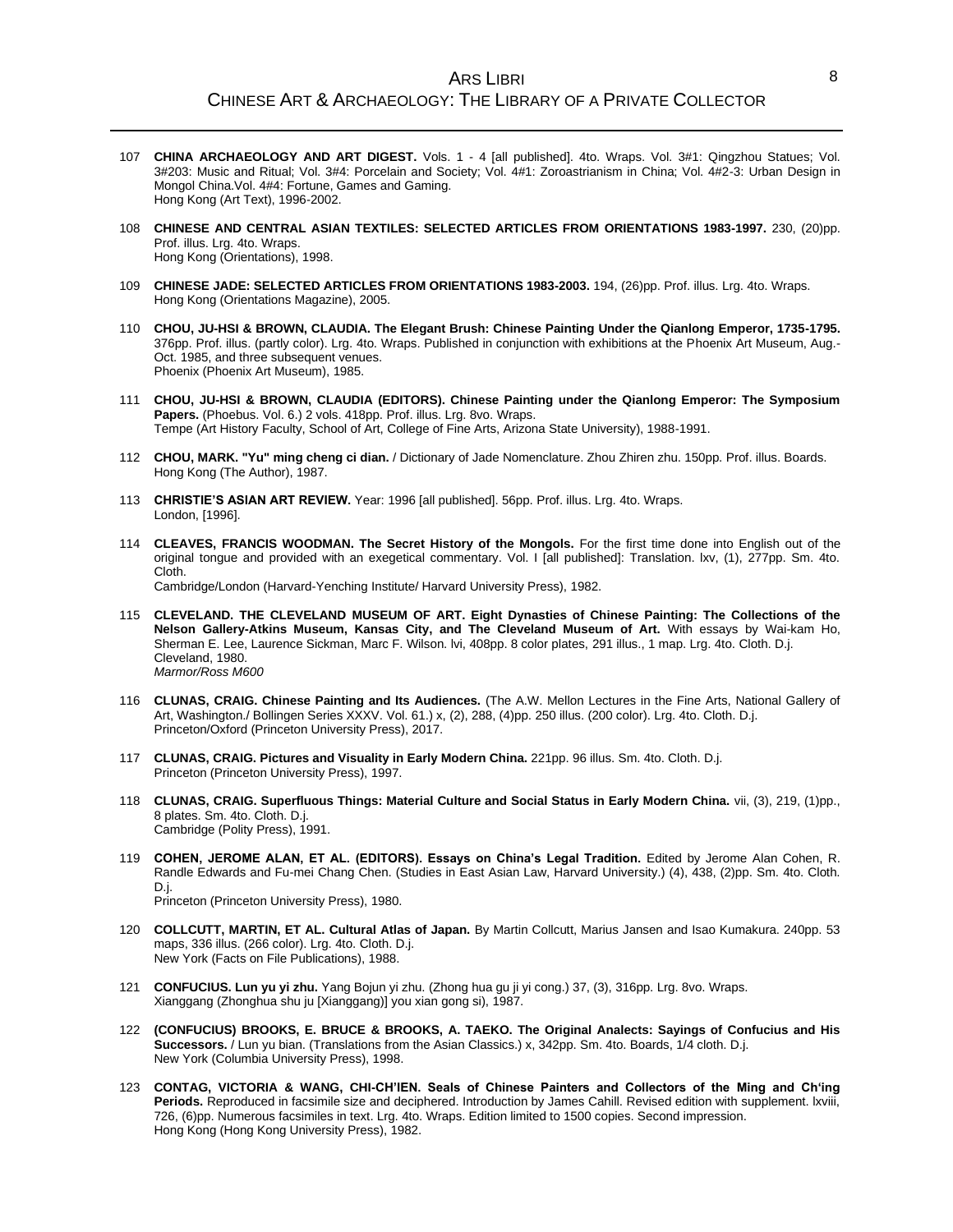107 **CHINA ARCHAEOLOGY AND ART DIGEST.** Vols. 1 - 4 [all published]. 4to. Wraps. Vol. 3#1: Qingzhou Statues; Vol. 3#203: Music and Ritual; Vol. 3#4: Porcelain and Society; Vol. 4#1: Zoroastrianism in China; Vol. 4#2-3: Urban Design in Mongol China.Vol. 4#4: Fortune, Games and Gaming.
Hong Kong (Art Text), 1996-2002.

108 **CHINESE AND CENTRAL ASIAN TEXTILES: SELECTED ARTICLES FROM ORIENTATIONS 1983-1997.** 230, (20)pp. Prof. illus. Lrg. 4to. Wraps.
Hong Kong (Orientations), 1998.

109 **CHINESE JADE: SELECTED ARTICLES FROM ORIENTATIONS 1983-2003.** 194, (26)pp. Prof. illus. Lrg. 4to. Wraps.
Hong Kong (Orientations Magazine), 2005.

110 **CHOU, JU-HSI & BROWN, CLAUDIA. The Elegant Brush: Chinese Painting Under the Qianlong Emperor, 1735-1795.** 376pp. Prof. illus. (partly color). Lrg. 4to. Wraps. Published in conjunction with exhibitions at the Phoenix Art Museum, Aug.-Oct. 1985, and three subsequent venues.
Phoenix (Phoenix Art Museum), 1985.

111 **CHOU, JU-HSI & BROWN, CLAUDIA (EDITORS). Chinese Painting under the Qianlong Emperor: The Symposium Papers.** (Phoebus. Vol. 6.) 2 vols. 418pp. Prof. illus. Lrg. 8vo. Wraps.
Tempe (Art History Faculty, School of Art, College of Fine Arts, Arizona State University), 1988-1991.

112 **CHOU, MARK. "Yu" ming cheng ci dian.** / Dictionary of Jade Nomenclature. Zhou Zhiren zhu. 150pp. Prof. illus. Boards.
Hong Kong (The Author), 1987.

113 **CHRISTIE'S ASIAN ART REVIEW.** Year: 1996 [all published]. 56pp. Prof. illus. Lrg. 4to. Wraps.
London, [1996].

114 **CLEAVES, FRANCIS WOODMAN. The Secret History of the Mongols.** For the first time done into English out of the original tongue and provided with an exegetical commentary. Vol. I [all published]: Translation. lxv, (1), 277pp. Sm. 4to. Cloth.
Cambridge/London (Harvard-Yenching Institute/ Harvard University Press), 1982.

115 **CLEVELAND. THE CLEVELAND MUSEUM OF ART. Eight Dynasties of Chinese Painting: The Collections of the Nelson Gallery-Atkins Museum, Kansas City, and The Cleveland Museum of Art.** With essays by Wai-kam Ho, Sherman E. Lee, Laurence Sickman, Marc F. Wilson. lvi, 408pp. 8 color plates, 291 illus., 1 map. Lrg. 4to. Cloth. D.j.
Cleveland, 1980.
*Marmor/Ross M600*

116 **CLUNAS, CRAIG. Chinese Painting and Its Audiences.** (The A.W. Mellon Lectures in the Fine Arts, National Gallery of Art, Washington./ Bollingen Series XXXV. Vol. 61.) x, (2), 288, (4)pp. 250 illus. (200 color). Lrg. 4to. Cloth. D.j.
Princeton/Oxford (Princeton University Press), 2017.

117 **CLUNAS, CRAIG. Pictures and Visuality in Early Modern China.** 221pp. 96 illus. Sm. 4to. Cloth. D.j.
Princeton (Princeton University Press), 1997.

118 **CLUNAS, CRAIG. Superfluous Things: Material Culture and Social Status in Early Modern China.** vii, (3), 219, (1)pp., 8 plates. Sm. 4to. Cloth. D.j.
Cambridge (Polity Press), 1991.

119 **COHEN, JEROME ALAN, ET AL. (EDITORS). Essays on China's Legal Tradition.** Edited by Jerome Alan Cohen, R. Randle Edwards and Fu-mei Chang Chen. (Studies in East Asian Law, Harvard University.) (4), 438, (2)pp. Sm. 4to. Cloth. D.j.
Princeton (Princeton University Press), 1980.

120 **COLLCUTT, MARTIN, ET AL. Cultural Atlas of Japan.** By Martin Collcutt, Marius Jansen and Isao Kumakura. 240pp. 53 maps, 336 illus. (266 color). Lrg. 4to. Cloth. D.j.
New York (Facts on File Publications), 1988.

121 **CONFUCIUS. Lun yu yi zhu.** Yang Bojun yi zhu. (Zhong hua gu ji yi cong.) 37, (3), 316pp. Lrg. 8vo. Wraps.
Xianggang (Zhonghua shu ju [Xianggang)] you xian gong si), 1987.

122 **(CONFUCIUS) BROOKS, E. BRUCE & BROOKS, A. TAEKO. The Original Analects: Sayings of Confucius and His Successors.** / Lun yu bian. (Translations from the Asian Classics.) x, 342pp. Sm. 4to. Boards, 1/4 cloth. D.j.
New York (Columbia University Press), 1998.

123 **CONTAG, VICTORIA & WANG, CHI-CH'IEN. Seals of Chinese Painters and Collectors of the Ming and Ch'ing Periods.** Reproduced in facsimile size and deciphered. Introduction by James Cahill. Revised edition with supplement. lxviii, 726, (6)pp. Numerous facsimiles in text. Lrg. 4to. Wraps. Edition limited to 1500 copies. Second impression.
Hong Kong (Hong Kong University Press), 1982.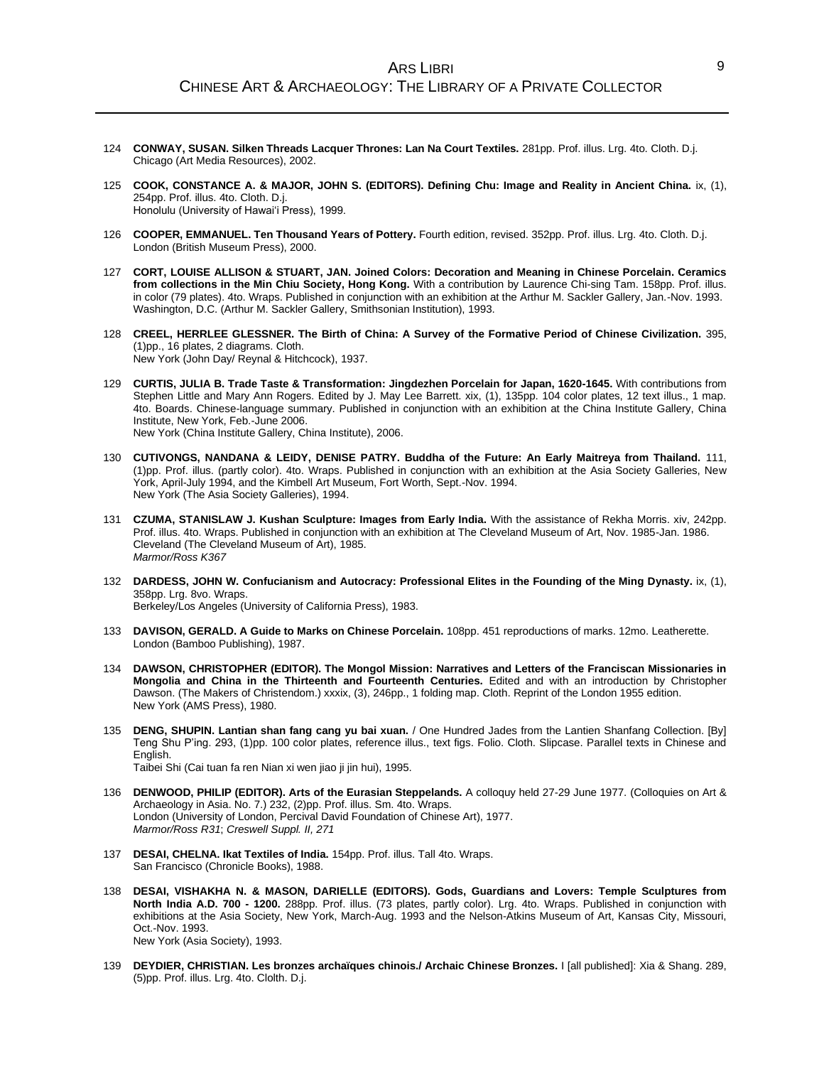124 **CONWAY, SUSAN. Silken Threads Lacquer Thrones: Lan Na Court Textiles.** 281pp. Prof. illus. Lrg. 4to. Cloth. D.j.
Chicago (Art Media Resources), 2002.

125 **COOK, CONSTANCE A. & MAJOR, JOHN S. (EDITORS). Defining Chu: Image and Reality in Ancient China.** ix, (1), 254pp. Prof. illus. 4to. Cloth. D.j.
Honolulu (University of Hawai'i Press), 1999.

126 **COOPER, EMMANUEL. Ten Thousand Years of Pottery.** Fourth edition, revised. 352pp. Prof. illus. Lrg. 4to. Cloth. D.j.
London (British Museum Press), 2000.

127 **CORT, LOUISE ALLISON & STUART, JAN. Joined Colors: Decoration and Meaning in Chinese Porcelain. Ceramics from collections in the Min Chiu Society, Hong Kong.** With a contribution by Laurence Chi-sing Tam. 158pp. Prof. illus. in color (79 plates). 4to. Wraps. Published in conjunction with an exhibition at the Arthur M. Sackler Gallery, Jan.-Nov. 1993.
Washington, D.C. (Arthur M. Sackler Gallery, Smithsonian Institution), 1993.

128 **CREEL, HERRLEE GLESSNER. The Birth of China: A Survey of the Formative Period of Chinese Civilization.** 395, (1)pp., 16 plates, 2 diagrams. Cloth.
New York (John Day/ Reynal & Hitchcock), 1937.

129 **CURTIS, JULIA B. Trade Taste & Transformation: Jingdezhen Porcelain for Japan, 1620-1645.** With contributions from Stephen Little and Mary Ann Rogers. Edited by J. May Lee Barrett. xix, (1), 135pp. 104 color plates, 12 text illus., 1 map. 4to. Boards. Chinese-language summary. Published in conjunction with an exhibition at the China Institute Gallery, China Institute, New York, Feb.-June 2006.
New York (China Institute Gallery, China Institute), 2006.

130 **CUTIVONGS, NANDANA & LEIDY, DENISE PATRY. Buddha of the Future: An Early Maitreya from Thailand.** 111, (1)pp. Prof. illus. (partly color). 4to. Wraps. Published in conjunction with an exhibition at the Asia Society Galleries, New York, April-July 1994, and the Kimbell Art Museum, Fort Worth, Sept.-Nov. 1994.
New York (The Asia Society Galleries), 1994.

131 **CZUMA, STANISLAW J. Kushan Sculpture: Images from Early India.** With the assistance of Rekha Morris. xiv, 242pp. Prof. illus. 4to. Wraps. Published in conjunction with an exhibition at The Cleveland Museum of Art, Nov. 1985-Jan. 1986.
Cleveland (The Cleveland Museum of Art), 1985.
*Marmor/Ross K367*

132 **DARDESS, JOHN W. Confucianism and Autocracy: Professional Elites in the Founding of the Ming Dynasty.** ix, (1), 358pp. Lrg. 8vo. Wraps.
Berkeley/Los Angeles (University of California Press), 1983.

133 **DAVISON, GERALD. A Guide to Marks on Chinese Porcelain.** 108pp. 451 reproductions of marks. 12mo. Leatherette.
London (Bamboo Publishing), 1987.

134 **DAWSON, CHRISTOPHER (EDITOR). The Mongol Mission: Narratives and Letters of the Franciscan Missionaries in Mongolia and China in the Thirteenth and Fourteenth Centuries.** Edited and with an introduction by Christopher Dawson. (The Makers of Christendom.) xxxix, (3), 246pp., 1 folding map. Cloth. Reprint of the London 1955 edition.
New York (AMS Press), 1980.

135 **DENG, SHUPIN. Lantian shan fang cang yu bai xuan.** / One Hundred Jades from the Lantien Shanfang Collection. [By] Teng Shu P'ing. 293, (1)pp. 100 color plates, reference illus., text figs. Folio. Cloth. Slipcase. Parallel texts in Chinese and English.
Taibei Shi (Cai tuan fa ren Nian xi wen jiao ji jin hui), 1995.

136 **DENWOOD, PHILIP (EDITOR). Arts of the Eurasian Steppelands.** A colloquy held 27-29 June 1977. (Colloquies on Art & Archaeology in Asia. No. 7.) 232, (2)pp. Prof. illus. Sm. 4to. Wraps.
London (University of London, Percival David Foundation of Chinese Art), 1977.
*Marmor/Ross R31*; *Creswell Suppl. II, 271*

137 **DESAI, CHELNA. Ikat Textiles of India.** 154pp. Prof. illus. Tall 4to. Wraps.
San Francisco (Chronicle Books), 1988.

138 **DESAI, VISHAKHA N. & MASON, DARIELLE (EDITORS). Gods, Guardians and Lovers: Temple Sculptures from North India A.D. 700 - 1200.** 288pp. Prof. illus. (73 plates, partly color). Lrg. 4to. Wraps. Published in conjunction with exhibitions at the Asia Society, New York, March-Aug. 1993 and the Nelson-Atkins Museum of Art, Kansas City, Missouri, Oct.-Nov. 1993.
New York (Asia Society), 1993.

139 **DEYDIER, CHRISTIAN. Les bronzes archaïques chinois./ Archaic Chinese Bronzes.** I [all published]: Xia & Shang. 289, (5)pp. Prof. illus. Lrg. 4to. Clolth. D.j.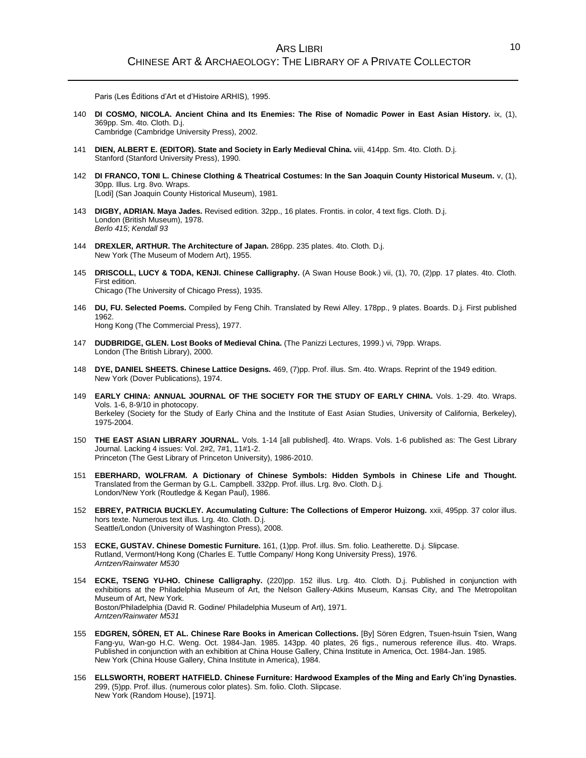Paris (Les Éditions d'Art et d'Histoire ARHIS), 1995.

140 **DI COSMO, NICOLA. Ancient China and Its Enemies: The Rise of Nomadic Power in East Asian History.** ix, (1), 369pp. Sm. 4to. Cloth. D.j.
Cambridge (Cambridge University Press), 2002.

141 **DIEN, ALBERT E. (EDITOR). State and Society in Early Medieval China.** viii, 414pp. Sm. 4to. Cloth. D.j.
Stanford (Stanford University Press), 1990.

142 **DI FRANCO, TONI L. Chinese Clothing & Theatrical Costumes: In the San Joaquin County Historical Museum.** v, (1), 30pp. Illus. Lrg. 8vo. Wraps.
[Lodi] (San Joaquin County Historical Museum), 1981.

143 **DIGBY, ADRIAN. Maya Jades.** Revised edition. 32pp., 16 plates. Frontis. in color, 4 text figs. Cloth. D.j.
London (British Museum), 1978.
*Berlo 415*; *Kendall 93*

144 **DREXLER, ARTHUR. The Architecture of Japan.** 286pp. 235 plates. 4to. Cloth. D.j.
New York (The Museum of Modern Art), 1955.

145 **DRISCOLL, LUCY & TODA, KENJI. Chinese Calligraphy.** (A Swan House Book.) vii, (1), 70, (2)pp. 17 plates. 4to. Cloth. First edition.
Chicago (The University of Chicago Press), 1935.

146 **DU, FU. Selected Poems.** Compiled by Feng Chih. Translated by Rewi Alley. 178pp., 9 plates. Boards. D.j. First published 1962.
Hong Kong (The Commercial Press), 1977.

147 **DUDBRIDGE, GLEN. Lost Books of Medieval China.** (The Panizzi Lectures, 1999.) vi, 79pp. Wraps.
London (The British Library), 2000.

148 **DYE, DANIEL SHEETS. Chinese Lattice Designs.** 469, (7)pp. Prof. illus. Sm. 4to. Wraps. Reprint of the 1949 edition.
New York (Dover Publications), 1974.

149 **EARLY CHINA: ANNUAL JOURNAL OF THE SOCIETY FOR THE STUDY OF EARLY CHINA.** Vols. 1-29. 4to. Wraps. Vols. 1-6, 8-9/10 in photocopy.
Berkeley (Society for the Study of Early China and the Institute of East Asian Studies, University of California, Berkeley), 1975-2004.

150 **THE EAST ASIAN LIBRARY JOURNAL.** Vols. 1-14 [all published]. 4to. Wraps. Vols. 1-6 published as: The Gest Library Journal. Lacking 4 issues: Vol. 2#2, 7#1, 11#1-2.
Princeton (The Gest Library of Princeton University), 1986-2010.

151 **EBERHARD, WOLFRAM. A Dictionary of Chinese Symbols: Hidden Symbols in Chinese Life and Thought.** Translated from the German by G.L. Campbell. 332pp. Prof. illus. Lrg. 8vo. Cloth. D.j.
London/New York (Routledge & Kegan Paul), 1986.

152 **EBREY, PATRICIA BUCKLEY. Accumulating Culture: The Collections of Emperor Huizong.** xxii, 495pp. 37 color illus. hors texte. Numerous text illus. Lrg. 4to. Cloth. D.j.
Seattle/London (University of Washington Press), 2008.

153 **ECKE, GUSTAV. Chinese Domestic Furniture.** 161, (1)pp. Prof. illus. Sm. folio. Leatherette. D.j. Slipcase.
Rutland, Vermont/Hong Kong (Charles E. Tuttle Company/ Hong Kong University Press), 1976.
*Arntzen/Rainwater M530*

154 **ECKE, TSENG YU-HO. Chinese Calligraphy.** (220)pp. 152 illus. Lrg. 4to. Cloth. D.j. Published in conjunction with exhibitions at the Philadelphia Museum of Art, the Nelson Gallery-Atkins Museum, Kansas City, and The Metropolitan Museum of Art, New York.
Boston/Philadelphia (David R. Godine/ Philadelphia Museum of Art), 1971.
*Arntzen/Rainwater M531*

155 **EDGREN, SÖREN, ET AL. Chinese Rare Books in American Collections.** [By] Sören Edgren, Tsuen-hsuin Tsien, Wang Fang-yu, Wan-go H.C. Weng. Oct. 1984-Jan. 1985. 143pp. 40 plates, 26 figs., numerous reference illus. 4to. Wraps. Published in conjunction with an exhibition at China House Gallery, China Institute in America, Oct. 1984-Jan. 1985.
New York (China House Gallery, China Institute in America), 1984.

156 **ELLSWORTH, ROBERT HATFIELD. Chinese Furniture: Hardwood Examples of the Ming and Early Ch'ing Dynasties.** 299, (5)pp. Prof. illus. (numerous color plates). Sm. folio. Cloth. Slipcase.
New York (Random House), [1971].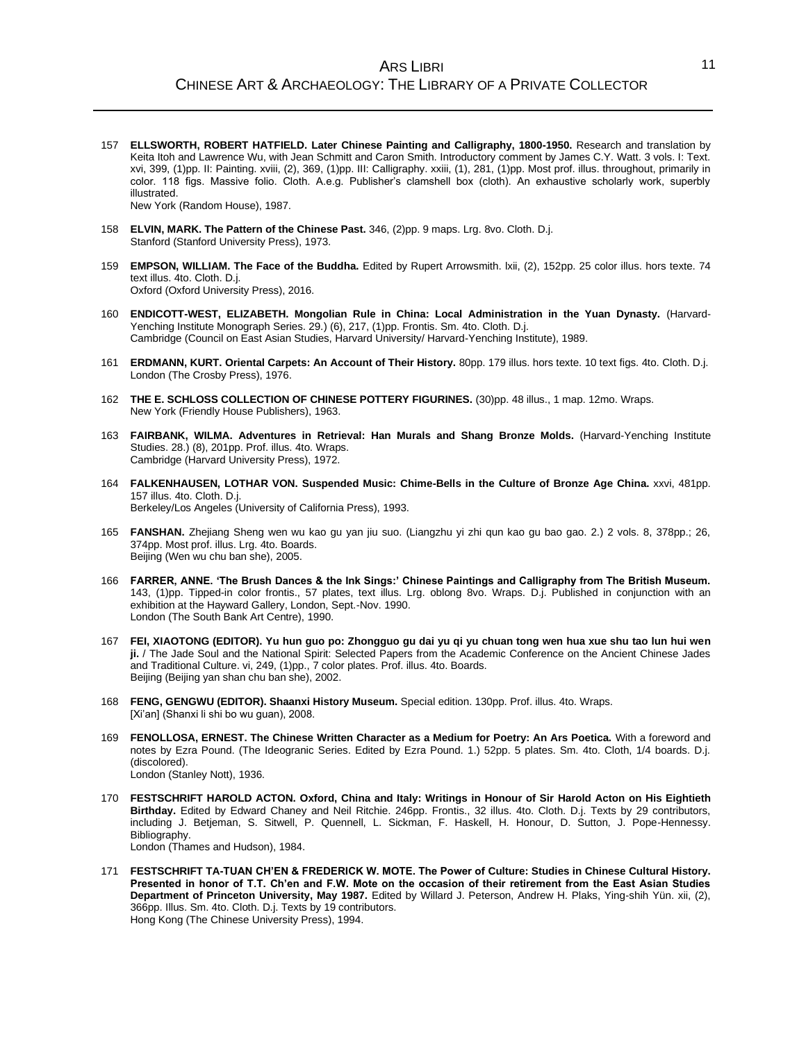157 **ELLSWORTH, ROBERT HATFIELD. Later Chinese Painting and Calligraphy, 1800-1950.** Research and translation by Keita Itoh and Lawrence Wu, with Jean Schmitt and Caron Smith. Introductory comment by James C.Y. Watt. 3 vols. I: Text. xvi, 399, (1)pp. II: Painting. xviii, (2), 369, (1)pp. III: Calligraphy. xxiii, (1), 281, (1)pp. Most prof. illus. throughout, primarily in color. 118 figs. Massive folio. Cloth. A.e.g. Publisher's clamshell box (cloth). An exhaustive scholarly work, superbly illustrated.
New York (Random House), 1987.

158 **ELVIN, MARK. The Pattern of the Chinese Past.** 346, (2)pp. 9 maps. Lrg. 8vo. Cloth. D.j.
Stanford (Stanford University Press), 1973.

159 **EMPSON, WILLIAM. The Face of the Buddha.** Edited by Rupert Arrowsmith. lxii, (2), 152pp. 25 color illus. hors texte. 74 text illus. 4to. Cloth. D.j.
Oxford (Oxford University Press), 2016.

160 **ENDICOTT-WEST, ELIZABETH. Mongolian Rule in China: Local Administration in the Yuan Dynasty.** (Harvard-Yenching Institute Monograph Series. 29.) (6), 217, (1)pp. Frontis. Sm. 4to. Cloth. D.j.
Cambridge (Council on East Asian Studies, Harvard University/ Harvard-Yenching Institute), 1989.

161 **ERDMANN, KURT. Oriental Carpets: An Account of Their History.** 80pp. 179 illus. hors texte. 10 text figs. 4to. Cloth. D.j.
London (The Crosby Press), 1976.

162 **THE E. SCHLOSS COLLECTION OF CHINESE POTTERY FIGURINES.** (30)pp. 48 illus., 1 map. 12mo. Wraps.
New York (Friendly House Publishers), 1963.

163 **FAIRBANK, WILMA. Adventures in Retrieval: Han Murals and Shang Bronze Molds.** (Harvard-Yenching Institute Studies. 28.) (8), 201pp. Prof. illus. 4to. Wraps.
Cambridge (Harvard University Press), 1972.

164 **FALKENHAUSEN, LOTHAR VON. Suspended Music: Chime-Bells in the Culture of Bronze Age China.** xxvi, 481pp. 157 illus. 4to. Cloth. D.j.
Berkeley/Los Angeles (University of California Press), 1993.

165 **FANSHAN.** Zhejiang Sheng wen wu kao gu yan jiu suo. (Liangzhu yi zhi qun kao gu bao gao. 2.) 2 vols. 8, 378pp.; 26, 374pp. Most prof. illus. Lrg. 4to. Boards.
Beijing (Wen wu chu ban she), 2005.

166 **FARRER, ANNE. 'The Brush Dances & the Ink Sings:' Chinese Paintings and Calligraphy from The British Museum.** 143, (1)pp. Tipped-in color frontis., 57 plates, text illus. Lrg. oblong 8vo. Wraps. D.j. Published in conjunction with an exhibition at the Hayward Gallery, London, Sept.-Nov. 1990.
London (The South Bank Art Centre), 1990.

167 **FEI, XIAOTONG (EDITOR). Yu hun guo po: Zhongguo gu dai yu qi yu chuan tong wen hua xue shu tao lun hui wen ji.** / The Jade Soul and the National Spirit: Selected Papers from the Academic Conference on the Ancient Chinese Jades and Traditional Culture. vi, 249, (1)pp., 7 color plates. Prof. illus. 4to. Boards.
Beijing (Beijing yan shan chu ban she), 2002.

168 **FENG, GENGWU (EDITOR). Shaanxi History Museum.** Special edition. 130pp. Prof. illus. 4to. Wraps.
[Xi'an] (Shanxi li shi bo wu guan), 2008.

169 **FENOLLOSA, ERNEST. The Chinese Written Character as a Medium for Poetry: An Ars Poetica.** With a foreword and notes by Ezra Pound. (The Ideogranic Series. Edited by Ezra Pound. 1.) 52pp. 5 plates. Sm. 4to. Cloth, 1/4 boards. D.j. (discolored).
London (Stanley Nott), 1936.

170 **FESTSCHRIFT HAROLD ACTON. Oxford, China and Italy: Writings in Honour of Sir Harold Acton on His Eightieth Birthday.** Edited by Edward Chaney and Neil Ritchie. 246pp. Frontis., 32 illus. 4to. Cloth. D.j. Texts by 29 contributors, including J. Betjeman, S. Sitwell, P. Quennell, L. Sickman, F. Haskell, H. Honour, D. Sutton, J. Pope-Hennessy. Bibliography.
London (Thames and Hudson), 1984.

171 **FESTSCHRIFT TA-TUAN CH'EN & FREDERICK W. MOTE. The Power of Culture: Studies in Chinese Cultural History. Presented in honor of T.T. Ch'en and F.W. Mote on the occasion of their retirement from the East Asian Studies Department of Princeton University, May 1987.** Edited by Willard J. Peterson, Andrew H. Plaks, Ying-shih Yün. xii, (2), 366pp. Illus. Sm. 4to. Cloth. D.j. Texts by 19 contributors.
Hong Kong (The Chinese University Press), 1994.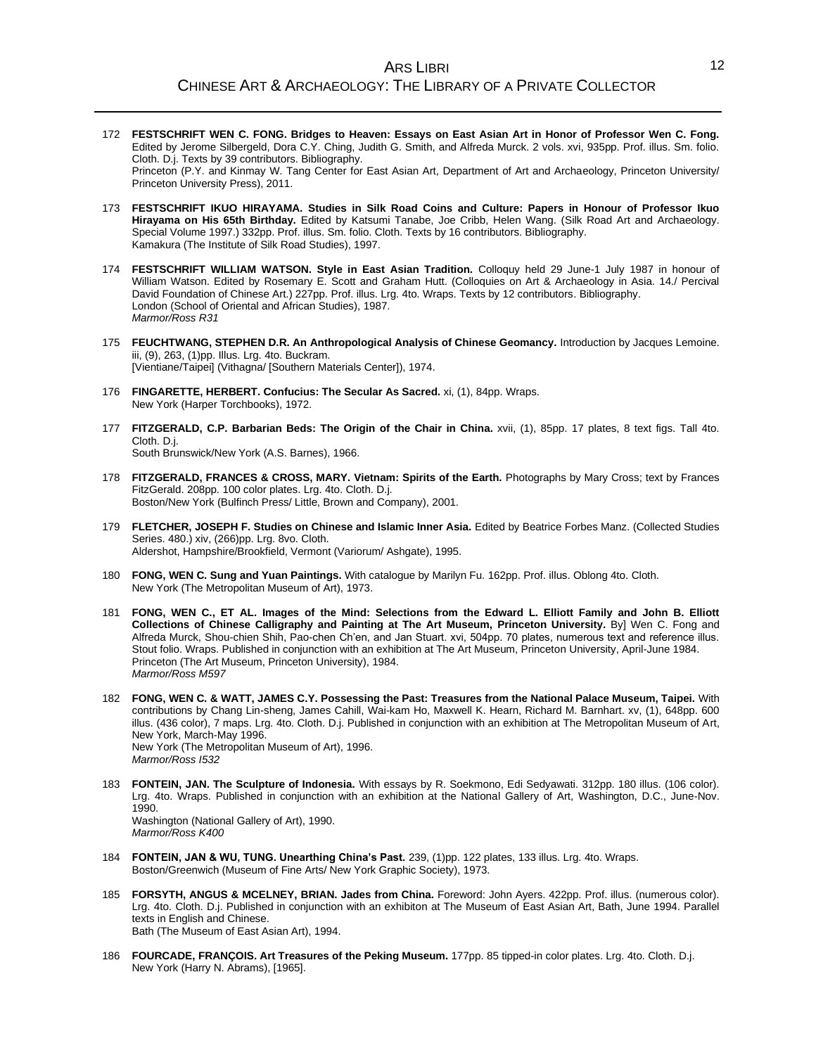172 **FESTSCHRIFT WEN C. FONG. Bridges to Heaven: Essays on East Asian Art in Honor of Professor Wen C. Fong.** Edited by Jerome Silbergeld, Dora C.Y. Ching, Judith G. Smith, and Alfreda Murck. 2 vols. xvi, 935pp. Prof. illus. Sm. folio. Cloth. D.j. Texts by 39 contributors. Bibliography.
Princeton (P.Y. and Kinmay W. Tang Center for East Asian Art, Department of Art and Archaeology, Princeton University/ Princeton University Press), 2011.

173 **FESTSCHRIFT IKUO HIRAYAMA. Studies in Silk Road Coins and Culture: Papers in Honour of Professor Ikuo Hirayama on His 65th Birthday.** Edited by Katsumi Tanabe, Joe Cribb, Helen Wang. (Silk Road Art and Archaeology. Special Volume 1997.) 332pp. Prof. illus. Sm. folio. Cloth. Texts by 16 contributors. Bibliography.
Kamakura (The Institute of Silk Road Studies), 1997.

174 **FESTSCHRIFT WILLIAM WATSON. Style in East Asian Tradition.** Colloquy held 29 June-1 July 1987 in honour of William Watson. Edited by Rosemary E. Scott and Graham Hutt. (Colloquies on Art & Archaeology in Asia. 14./ Percival David Foundation of Chinese Art.) 227pp. Prof. illus. Lrg. 4to. Wraps. Texts by 12 contributors. Bibliography.
London (School of Oriental and African Studies), 1987.
*Marmor/Ross R31*

175 **FEUCHTWANG, STEPHEN D.R. An Anthropological Analysis of Chinese Geomancy.** Introduction by Jacques Lemoine. iii, (9), 263, (1)pp. Illus. Lrg. 4to. Buckram.
[Vientiane/Taipei] (Vithagna/ [Southern Materials Center]), 1974.

176 **FINGARETTE, HERBERT. Confucius: The Secular As Sacred.** xi, (1), 84pp. Wraps.
New York (Harper Torchbooks), 1972.

177 **FITZGERALD, C.P. Barbarian Beds: The Origin of the Chair in China.** xvii, (1), 85pp. 17 plates, 8 text figs. Tall 4to. Cloth. D.j.
South Brunswick/New York (A.S. Barnes), 1966.

178 **FITZGERALD, FRANCES & CROSS, MARY. Vietnam: Spirits of the Earth.** Photographs by Mary Cross; text by Frances FitzGerald. 208pp. 100 color plates. Lrg. 4to. Cloth. D.j.
Boston/New York (Bulfinch Press/ Little, Brown and Company), 2001.

179 **FLETCHER, JOSEPH F. Studies on Chinese and Islamic Inner Asia.** Edited by Beatrice Forbes Manz. (Collected Studies Series. 480.) xiv, (266)pp. Lrg. 8vo. Cloth.
Aldershot, Hampshire/Brookfield, Vermont (Variorum/ Ashgate), 1995.

180 **FONG, WEN C. Sung and Yuan Paintings.** With catalogue by Marilyn Fu. 162pp. Prof. illus. Oblong 4to. Cloth.
New York (The Metropolitan Museum of Art), 1973.

181 **FONG, WEN C., ET AL. Images of the Mind: Selections from the Edward L. Elliott Family and John B. Elliott Collections of Chinese Calligraphy and Painting at The Art Museum, Princeton University.** By] Wen C. Fong and Alfreda Murck, Shou-chien Shih, Pao-chen Ch'en, and Jan Stuart. xvi, 504pp. 70 plates, numerous text and reference illus. Stout folio. Wraps. Published in conjunction with an exhibition at The Art Museum, Princeton University, April-June 1984.
Princeton (The Art Museum, Princeton University), 1984.
*Marmor/Ross M597*

182 **FONG, WEN C. & WATT, JAMES C.Y. Possessing the Past: Treasures from the National Palace Museum, Taipei.** With contributions by Chang Lin-sheng, James Cahill, Wai-kam Ho, Maxwell K. Hearn, Richard M. Barnhart. xv, (1), 648pp. 600 illus. (436 color), 7 maps. Lrg. 4to. Cloth. D.j. Published in conjunction with an exhibition at The Metropolitan Museum of Art, New York, March-May 1996.
New York (The Metropolitan Museum of Art), 1996.
*Marmor/Ross I532*

183 **FONTEIN, JAN. The Sculpture of Indonesia.** With essays by R. Soekmono, Edi Sedyawati. 312pp. 180 illus. (106 color). Lrg. 4to. Wraps. Published in conjunction with an exhibition at the National Gallery of Art, Washington, D.C., June-Nov. 1990.
Washington (National Gallery of Art), 1990.
*Marmor/Ross K400*

184 **FONTEIN, JAN & WU, TUNG. Unearthing China's Past.** 239, (1)pp. 122 plates, 133 illus. Lrg. 4to. Wraps.
Boston/Greenwich (Museum of Fine Arts/ New York Graphic Society), 1973.

185 **FORSYTH, ANGUS & MCELNEY, BRIAN. Jades from China.** Foreword: John Ayers. 422pp. Prof. illus. (numerous color). Lrg. 4to. Cloth. D.j. Published in conjunction with an exhibiton at The Museum of East Asian Art, Bath, June 1994. Parallel texts in English and Chinese.
Bath (The Museum of East Asian Art), 1994.

186 **FOURCADE, FRANÇOIS. Art Treasures of the Peking Museum.** 177pp. 85 tipped-in color plates. Lrg. 4to. Cloth. D.j.
New York (Harry N. Abrams), [1965].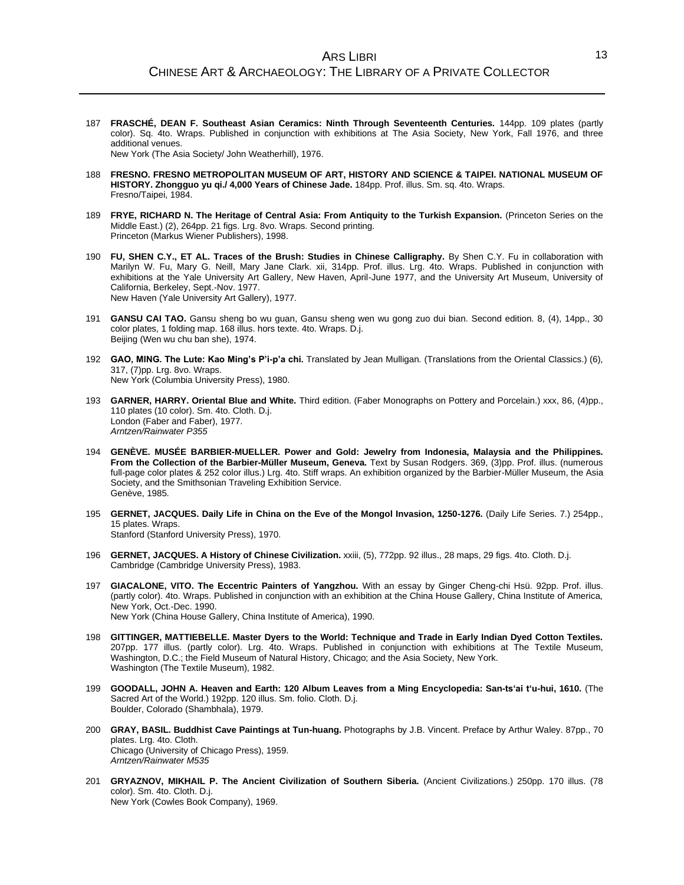187 **FRASCHÉ, DEAN F. Southeast Asian Ceramics: Ninth Through Seventeenth Centuries.** 144pp. 109 plates (partly color). Sq. 4to. Wraps. Published in conjunction with exhibitions at The Asia Society, New York, Fall 1976, and three additional venues.
New York (The Asia Society/ John Weatherhill), 1976.

188 **FRESNO. FRESNO METROPOLITAN MUSEUM OF ART, HISTORY AND SCIENCE & TAIPEI. NATIONAL MUSEUM OF HISTORY. Zhongguo yu qi./ 4,000 Years of Chinese Jade.** 184pp. Prof. illus. Sm. sq. 4to. Wraps.
Fresno/Taipei, 1984.

189 **FRYE, RICHARD N. The Heritage of Central Asia: From Antiquity to the Turkish Expansion.** (Princeton Series on the Middle East.) (2), 264pp. 21 figs. Lrg. 8vo. Wraps. Second printing.
Princeton (Markus Wiener Publishers), 1998.

190 **FU, SHEN C.Y., ET AL. Traces of the Brush: Studies in Chinese Calligraphy.** By Shen C.Y. Fu in collaboration with Marilyn W. Fu, Mary G. Neill, Mary Jane Clark. xii, 314pp. Prof. illus. Lrg. 4to. Wraps. Published in conjunction with exhibitions at the Yale University Art Gallery, New Haven, April-June 1977, and the University Art Museum, University of California, Berkeley, Sept.-Nov. 1977.
New Haven (Yale University Art Gallery), 1977.

191 **GANSU CAI TAO.** Gansu sheng bo wu guan, Gansu sheng wen wu gong zuo dui bian. Second edition. 8, (4), 14pp., 30 color plates, 1 folding map. 168 illus. hors texte. 4to. Wraps. D.j.
Beijing (Wen wu chu ban she), 1974.

192 **GAO, MING. The Lute: Kao Ming's P'i-p'a chi.** Translated by Jean Mulligan. (Translations from the Oriental Classics.) (6), 317, (7)pp. Lrg. 8vo. Wraps.
New York (Columbia University Press), 1980.

193 **GARNER, HARRY. Oriental Blue and White.** Third edition. (Faber Monographs on Pottery and Porcelain.) xxx, 86, (4)pp., 110 plates (10 color). Sm. 4to. Cloth. D.j.
London (Faber and Faber), 1977.
*Arntzen/Rainwater P355*

194 **GENÈVE. MUSÉE BARBIER-MUELLER. Power and Gold: Jewelry from Indonesia, Malaysia and the Philippines. From the Collection of the Barbier-Müller Museum, Geneva.** Text by Susan Rodgers. 369, (3)pp. Prof. illus. (numerous full-page color plates & 252 color illus.) Lrg. 4to. Stiff wraps. An exhibition organized by the Barbier-Müller Museum, the Asia Society, and the Smithsonian Traveling Exhibition Service.
Genève, 1985.

195 **GERNET, JACQUES. Daily Life in China on the Eve of the Mongol Invasion, 1250-1276.** (Daily Life Series. 7.) 254pp., 15 plates. Wraps.
Stanford (Stanford University Press), 1970.

196 **GERNET, JACQUES. A History of Chinese Civilization.** xxiii, (5), 772pp. 92 illus., 28 maps, 29 figs. 4to. Cloth. D.j.
Cambridge (Cambridge University Press), 1983.

197 **GIACALONE, VITO. The Eccentric Painters of Yangzhou.** With an essay by Ginger Cheng-chi Hsü. 92pp. Prof. illus. (partly color). 4to. Wraps. Published in conjunction with an exhibition at the China House Gallery, China Institute of America, New York, Oct.-Dec. 1990.
New York (China House Gallery, China Institute of America), 1990.

198 **GITTINGER, MATTIEBELLE. Master Dyers to the World: Technique and Trade in Early Indian Dyed Cotton Textiles.** 207pp. 177 illus. (partly color). Lrg. 4to. Wraps. Published in conjunction with exhibitions at The Textile Museum, Washington, D.C.; the Field Museum of Natural History, Chicago; and the Asia Society, New York.
Washington (The Textile Museum), 1982.

199 **GOODALL, JOHN A. Heaven and Earth: 120 Album Leaves from a Ming Encyclopedia: San-ts'ai t'u-hui, 1610.** (The Sacred Art of the World.) 192pp. 120 illus. Sm. folio. Cloth. D.j.
Boulder, Colorado (Shambhala), 1979.

200 **GRAY, BASIL. Buddhist Cave Paintings at Tun-huang.** Photographs by J.B. Vincent. Preface by Arthur Waley. 87pp., 70 plates. Lrg. 4to. Cloth.
Chicago (University of Chicago Press), 1959.
*Arntzen/Rainwater M535*

201 **GRYAZNOV, MIKHAIL P. The Ancient Civilization of Southern Siberia.** (Ancient Civilizations.) 250pp. 170 illus. (78 color). Sm. 4to. Cloth. D.j.
New York (Cowles Book Company), 1969.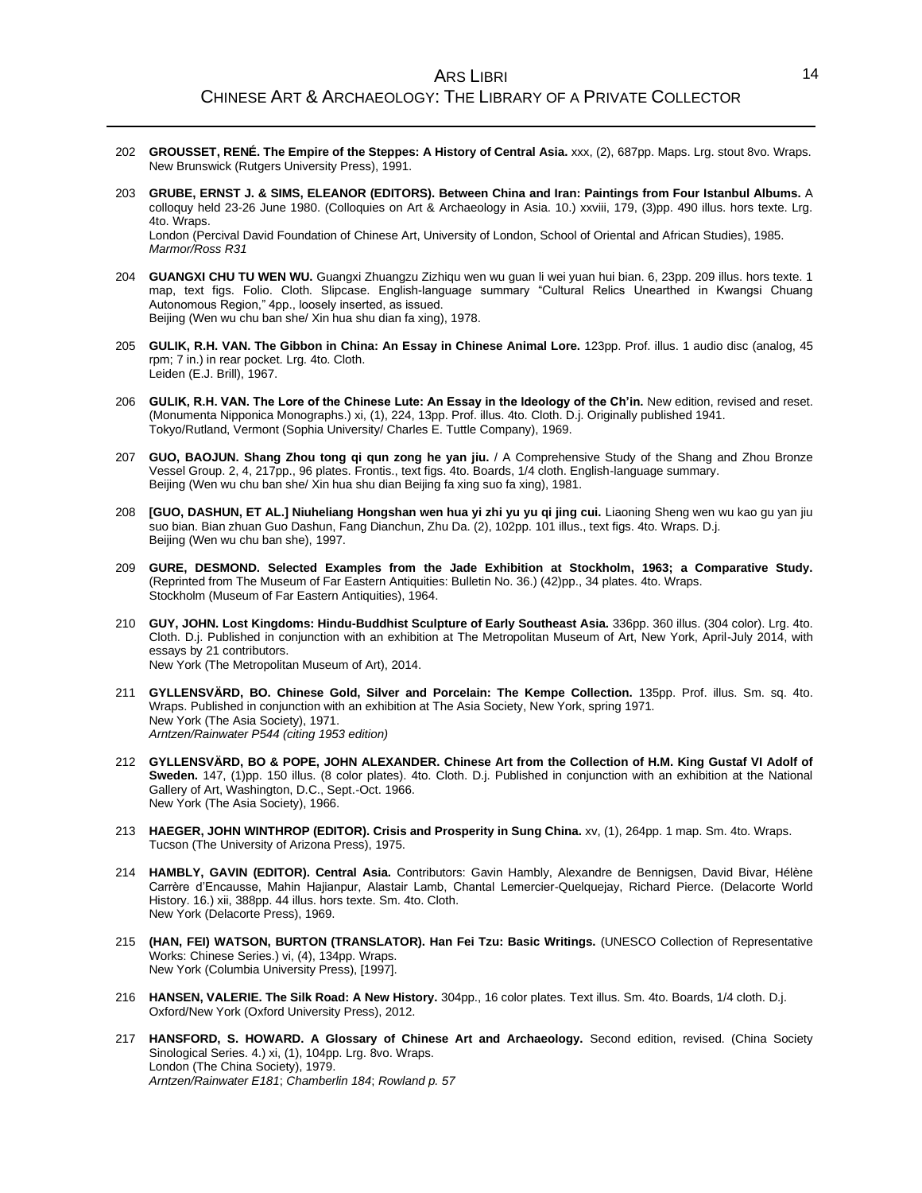202 **GROUSSET, RENÉ. The Empire of the Steppes: A History of Central Asia.** xxx, (2), 687pp. Maps. Lrg. stout 8vo. Wraps.
New Brunswick (Rutgers University Press), 1991.

203 **GRUBE, ERNST J. & SIMS, ELEANOR (EDITORS). Between China and Iran: Paintings from Four Istanbul Albums.** A colloquy held 23-26 June 1980. (Colloquies on Art & Archaeology in Asia. 10.) xxviii, 179, (3)pp. 490 illus. hors texte. Lrg. 4to. Wraps.
London (Percival David Foundation of Chinese Art, University of London, School of Oriental and African Studies), 1985.
*Marmor/Ross R31*

204 **GUANGXI CHU TU WEN WU.** Guangxi Zhuangzu Zizhiqu wen wu guan li wei yuan hui bian. 6, 23pp. 209 illus. hors texte. 1 map, text figs. Folio. Cloth. Slipcase. English-language summary "Cultural Relics Unearthed in Kwangsi Chuang Autonomous Region," 4pp., loosely inserted, as issued.
Beijing (Wen wu chu ban she/ Xin hua shu dian fa xing), 1978.

205 **GULIK, R.H. VAN. The Gibbon in China: An Essay in Chinese Animal Lore.** 123pp. Prof. illus. 1 audio disc (analog, 45 rpm; 7 in.) in rear pocket. Lrg. 4to. Cloth.
Leiden (E.J. Brill), 1967.

206 **GULIK, R.H. VAN. The Lore of the Chinese Lute: An Essay in the Ideology of the Ch'in.** New edition, revised and reset. (Monumenta Nipponica Monographs.) xi, (1), 224, 13pp. Prof. illus. 4to. Cloth. D.j. Originally published 1941.
Tokyo/Rutland, Vermont (Sophia University/ Charles E. Tuttle Company), 1969.

207 **GUO, BAOJUN. Shang Zhou tong qi qun zong he yan jiu.** / A Comprehensive Study of the Shang and Zhou Bronze Vessel Group. 2, 4, 217pp., 96 plates. Frontis., text figs. 4to. Boards, 1/4 cloth. English-language summary.
Beijing (Wen wu chu ban she/ Xin hua shu dian Beijing fa xing suo fa xing), 1981.

208 **[GUO, DASHUN, ET AL.] Niuheliang Hongshan wen hua yi zhi yu yu qi jing cui.** Liaoning Sheng wen wu kao gu yan jiu suo bian. Bian zhuan Guo Dashun, Fang Dianchun, Zhu Da. (2), 102pp. 101 illus., text figs. 4to. Wraps. D.j.
Beijing (Wen wu chu ban she), 1997.

209 **GURE, DESMOND. Selected Examples from the Jade Exhibition at Stockholm, 1963; a Comparative Study.** (Reprinted from The Museum of Far Eastern Antiquities: Bulletin No. 36.) (42)pp., 34 plates. 4to. Wraps.
Stockholm (Museum of Far Eastern Antiquities), 1964.

210 **GUY, JOHN. Lost Kingdoms: Hindu-Buddhist Sculpture of Early Southeast Asia.** 336pp. 360 illus. (304 color). Lrg. 4to. Cloth. D.j. Published in conjunction with an exhibition at The Metropolitan Museum of Art, New York, April-July 2014, with essays by 21 contributors.
New York (The Metropolitan Museum of Art), 2014.

211 **GYLLENSVÄRD, BO. Chinese Gold, Silver and Porcelain: The Kempe Collection.** 135pp. Prof. illus. Sm. sq. 4to. Wraps. Published in conjunction with an exhibition at The Asia Society, New York, spring 1971.
New York (The Asia Society), 1971.
*Arntzen/Rainwater P544 (citing 1953 edition)*

212 **GYLLENSVÄRD, BO & POPE, JOHN ALEXANDER. Chinese Art from the Collection of H.M. King Gustaf VI Adolf of Sweden.** 147, (1)pp. 150 illus. (8 color plates). 4to. Cloth. D.j. Published in conjunction with an exhibition at the National Gallery of Art, Washington, D.C., Sept.-Oct. 1966.
New York (The Asia Society), 1966.

213 **HAEGER, JOHN WINTHROP (EDITOR). Crisis and Prosperity in Sung China.** xv, (1), 264pp. 1 map. Sm. 4to. Wraps.
Tucson (The University of Arizona Press), 1975.

214 **HAMBLY, GAVIN (EDITOR). Central Asia.** Contributors: Gavin Hambly, Alexandre de Bennigsen, David Bivar, Hélène Carrère d'Encausse, Mahin Hajianpur, Alastair Lamb, Chantal Lemercier-Quelquejay, Richard Pierce. (Delacorte World History. 16.) xii, 388pp. 44 illus. hors texte. Sm. 4to. Cloth.
New York (Delacorte Press), 1969.

215 **(HAN, FEI) WATSON, BURTON (TRANSLATOR). Han Fei Tzu: Basic Writings.** (UNESCO Collection of Representative Works: Chinese Series.) vi, (4), 134pp. Wraps.
New York (Columbia University Press), [1997].

216 **HANSEN, VALERIE. The Silk Road: A New History.** 304pp., 16 color plates. Text illus. Sm. 4to. Boards, 1/4 cloth. D.j.
Oxford/New York (Oxford University Press), 2012.

217 **HANSFORD, S. HOWARD. A Glossary of Chinese Art and Archaeology.** Second edition, revised. (China Society Sinological Series. 4.) xi, (1), 104pp. Lrg. 8vo. Wraps.
London (The China Society), 1979.
*Arntzen/Rainwater E181*; *Chamberlin 184*; *Rowland p. 57*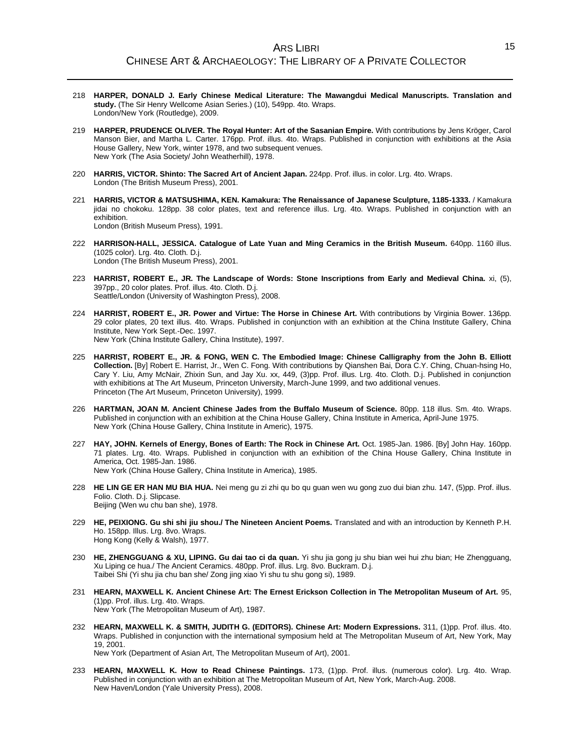218 **HARPER, DONALD J. Early Chinese Medical Literature: The Mawangdui Medical Manuscripts. Translation and study.** (The Sir Henry Wellcome Asian Series.) (10), 549pp. 4to. Wraps.
London/New York (Routledge), 2009.

219 **HARPER, PRUDENCE OLIVER. The Royal Hunter: Art of the Sasanian Empire.** With contributions by Jens Kröger, Carol Manson Bier, and Martha L. Carter. 176pp. Prof. illus. 4to. Wraps. Published in conjunction with exhibitions at the Asia House Gallery, New York, winter 1978, and two subsequent venues.
New York (The Asia Society/ John Weatherhill), 1978.

220 **HARRIS, VICTOR. Shinto: The Sacred Art of Ancient Japan.** 224pp. Prof. illus. in color. Lrg. 4to. Wraps.
London (The British Museum Press), 2001.

221 **HARRIS, VICTOR & MATSUSHIMA, KEN. Kamakura: The Renaissance of Japanese Sculpture, 1185-1333.** / Kamakura jidai no chokoku. 128pp. 38 color plates, text and reference illus. Lrg. 4to. Wraps. Published in conjunction with an exhibition.
London (British Museum Press), 1991.

222 **HARRISON-HALL, JESSICA. Catalogue of Late Yuan and Ming Ceramics in the British Museum.** 640pp. 1160 illus. (1025 color). Lrg. 4to. Cloth. D.j.
London (The British Museum Press), 2001.

223 **HARRIST, ROBERT E., JR. The Landscape of Words: Stone Inscriptions from Early and Medieval China.** xi, (5), 397pp., 20 color plates. Prof. illus. 4to. Cloth. D.j.
Seattle/London (University of Washington Press), 2008.

224 **HARRIST, ROBERT E., JR. Power and Virtue: The Horse in Chinese Art.** With contributions by Virginia Bower. 136pp. 29 color plates, 20 text illus. 4to. Wraps. Published in conjunction with an exhibition at the China Institute Gallery, China Institute, New York Sept.-Dec. 1997.
New York (China Institute Gallery, China Institute), 1997.

225 **HARRIST, ROBERT E., JR. & FONG, WEN C. The Embodied Image: Chinese Calligraphy from the John B. Elliott Collection.** [By] Robert E. Harrist, Jr., Wen C. Fong. With contributions by Qianshen Bai, Dora C.Y. Ching, Chuan-hsing Ho, Cary Y. Liu, Amy McNair, Zhixin Sun, and Jay Xu. xx, 449, (3)pp. Prof. illus. Lrg. 4to. Cloth. D.j. Published in conjunction with exhibitions at The Art Museum, Princeton University, March-June 1999, and two additional venues.
Princeton (The Art Museum, Princeton University), 1999.

226 **HARTMAN, JOAN M. Ancient Chinese Jades from the Buffalo Museum of Science.** 80pp. 118 illus. Sm. 4to. Wraps. Published in conjunction with an exhibition at the China House Gallery, China Institute in America, April-June 1975.
New York (China House Gallery, China Institute in Americ), 1975.

227 **HAY, JOHN. Kernels of Energy, Bones of Earth: The Rock in Chinese Art.** Oct. 1985-Jan. 1986. [By] John Hay. 160pp. 71 plates. Lrg. 4to. Wraps. Published in conjunction with an exhibition of the China House Gallery, China Institute in America, Oct. 1985-Jan. 1986.
New York (China House Gallery, China Institute in America), 1985.

228 **HE LIN GE ER HAN MU BIA HUA.** Nei meng gu zi zhi qu bo qu guan wen wu gong zuo dui bian zhu. 147, (5)pp. Prof. illus. Folio. Cloth. D.j. Slipcase.
Beijing (Wen wu chu ban she), 1978.

229 **HE, PEIXIONG. Gu shi shi jiu shou./ The Nineteen Ancient Poems.** Translated and with an introduction by Kenneth P.H. Ho. 158pp. Illus. Lrg. 8vo. Wraps.
Hong Kong (Kelly & Walsh), 1977.

230 **HE, ZHENGGUANG & XU, LIPING. Gu dai tao ci da quan.** Yi shu jia gong ju shu bian wei hui zhu bian; He Zhengguang, Xu Liping ce hua./ The Ancient Ceramics. 480pp. Prof. illus. Lrg. 8vo. Buckram. D.j.
Taibei Shi (Yi shu jia chu ban she/ Zong jing xiao Yi shu tu shu gong si), 1989.

231 **HEARN, MAXWELL K. Ancient Chinese Art: The Ernest Erickson Collection in The Metropolitan Museum of Art.** 95, (1)pp. Prof. illus. Lrg. 4to. Wraps.
New York (The Metropolitan Museum of Art), 1987.

232 **HEARN, MAXWELL K. & SMITH, JUDITH G. (EDITORS). Chinese Art: Modern Expressions.** 311, (1)pp. Prof. illus. 4to. Wraps. Published in conjunction with the international symposium held at The Metropolitan Museum of Art, New York, May 19, 2001.
New York (Department of Asian Art, The Metropolitan Museum of Art), 2001.

233 **HEARN, MAXWELL K. How to Read Chinese Paintings.** 173, (1)pp. Prof. illus. (numerous color). Lrg. 4to. Wrap. Published in conjunction with an exhibition at The Metropolitan Museum of Art, New York, March-Aug. 2008.
New Haven/London (Yale University Press), 2008.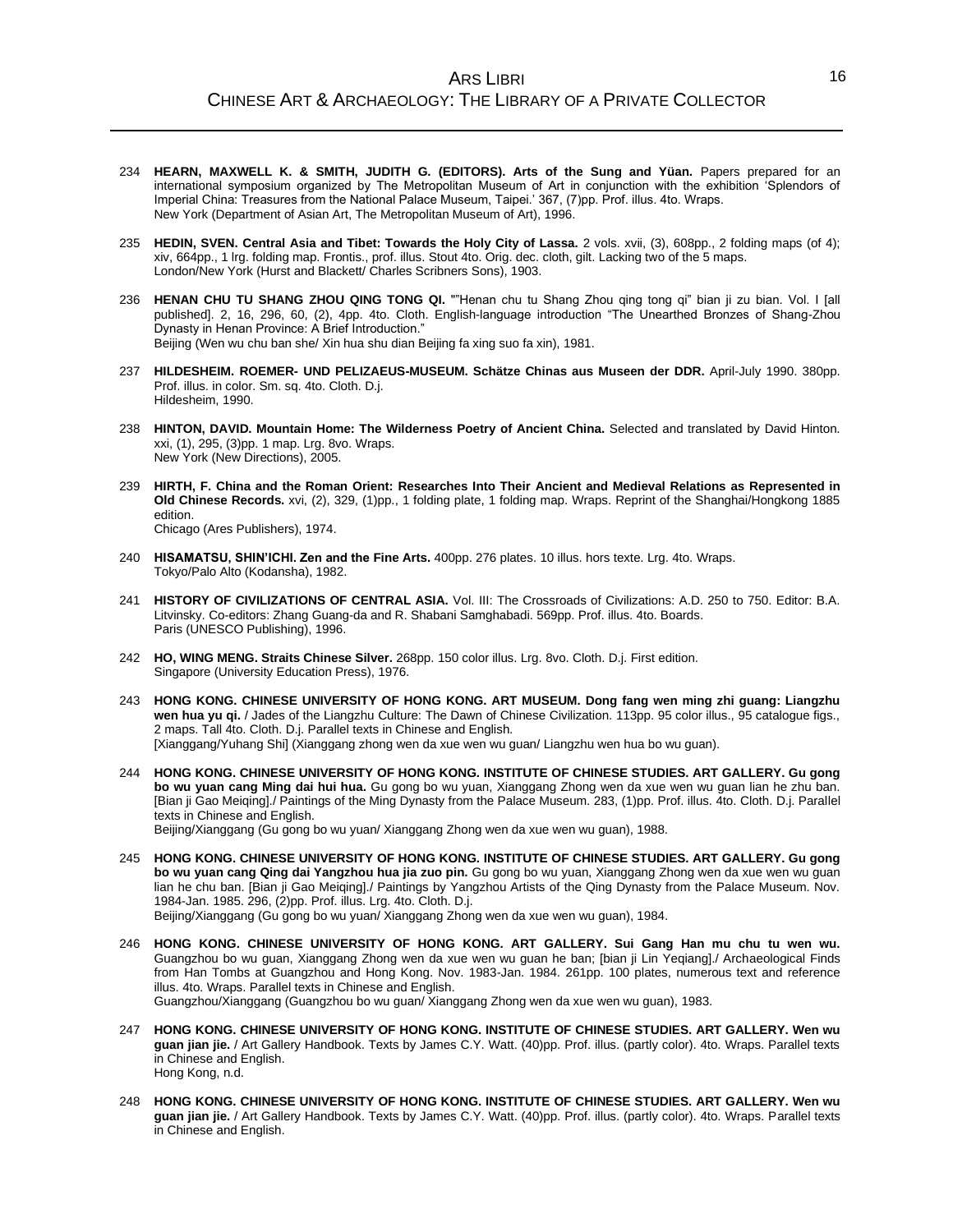234 **HEARN, MAXWELL K. & SMITH, JUDITH G. (EDITORS). Arts of the Sung and Yüan.** Papers prepared for an international symposium organized by The Metropolitan Museum of Art in conjunction with the exhibition 'Splendors of Imperial China: Treasures from the National Palace Museum, Taipei.' 367, (7)pp. Prof. illus. 4to. Wraps.
New York (Department of Asian Art, The Metropolitan Museum of Art), 1996.

235 **HEDIN, SVEN. Central Asia and Tibet: Towards the Holy City of Lassa.** 2 vols. xvii, (3), 608pp., 2 folding maps (of 4); xiv, 664pp., 1 lrg. folding map. Frontis., prof. illus. Stout 4to. Orig. dec. cloth, gilt. Lacking two of the 5 maps.
London/New York (Hurst and Blackett/ Charles Scribners Sons), 1903.

236 **HENAN CHU TU SHANG ZHOU QING TONG QI.** ""Henan chu tu Shang Zhou qing tong qi" bian ji zu bian. Vol. I [all published]. 2, 16, 296, 60, (2), 4pp. 4to. Cloth. English-language introduction "The Unearthed Bronzes of Shang-Zhou Dynasty in Henan Province: A Brief Introduction."
Beijing (Wen wu chu ban she/ Xin hua shu dian Beijing fa xing suo fa xin), 1981.

237 **HILDESHEIM. ROEMER- UND PELIZAEUS-MUSEUM. Schätze Chinas aus Museen der DDR.** April-July 1990. 380pp. Prof. illus. in color. Sm. sq. 4to. Cloth. D.j.
Hildesheim, 1990.

238 **HINTON, DAVID. Mountain Home: The Wilderness Poetry of Ancient China.** Selected and translated by David Hinton. xxi, (1), 295, (3)pp. 1 map. Lrg. 8vo. Wraps.
New York (New Directions), 2005.

239 **HIRTH, F. China and the Roman Orient: Researches Into Their Ancient and Medieval Relations as Represented in Old Chinese Records.** xvi, (2), 329, (1)pp., 1 folding plate, 1 folding map. Wraps. Reprint of the Shanghai/Hongkong 1885 edition.
Chicago (Ares Publishers), 1974.

240 **HISAMATSU, SHIN'ICHI. Zen and the Fine Arts.** 400pp. 276 plates. 10 illus. hors texte. Lrg. 4to. Wraps.
Tokyo/Palo Alto (Kodansha), 1982.

241 **HISTORY OF CIVILIZATIONS OF CENTRAL ASIA.** Vol. III: The Crossroads of Civilizations: A.D. 250 to 750. Editor: B.A. Litvinsky. Co-editors: Zhang Guang-da and R. Shabani Samghabadi. 569pp. Prof. illus. 4to. Boards.
Paris (UNESCO Publishing), 1996.

242 **HO, WING MENG. Straits Chinese Silver.** 268pp. 150 color illus. Lrg. 8vo. Cloth. D.j. First edition.
Singapore (University Education Press), 1976.

243 **HONG KONG. CHINESE UNIVERSITY OF HONG KONG. ART MUSEUM. Dong fang wen ming zhi guang: Liangzhu wen hua yu qi.** / Jades of the Liangzhu Culture: The Dawn of Chinese Civilization. 113pp. 95 color illus., 95 catalogue figs., 2 maps. Tall 4to. Cloth. D.j. Parallel texts in Chinese and English.
[Xianggang/Yuhang Shi] (Xianggang zhong wen da xue wen wu guan/ Liangzhu wen hua bo wu guan).

244 **HONG KONG. CHINESE UNIVERSITY OF HONG KONG. INSTITUTE OF CHINESE STUDIES. ART GALLERY. Gu gong bo wu yuan cang Ming dai hui hua.** Gu gong bo wu yuan, Xianggang Zhong wen da xue wen wu guan lian he zhu ban. [Bian ji Gao Meiqing]./ Paintings of the Ming Dynasty from the Palace Museum. 283, (1)pp. Prof. illus. 4to. Cloth. D.j. Parallel texts in Chinese and English.
Beijing/Xianggang (Gu gong bo wu yuan/ Xianggang Zhong wen da xue wen wu guan), 1988.

245 **HONG KONG. CHINESE UNIVERSITY OF HONG KONG. INSTITUTE OF CHINESE STUDIES. ART GALLERY. Gu gong bo wu yuan cang Qing dai Yangzhou hua jia zuo pin.** Gu gong bo wu yuan, Xianggang Zhong wen da xue wen wu guan lian he chu ban. [Bian ji Gao Meiqing]./ Paintings by Yangzhou Artists of the Qing Dynasty from the Palace Museum. Nov. 1984-Jan. 1985. 296, (2)pp. Prof. illus. Lrg. 4to. Cloth. D.j.
Beijing/Xianggang (Gu gong bo wu yuan/ Xianggang Zhong wen da xue wen wu guan), 1984.

246 **HONG KONG. CHINESE UNIVERSITY OF HONG KONG. ART GALLERY. Sui Gang Han mu chu tu wen wu.** Guangzhou bo wu guan, Xianggang Zhong wen da xue wen wu guan he ban; [bian ji Lin Yeqiang]./ Archaeological Finds from Han Tombs at Guangzhou and Hong Kong. Nov. 1983-Jan. 1984. 261pp. 100 plates, numerous text and reference illus. 4to. Wraps. Parallel texts in Chinese and English.
Guangzhou/Xianggang (Guangzhou bo wu guan/ Xianggang Zhong wen da xue wen wu guan), 1983.

247 **HONG KONG. CHINESE UNIVERSITY OF HONG KONG. INSTITUTE OF CHINESE STUDIES. ART GALLERY. Wen wu guan jian jie.** / Art Gallery Handbook. Texts by James C.Y. Watt. (40)pp. Prof. illus. (partly color). 4to. Wraps. Parallel texts in Chinese and English.
Hong Kong, n.d.

248 **HONG KONG. CHINESE UNIVERSITY OF HONG KONG. INSTITUTE OF CHINESE STUDIES. ART GALLERY. Wen wu guan jian jie.** / Art Gallery Handbook. Texts by James C.Y. Watt. (40)pp. Prof. illus. (partly color). 4to. Wraps. Parallel texts in Chinese and English.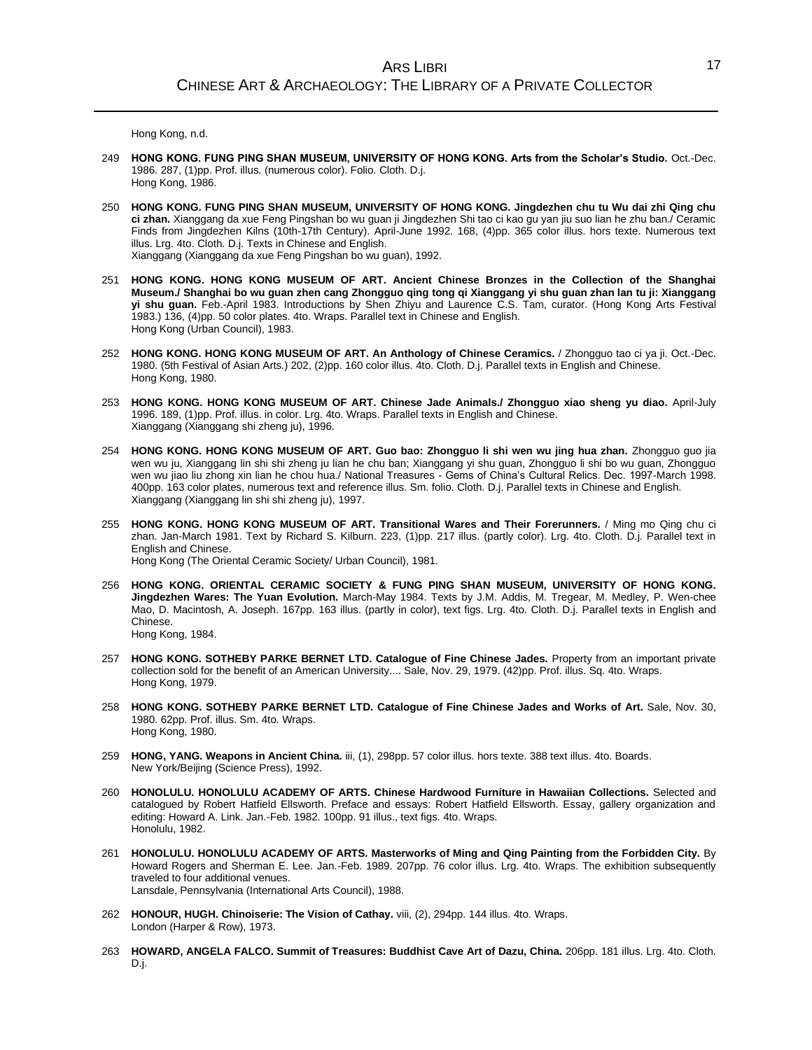Hong Kong, n.d.

249 **HONG KONG. FUNG PING SHAN MUSEUM, UNIVERSITY OF HONG KONG. Arts from the Scholar's Studio.** Oct.-Dec. 1986. 287, (1)pp. Prof. illus. (numerous color). Folio. Cloth. D.j.
Hong Kong, 1986.

250 **HONG KONG. FUNG PING SHAN MUSEUM, UNIVERSITY OF HONG KONG. Jingdezhen chu tu Wu dai zhi Qing chu ci zhan.** Xianggang da xue Feng Pingshan bo wu guan ji Jingdezhen Shi tao ci kao gu yan jiu suo lian he zhu ban./ Ceramic Finds from Jingdezhen Kilns (10th-17th Century). April-June 1992. 168, (4)pp. 365 color illus. hors texte. Numerous text illus. Lrg. 4to. Cloth. D.j. Texts in Chinese and English.
Xianggang (Xianggang da xue Feng Pingshan bo wu guan), 1992.

251 **HONG KONG. HONG KONG MUSEUM OF ART. Ancient Chinese Bronzes in the Collection of the Shanghai Museum./ Shanghai bo wu guan zhen cang Zhongguo qing tong qi Xianggang yi shu guan zhan lan tu ji: Xianggang yi shu guan.** Feb.-April 1983. Introductions by Shen Zhiyu and Laurence C.S. Tam, curator. (Hong Kong Arts Festival 1983.) 136, (4)pp. 50 color plates. 4to. Wraps. Parallel text in Chinese and English.
Hong Kong (Urban Council), 1983.

252 **HONG KONG. HONG KONG MUSEUM OF ART. An Anthology of Chinese Ceramics.** / Zhongguo tao ci ya ji. Oct.-Dec. 1980. (5th Festival of Asian Arts.) 202, (2)pp. 160 color illus. 4to. Cloth. D.j. Parallel texts in English and Chinese.
Hong Kong, 1980.

253 **HONG KONG. HONG KONG MUSEUM OF ART. Chinese Jade Animals./ Zhongguo xiao sheng yu diao.** April-July 1996. 189, (1)pp. Prof. illus. in color. Lrg. 4to. Wraps. Parallel texts in English and Chinese.
Xianggang (Xianggang shi zheng ju), 1996.

254 **HONG KONG. HONG KONG MUSEUM OF ART. Guo bao: Zhongguo li shi wen wu jing hua zhan.** Zhongguo guo jia wen wu ju, Xianggang lin shi shi zheng ju lian he chu ban; Xianggang yi shu guan, Zhongguo li shi bo wu guan, Zhongguo wen wu jiao liu zhong xin lian he chou hua./ National Treasures - Gems of China's Cultural Relics. Dec. 1997-March 1998. 400pp. 163 color plates, numerous text and reference illus. Sm. folio. Cloth. D.j. Parallel texts in Chinese and English.
Xianggang (Xianggang lin shi shi zheng ju), 1997.

255 **HONG KONG. HONG KONG MUSEUM OF ART. Transitional Wares and Their Forerunners.** / Ming mo Qing chu ci zhan. Jan-March 1981. Text by Richard S. Kilburn. 223, (1)pp. 217 illus. (partly color). Lrg. 4to. Cloth. D.j. Parallel text in English and Chinese.
Hong Kong (The Oriental Ceramic Society/ Urban Council), 1981.

256 **HONG KONG. ORIENTAL CERAMIC SOCIETY & FUNG PING SHAN MUSEUM, UNIVERSITY OF HONG KONG. Jingdezhen Wares: The Yuan Evolution.** March-May 1984. Texts by J.M. Addis, M. Tregear, M. Medley, P. Wen-chee Mao, D. Macintosh, A. Joseph. 167pp. 163 illus. (partly in color), text figs. Lrg. 4to. Cloth. D.j. Parallel texts in English and Chinese.
Hong Kong, 1984.

257 **HONG KONG. SOTHEBY PARKE BERNET LTD. Catalogue of Fine Chinese Jades.** Property from an important private collection sold for the benefit of an American University.... Sale, Nov. 29, 1979. (42)pp. Prof. illus. Sq. 4to. Wraps.
Hong Kong, 1979.

258 **HONG KONG. SOTHEBY PARKE BERNET LTD. Catalogue of Fine Chinese Jades and Works of Art.** Sale, Nov. 30, 1980. 62pp. Prof. illus. Sm. 4to. Wraps.
Hong Kong, 1980.

259 **HONG, YANG. Weapons in Ancient China.** iii, (1), 298pp. 57 color illus. hors texte. 388 text illus. 4to. Boards.
New York/Beijing (Science Press), 1992.

260 **HONOLULU. HONOLULU ACADEMY OF ARTS. Chinese Hardwood Furniture in Hawaiian Collections.** Selected and catalogued by Robert Hatfield Ellsworth. Preface and essays: Robert Hatfield Ellsworth. Essay, gallery organization and editing: Howard A. Link. Jan.-Feb. 1982. 100pp. 91 illus., text figs. 4to. Wraps.
Honolulu, 1982.

261 **HONOLULU. HONOLULU ACADEMY OF ARTS. Masterworks of Ming and Qing Painting from the Forbidden City.** By Howard Rogers and Sherman E. Lee. Jan.-Feb. 1989. 207pp. 76 color illus. Lrg. 4to. Wraps. The exhibition subsequently traveled to four additional venues.
Lansdale, Pennsylvania (International Arts Council), 1988.

262 **HONOUR, HUGH. Chinoiserie: The Vision of Cathay.** viii, (2), 294pp. 144 illus. 4to. Wraps.
London (Harper & Row), 1973.

263 **HOWARD, ANGELA FALCO. Summit of Treasures: Buddhist Cave Art of Dazu, China.** 206pp. 181 illus. Lrg. 4to. Cloth. D.j.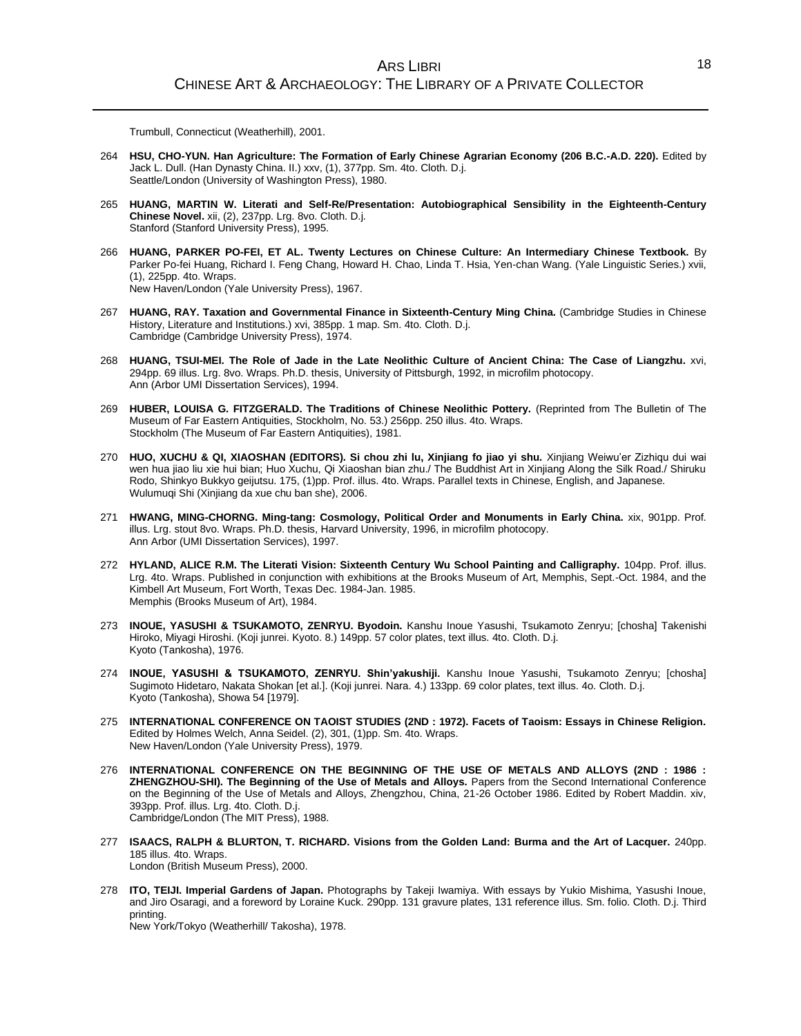Trumbull, Connecticut (Weatherhill), 2001.

264 **HSU, CHO-YUN. Han Agriculture: The Formation of Early Chinese Agrarian Economy (206 B.C.-A.D. 220).** Edited by Jack L. Dull. (Han Dynasty China. II.) xxv, (1), 377pp. Sm. 4to. Cloth. D.j.
Seattle/London (University of Washington Press), 1980.

265 **HUANG, MARTIN W. Literati and Self-Re/Presentation: Autobiographical Sensibility in the Eighteenth-Century Chinese Novel.** xii, (2), 237pp. Lrg. 8vo. Cloth. D.j.
Stanford (Stanford University Press), 1995.

266 **HUANG, PARKER PO-FEI, ET AL. Twenty Lectures on Chinese Culture: An Intermediary Chinese Textbook.** By Parker Po-fei Huang, Richard I. Feng Chang, Howard H. Chao, Linda T. Hsia, Yen-chan Wang. (Yale Linguistic Series.) xvii, (1), 225pp. 4to. Wraps.
New Haven/London (Yale University Press), 1967.

267 **HUANG, RAY. Taxation and Governmental Finance in Sixteenth-Century Ming China.** (Cambridge Studies in Chinese History, Literature and Institutions.) xvi, 385pp. 1 map. Sm. 4to. Cloth. D.j.
Cambridge (Cambridge University Press), 1974.

268 **HUANG, TSUI-MEI. The Role of Jade in the Late Neolithic Culture of Ancient China: The Case of Liangzhu.** xvi, 294pp. 69 illus. Lrg. 8vo. Wraps. Ph.D. thesis, University of Pittsburgh, 1992, in microfilm photocopy.
Ann (Arbor UMI Dissertation Services), 1994.

269 **HUBER, LOUISA G. FITZGERALD. The Traditions of Chinese Neolithic Pottery.** (Reprinted from The Bulletin of The Museum of Far Eastern Antiquities, Stockholm, No. 53.) 256pp. 250 illus. 4to. Wraps.
Stockholm (The Museum of Far Eastern Antiquities), 1981.

270 **HUO, XUCHU & QI, XIAOSHAN (EDITORS). Si chou zhi lu, Xinjiang fo jiao yi shu.** Xinjiang Weiwu'er Zizhiqu dui wai wen hua jiao liu xie hui bian; Huo Xuchu, Qi Xiaoshan bian zhu./ The Buddhist Art in Xinjiang Along the Silk Road./ Shiruku Rodo, Shinkyo Bukkyo geijutsu. 175, (1)pp. Prof. illus. 4to. Wraps. Parallel texts in Chinese, English, and Japanese.
Wulumuqi Shi (Xinjiang da xue chu ban she), 2006.

271 **HWANG, MING-CHORNG. Ming-tang: Cosmology, Political Order and Monuments in Early China.** xix, 901pp. Prof. illus. Lrg. stout 8vo. Wraps. Ph.D. thesis, Harvard University, 1996, in microfilm photocopy.
Ann Arbor (UMI Dissertation Services), 1997.

272 **HYLAND, ALICE R.M. The Literati Vision: Sixteenth Century Wu School Painting and Calligraphy.** 104pp. Prof. illus. Lrg. 4to. Wraps. Published in conjunction with exhibitions at the Brooks Museum of Art, Memphis, Sept.-Oct. 1984, and the Kimbell Art Museum, Fort Worth, Texas Dec. 1984-Jan. 1985.
Memphis (Brooks Museum of Art), 1984.

273 **INOUE, YASUSHI & TSUKAMOTO, ZENRYU. Byodoin.** Kanshu Inoue Yasushi, Tsukamoto Zenryu; [chosha] Takenishi Hiroko, Miyagi Hiroshi. (Koji junrei. Kyoto. 8.) 149pp. 57 color plates, text illus. 4to. Cloth. D.j.
Kyoto (Tankosha), 1976.

274 **INOUE, YASUSHI & TSUKAMOTO, ZENRYU. Shin'yakushiji.** Kanshu Inoue Yasushi, Tsukamoto Zenryu; [chosha] Sugimoto Hidetaro, Nakata Shokan [et al.]. (Koji junrei. Nara. 4.) 133pp. 69 color plates, text illus. 4o. Cloth. D.j.
Kyoto (Tankosha), Showa 54 [1979].

275 **INTERNATIONAL CONFERENCE ON TAOIST STUDIES (2ND : 1972). Facets of Taoism: Essays in Chinese Religion.** Edited by Holmes Welch, Anna Seidel. (2), 301, (1)pp. Sm. 4to. Wraps.
New Haven/London (Yale University Press), 1979.

276 **INTERNATIONAL CONFERENCE ON THE BEGINNING OF THE USE OF METALS AND ALLOYS (2ND : 1986 : ZHENGZHOU-SHI). The Beginning of the Use of Metals and Alloys.** Papers from the Second International Conference on the Beginning of the Use of Metals and Alloys, Zhengzhou, China, 21-26 October 1986. Edited by Robert Maddin. xiv, 393pp. Prof. illus. Lrg. 4to. Cloth. D.j.
Cambridge/London (The MIT Press), 1988.

277 **ISAACS, RALPH & BLURTON, T. RICHARD. Visions from the Golden Land: Burma and the Art of Lacquer.** 240pp. 185 illus. 4to. Wraps.
London (British Museum Press), 2000.

278 **ITO, TEIJI. Imperial Gardens of Japan.** Photographs by Takeji Iwamiya. With essays by Yukio Mishima, Yasushi Inoue, and Jiro Osaragi, and a foreword by Loraine Kuck. 290pp. 131 gravure plates, 131 reference illus. Sm. folio. Cloth. D.j. Third printing.
New York/Tokyo (Weatherhill/ Takosha), 1978.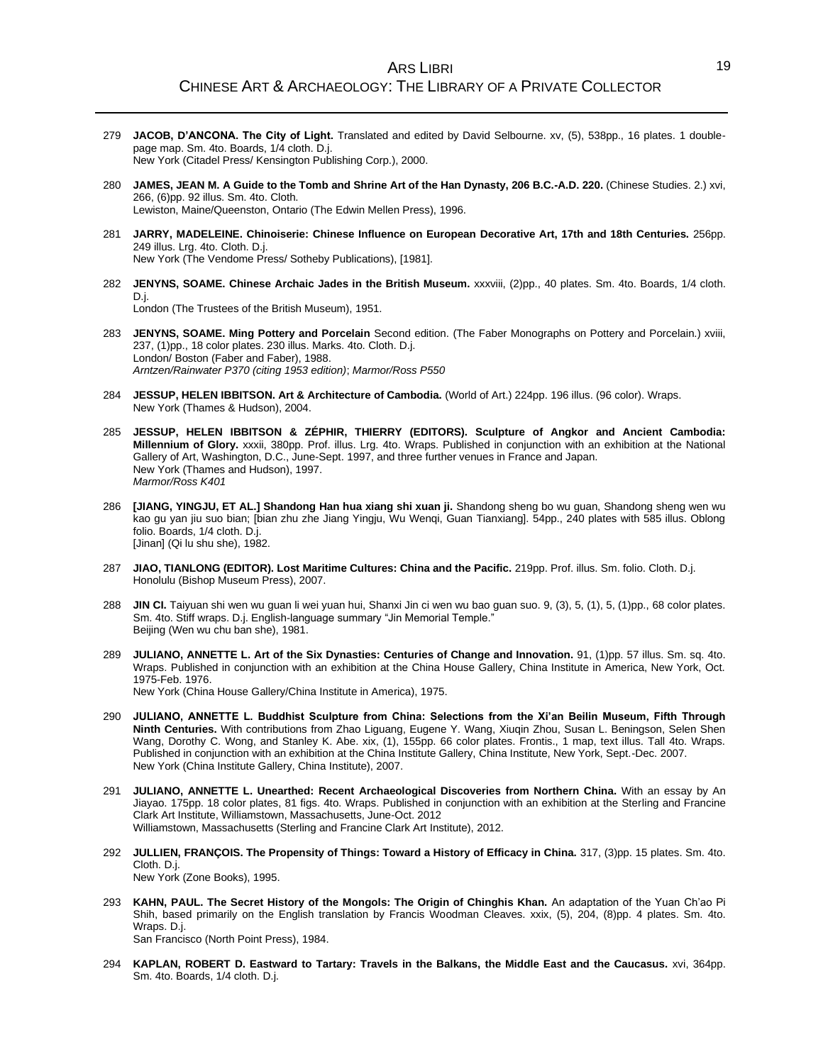279 **JACOB, D'ANCONA. The City of Light.** Translated and edited by David Selbourne. xv, (5), 538pp., 16 plates. 1 double-page map. Sm. 4to. Boards, 1/4 cloth. D.j.
New York (Citadel Press/ Kensington Publishing Corp.), 2000.

280 **JAMES, JEAN M. A Guide to the Tomb and Shrine Art of the Han Dynasty, 206 B.C.-A.D. 220.** (Chinese Studies. 2.) xvi, 266, (6)pp. 92 illus. Sm. 4to. Cloth.
Lewiston, Maine/Queenston, Ontario (The Edwin Mellen Press), 1996.

281 **JARRY, MADELEINE. Chinoiserie: Chinese Influence on European Decorative Art, 17th and 18th Centuries.** 256pp. 249 illus. Lrg. 4to. Cloth. D.j.
New York (The Vendome Press/ Sotheby Publications), [1981].

282 **JENYNS, SOAME. Chinese Archaic Jades in the British Museum.** xxxviii, (2)pp., 40 plates. Sm. 4to. Boards, 1/4 cloth. D.j.
London (The Trustees of the British Museum), 1951.

283 **JENYNS, SOAME. Ming Pottery and Porcelain** Second edition. (The Faber Monographs on Pottery and Porcelain.) xviii, 237, (1)pp., 18 color plates. 230 illus. Marks. 4to. Cloth. D.j.
London/ Boston (Faber and Faber), 1988.
*Arntzen/Rainwater P370 (citing 1953 edition)*; *Marmor/Ross P550*

284 **JESSUP, HELEN IBBITSON. Art & Architecture of Cambodia.** (World of Art.) 224pp. 196 illus. (96 color). Wraps.
New York (Thames & Hudson), 2004.

285 **JESSUP, HELEN IBBITSON & ZÉPHIR, THIERRY (EDITORS). Sculpture of Angkor and Ancient Cambodia: Millennium of Glory.** xxxii, 380pp. Prof. illus. Lrg. 4to. Wraps. Published in conjunction with an exhibition at the National Gallery of Art, Washington, D.C., June-Sept. 1997, and three further venues in France and Japan.
New York (Thames and Hudson), 1997.
*Marmor/Ross K401*

286 **[JIANG, YINGJU, ET AL.] Shandong Han hua xiang shi xuan ji.** Shandong sheng bo wu guan, Shandong sheng wen wu kao gu yan jiu suo bian; [bian zhu zhe Jiang Yingju, Wu Wenqi, Guan Tianxiang]. 54pp., 240 plates with 585 illus. Oblong folio. Boards, 1/4 cloth. D.j.
[Jinan] (Qi lu shu she), 1982.

287 **JIAO, TIANLONG (EDITOR). Lost Maritime Cultures: China and the Pacific.** 219pp. Prof. illus. Sm. folio. Cloth. D.j.
Honolulu (Bishop Museum Press), 2007.

288 **JIN CI.** Taiyuan shi wen wu guan li wei yuan hui, Shanxi Jin ci wen wu bao guan suo. 9, (3), 5, (1), 5, (1)pp., 68 color plates. Sm. 4to. Stiff wraps. D.j. English-language summary "Jin Memorial Temple."
Beijing (Wen wu chu ban she), 1981.

289 **JULIANO, ANNETTE L. Art of the Six Dynasties: Centuries of Change and Innovation.** 91, (1)pp. 57 illus. Sm. sq. 4to. Wraps. Published in conjunction with an exhibition at the China House Gallery, China Institute in America, New York, Oct. 1975-Feb. 1976.
New York (China House Gallery/China Institute in America), 1975.

290 **JULIANO, ANNETTE L. Buddhist Sculpture from China: Selections from the Xi'an Beilin Museum, Fifth Through Ninth Centuries.** With contributions from Zhao Liguang, Eugene Y. Wang, Xiuqin Zhou, Susan L. Beningson, Selen Shen Wang, Dorothy C. Wong, and Stanley K. Abe. xix, (1), 155pp. 66 color plates. Frontis., 1 map, text illus. Tall 4to. Wraps. Published in conjunction with an exhibition at the China Institute Gallery, China Institute, New York, Sept.-Dec. 2007.
New York (China Institute Gallery, China Institute), 2007.

291 **JULIANO, ANNETTE L. Unearthed: Recent Archaeological Discoveries from Northern China.** With an essay by An Jiayao. 175pp. 18 color plates, 81 figs. 4to. Wraps. Published in conjunction with an exhibition at the Sterling and Francine Clark Art Institute, Williamstown, Massachusetts, June-Oct. 2012
Williamstown, Massachusetts (Sterling and Francine Clark Art Institute), 2012.

292 **JULLIEN, FRANÇOIS. The Propensity of Things: Toward a History of Efficacy in China.** 317, (3)pp. 15 plates. Sm. 4to. Cloth. D.j.
New York (Zone Books), 1995.

293 **KAHN, PAUL. The Secret History of the Mongols: The Origin of Chinghis Khan.** An adaptation of the Yuan Ch'ao Pi Shih, based primarily on the English translation by Francis Woodman Cleaves. xxix, (5), 204, (8)pp. 4 plates. Sm. 4to. Wraps. D.j.
San Francisco (North Point Press), 1984.

294 **KAPLAN, ROBERT D. Eastward to Tartary: Travels in the Balkans, the Middle East and the Caucasus.** xvi, 364pp. Sm. 4to. Boards, 1/4 cloth. D.j.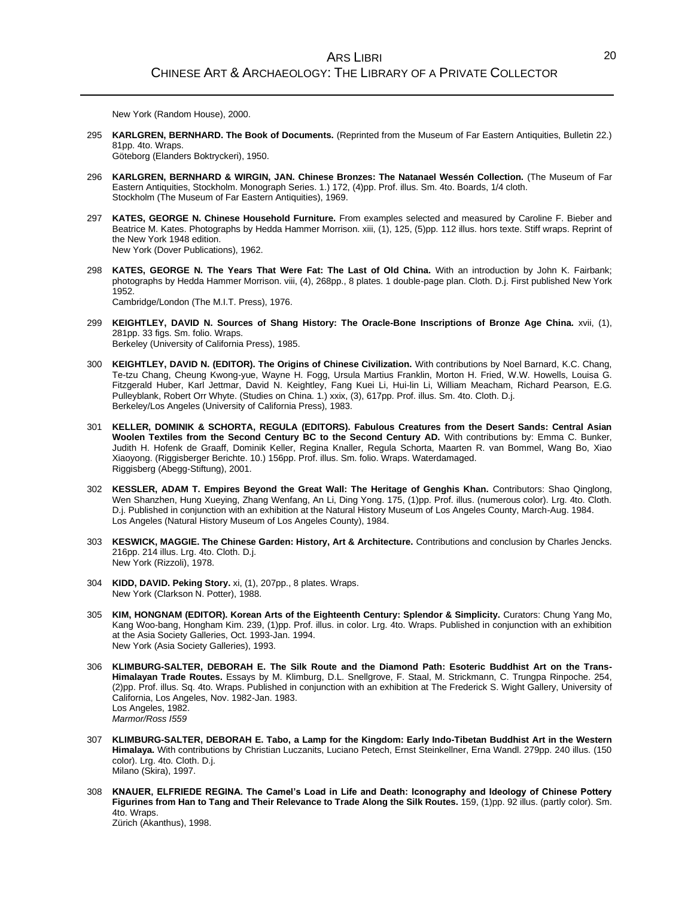New York (Random House), 2000.

295 **KARLGREN, BERNHARD. The Book of Documents.** (Reprinted from the Museum of Far Eastern Antiquities, Bulletin 22.) 81pp. 4to. Wraps.
Göteborg (Elanders Boktryckeri), 1950.

296 **KARLGREN, BERNHARD & WIRGIN, JAN. Chinese Bronzes: The Natanael Wessén Collection.** (The Museum of Far Eastern Antiquities, Stockholm. Monograph Series. 1.) 172, (4)pp. Prof. illus. Sm. 4to. Boards, 1/4 cloth.
Stockholm (The Museum of Far Eastern Antiquities), 1969.

297 **KATES, GEORGE N. Chinese Household Furniture.** From examples selected and measured by Caroline F. Bieber and Beatrice M. Kates. Photographs by Hedda Hammer Morrison. xiii, (1), 125, (5)pp. 112 illus. hors texte. Stiff wraps. Reprint of the New York 1948 edition.
New York (Dover Publications), 1962.

298 **KATES, GEORGE N. The Years That Were Fat: The Last of Old China.** With an introduction by John K. Fairbank; photographs by Hedda Hammer Morrison. viii, (4), 268pp., 8 plates. 1 double-page plan. Cloth. D.j. First published New York 1952.
Cambridge/London (The M.I.T. Press), 1976.

299 **KEIGHTLEY, DAVID N. Sources of Shang History: The Oracle-Bone Inscriptions of Bronze Age China.** xvii, (1), 281pp. 33 figs. Sm. folio. Wraps.
Berkeley (University of California Press), 1985.

300 **KEIGHTLEY, DAVID N. (EDITOR). The Origins of Chinese Civilization.** With contributions by Noel Barnard, K.C. Chang, Te-tzu Chang, Cheung Kwong-yue, Wayne H. Fogg, Ursula Martius Franklin, Morton H. Fried, W.W. Howells, Louisa G. Fitzgerald Huber, Karl Jettmar, David N. Keightley, Fang Kuei Li, Hui-lin Li, William Meacham, Richard Pearson, E.G. Pulleyblank, Robert Orr Whyte. (Studies on China. 1.) xxix, (3), 617pp. Prof. illus. Sm. 4to. Cloth. D.j.
Berkeley/Los Angeles (University of California Press), 1983.

301 **KELLER, DOMINIK & SCHORTA, REGULA (EDITORS). Fabulous Creatures from the Desert Sands: Central Asian Woolen Textiles from the Second Century BC to the Second Century AD.** With contributions by: Emma C. Bunker, Judith H. Hofenk de Graaff, Dominik Keller, Regina Knaller, Regula Schorta, Maarten R. van Bommel, Wang Bo, Xiao Xiaoyong. (Riggisberger Berichte. 10.) 156pp. Prof. illus. Sm. folio. Wraps. Waterdamaged.
Riggisberg (Abegg-Stiftung), 2001.

302 **KESSLER, ADAM T. Empires Beyond the Great Wall: The Heritage of Genghis Khan.** Contributors: Shao Qinglong, Wen Shanzhen, Hung Xueying, Zhang Wenfang, An Li, Ding Yong. 175, (1)pp. Prof. illus. (numerous color). Lrg. 4to. Cloth. D.j. Published in conjunction with an exhibition at the Natural History Museum of Los Angeles County, March-Aug. 1984.
Los Angeles (Natural History Museum of Los Angeles County), 1984.

303 **KESWICK, MAGGIE. The Chinese Garden: History, Art & Architecture.** Contributions and conclusion by Charles Jencks. 216pp. 214 illus. Lrg. 4to. Cloth. D.j.
New York (Rizzoli), 1978.

304 **KIDD, DAVID. Peking Story.** xi, (1), 207pp., 8 plates. Wraps.
New York (Clarkson N. Potter), 1988.

305 **KIM, HONGNAM (EDITOR). Korean Arts of the Eighteenth Century: Splendor & Simplicity.** Curators: Chung Yang Mo, Kang Woo-bang, Hongnam Kim. 239, (1)pp. Prof. illus. in color. Lrg. 4to. Wraps. Published in conjunction with an exhibition at the Asia Society Galleries, Oct. 1993-Jan. 1994.
New York (Asia Society Galleries), 1993.

306 **KLIMBURG-SALTER, DEBORAH E. The Silk Route and the Diamond Path: Esoteric Buddhist Art on the Trans-Himalayan Trade Routes.** Essays by M. Klimburg, D.L. Snellgrove, F. Staal, M. Strickmann, C. Trungpa Rinpoche. 254, (2)pp. Prof. illus. Sq. 4to. Wraps. Published in conjunction with an exhibition at The Frederick S. Wight Gallery, University of California, Los Angeles, Nov. 1982-Jan. 1983.
Los Angeles, 1982.
*Marmor/Ross I559*

307 **KLIMBURG-SALTER, DEBORAH E. Tabo, a Lamp for the Kingdom: Early Indo-Tibetan Buddhist Art in the Western Himalaya.** With contributions by Christian Luczanits, Luciano Petech, Ernst Steinkellner, Erna Wandl. 279pp. 240 illus. (150 color). Lrg. 4to. Cloth. D.j.
Milano (Skira), 1997.

308 **KNAUER, ELFRIEDE REGINA. The Camel's Load in Life and Death: Iconography and Ideology of Chinese Pottery Figurines from Han to Tang and Their Relevance to Trade Along the Silk Routes.** 159, (1)pp. 92 illus. (partly color). Sm. 4to. Wraps.
Zürich (Akanthus), 1998.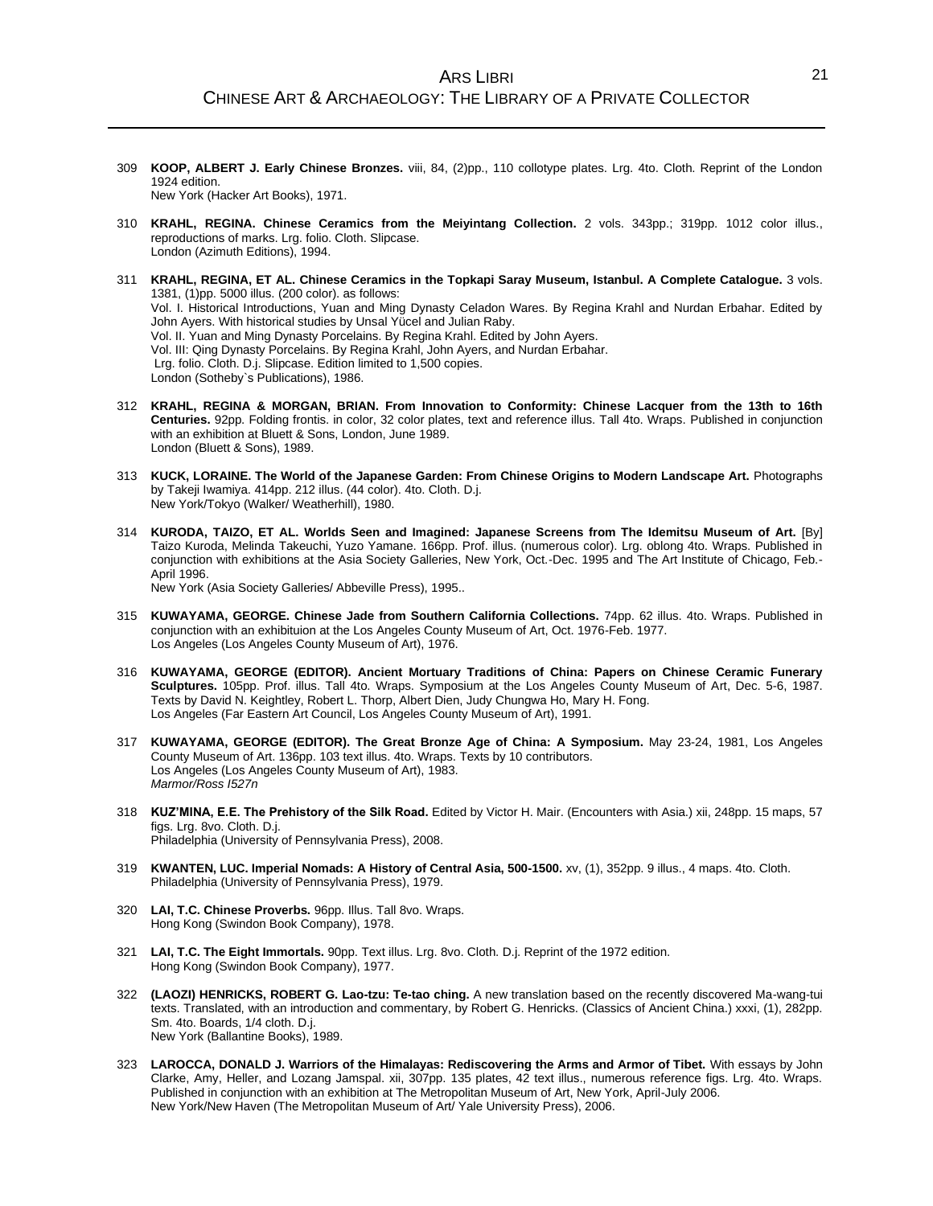309 **KOOP, ALBERT J. Early Chinese Bronzes.** viii, 84, (2)pp., 110 collotype plates. Lrg. 4to. Cloth. Reprint of the London 1924 edition.
New York (Hacker Art Books), 1971.

310 **KRAHL, REGINA. Chinese Ceramics from the Meiyintang Collection.** 2 vols. 343pp.; 319pp. 1012 color illus., reproductions of marks. Lrg. folio. Cloth. Slipcase.
London (Azimuth Editions), 1994.

311 **KRAHL, REGINA, ET AL. Chinese Ceramics in the Topkapi Saray Museum, Istanbul. A Complete Catalogue.** 3 vols. 1381, (1)pp. 5000 illus. (200 color). as follows:
Vol. I. Historical Introductions, Yuan and Ming Dynasty Celadon Wares. By Regina Krahl and Nurdan Erbahar. Edited by John Ayers. With historical studies by Unsal Yücel and Julian Raby.
Vol. II. Yuan and Ming Dynasty Porcelains. By Regina Krahl. Edited by John Ayers.
Vol. III: Qing Dynasty Porcelains. By Regina Krahl, John Ayers, and Nurdan Erbahar.
Lrg. folio. Cloth. D.j. Slipcase. Edition limited to 1,500 copies.
London (Sotheby`s Publications), 1986.

312 **KRAHL, REGINA & MORGAN, BRIAN. From Innovation to Conformity: Chinese Lacquer from the 13th to 16th Centuries.** 92pp. Folding frontis. in color, 32 color plates, text and reference illus. Tall 4to. Wraps. Published in conjunction with an exhibition at Bluett & Sons, London, June 1989.
London (Bluett & Sons), 1989.

313 **KUCK, LORAINE. The World of the Japanese Garden: From Chinese Origins to Modern Landscape Art.** Photographs by Takeji Iwamiya. 414pp. 212 illus. (44 color). 4to. Cloth. D.j.
New York/Tokyo (Walker/ Weatherhill), 1980.

314 **KURODA, TAIZO, ET AL. Worlds Seen and Imagined: Japanese Screens from The Idemitsu Museum of Art.** [By] Taizo Kuroda, Melinda Takeuchi, Yuzo Yamane. 166pp. Prof. illus. (numerous color). Lrg. oblong 4to. Wraps. Published in conjunction with exhibitions at the Asia Society Galleries, New York, Oct.-Dec. 1995 and The Art Institute of Chicago, Feb.-April 1996.
New York (Asia Society Galleries/ Abbeville Press), 1995..

315 **KUWAYAMA, GEORGE. Chinese Jade from Southern California Collections.** 74pp. 62 illus. 4to. Wraps. Published in conjunction with an exhibituion at the Los Angeles County Museum of Art, Oct. 1976-Feb. 1977.
Los Angeles (Los Angeles County Museum of Art), 1976.

316 **KUWAYAMA, GEORGE (EDITOR). Ancient Mortuary Traditions of China: Papers on Chinese Ceramic Funerary Sculptures.** 105pp. Prof. illus. Tall 4to. Wraps. Symposium at the Los Angeles County Museum of Art, Dec. 5-6, 1987. Texts by David N. Keightley, Robert L. Thorp, Albert Dien, Judy Chungwa Ho, Mary H. Fong.
Los Angeles (Far Eastern Art Council, Los Angeles County Museum of Art), 1991.

317 **KUWAYAMA, GEORGE (EDITOR). The Great Bronze Age of China: A Symposium.** May 23-24, 1981, Los Angeles County Museum of Art. 136pp. 103 text illus. 4to. Wraps. Texts by 10 contributors.
Los Angeles (Los Angeles County Museum of Art), 1983.
*Marmor/Ross I527n*

318 **KUZ'MINA, E.E. The Prehistory of the Silk Road.** Edited by Victor H. Mair. (Encounters with Asia.) xii, 248pp. 15 maps, 57 figs. Lrg. 8vo. Cloth. D.j.
Philadelphia (University of Pennsylvania Press), 2008.

319 **KWANTEN, LUC. Imperial Nomads: A History of Central Asia, 500-1500.** xv, (1), 352pp. 9 illus., 4 maps. 4to. Cloth.
Philadelphia (University of Pennsylvania Press), 1979.

320 **LAI, T.C. Chinese Proverbs.** 96pp. Illus. Tall 8vo. Wraps.
Hong Kong (Swindon Book Company), 1978.

321 **LAI, T.C. The Eight Immortals.** 90pp. Text illus. Lrg. 8vo. Cloth. D.j. Reprint of the 1972 edition.
Hong Kong (Swindon Book Company), 1977.

322 **(LAOZI) HENRICKS, ROBERT G. Lao-tzu: Te-tao ching.** A new translation based on the recently discovered Ma-wang-tui texts. Translated, with an introduction and commentary, by Robert G. Henricks. (Classics of Ancient China.) xxxi, (1), 282pp. Sm. 4to. Boards, 1/4 cloth. D.j.
New York (Ballantine Books), 1989.

323 **LAROCCA, DONALD J. Warriors of the Himalayas: Rediscovering the Arms and Armor of Tibet.** With essays by John Clarke, Amy, Heller, and Lozang Jamspal. xii, 307pp. 135 plates, 42 text illus., numerous reference figs. Lrg. 4to. Wraps. Published in conjunction with an exhibition at The Metropolitan Museum of Art, New York, April-July 2006.
New York/New Haven (The Metropolitan Museum of Art/ Yale University Press), 2006.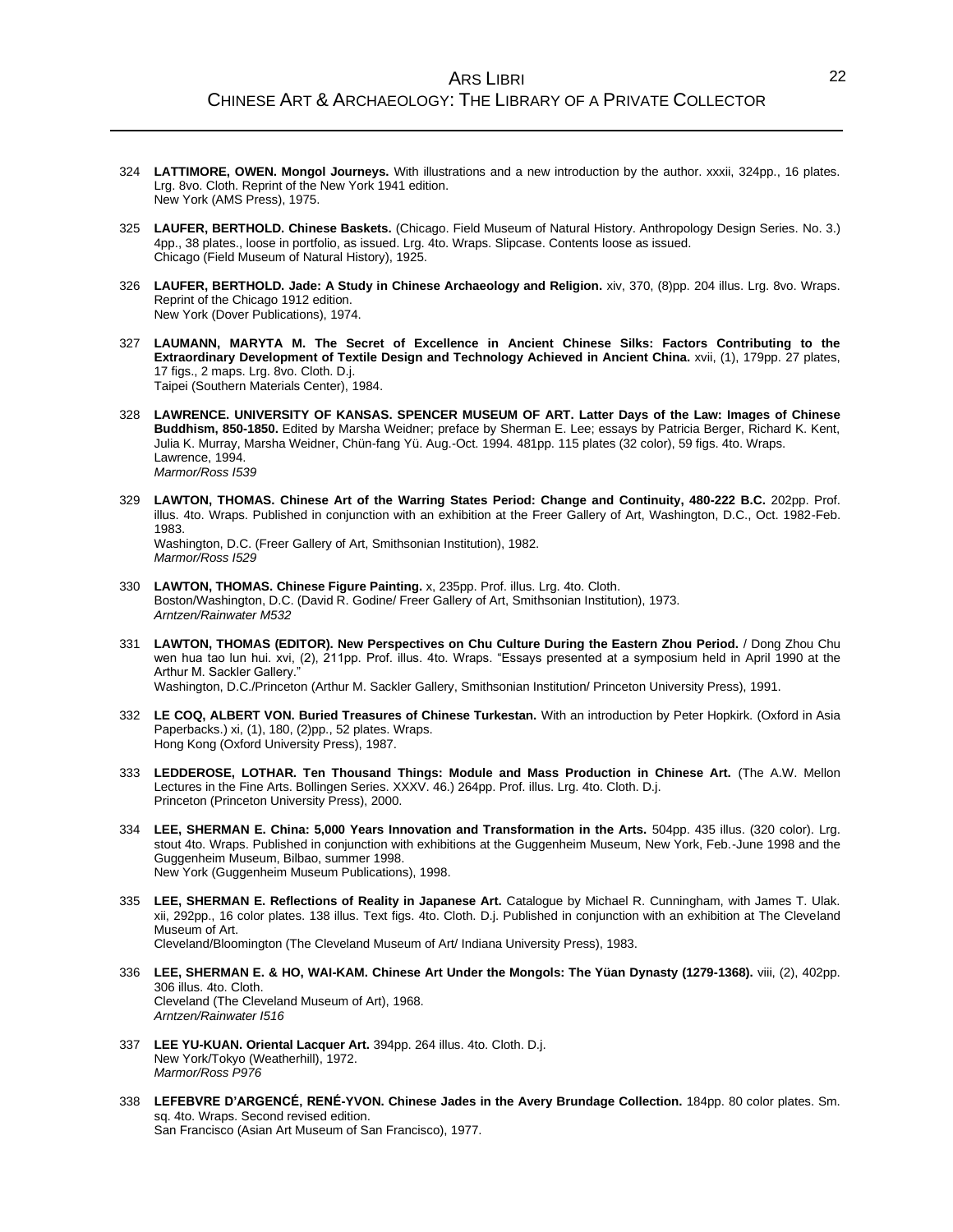324 **LATTIMORE, OWEN. Mongol Journeys.** With illustrations and a new introduction by the author. xxxii, 324pp., 16 plates. Lrg. 8vo. Cloth. Reprint of the New York 1941 edition.
New York (AMS Press), 1975.

325 **LAUFER, BERTHOLD. Chinese Baskets.** (Chicago. Field Museum of Natural History. Anthropology Design Series. No. 3.) 4pp., 38 plates., loose in portfolio, as issued. Lrg. 4to. Wraps. Slipcase. Contents loose as issued.
Chicago (Field Museum of Natural History), 1925.

326 **LAUFER, BERTHOLD. Jade: A Study in Chinese Archaeology and Religion.** xiv, 370, (8)pp. 204 illus. Lrg. 8vo. Wraps. Reprint of the Chicago 1912 edition.
New York (Dover Publications), 1974.

327 **LAUMANN, MARYTA M. The Secret of Excellence in Ancient Chinese Silks: Factors Contributing to the Extraordinary Development of Textile Design and Technology Achieved in Ancient China.** xvii, (1), 179pp. 27 plates, 17 figs., 2 maps. Lrg. 8vo. Cloth. D.j.
Taipei (Southern Materials Center), 1984.

328 **LAWRENCE. UNIVERSITY OF KANSAS. SPENCER MUSEUM OF ART. Latter Days of the Law: Images of Chinese Buddhism, 850-1850.** Edited by Marsha Weidner; preface by Sherman E. Lee; essays by Patricia Berger, Richard K. Kent, Julia K. Murray, Marsha Weidner, Chün-fang Yü. Aug.-Oct. 1994. 481pp. 115 plates (32 color), 59 figs. 4to. Wraps.
Lawrence, 1994.
*Marmor/Ross I539*

329 **LAWTON, THOMAS. Chinese Art of the Warring States Period: Change and Continuity, 480-222 B.C.** 202pp. Prof. illus. 4to. Wraps. Published in conjunction with an exhibition at the Freer Gallery of Art, Washington, D.C., Oct. 1982-Feb. 1983.
Washington, D.C. (Freer Gallery of Art, Smithsonian Institution), 1982.
*Marmor/Ross I529*

330 **LAWTON, THOMAS. Chinese Figure Painting.** x, 235pp. Prof. illus. Lrg. 4to. Cloth.
Boston/Washington, D.C. (David R. Godine/ Freer Gallery of Art, Smithsonian Institution), 1973.
*Arntzen/Rainwater M532*

331 **LAWTON, THOMAS (EDITOR). New Perspectives on Chu Culture During the Eastern Zhou Period.** / Dong Zhou Chu wen hua tao lun hui. xvi, (2), 211pp. Prof. illus. 4to. Wraps. "Essays presented at a symposium held in April 1990 at the Arthur M. Sackler Gallery."
Washington, D.C./Princeton (Arthur M. Sackler Gallery, Smithsonian Institution/ Princeton University Press), 1991.

332 **LE COQ, ALBERT VON. Buried Treasures of Chinese Turkestan.** With an introduction by Peter Hopkirk. (Oxford in Asia Paperbacks.) xi, (1), 180, (2)pp., 52 plates. Wraps.
Hong Kong (Oxford University Press), 1987.

333 **LEDDEROSE, LOTHAR. Ten Thousand Things: Module and Mass Production in Chinese Art.** (The A.W. Mellon Lectures in the Fine Arts. Bollingen Series. XXXV. 46.) 264pp. Prof. illus. Lrg. 4to. Cloth. D.j.
Princeton (Princeton University Press), 2000.

334 **LEE, SHERMAN E. China: 5,000 Years Innovation and Transformation in the Arts.** 504pp. 435 illus. (320 color). Lrg. stout 4to. Wraps. Published in conjunction with exhibitions at the Guggenheim Museum, New York, Feb.-June 1998 and the Guggenheim Museum, Bilbao, summer 1998.
New York (Guggenheim Museum Publications), 1998.

335 **LEE, SHERMAN E. Reflections of Reality in Japanese Art.** Catalogue by Michael R. Cunningham, with James T. Ulak. xii, 292pp., 16 color plates. 138 illus. Text figs. 4to. Cloth. D.j. Published in conjunction with an exhibition at The Cleveland Museum of Art.
Cleveland/Bloomington (The Cleveland Museum of Art/ Indiana University Press), 1983.

336 **LEE, SHERMAN E. & HO, WAI-KAM. Chinese Art Under the Mongols: The Yüan Dynasty (1279-1368).** viii, (2), 402pp. 306 illus. 4to. Cloth.
Cleveland (The Cleveland Museum of Art), 1968.
*Arntzen/Rainwater I516*

337 **LEE YU-KUAN. Oriental Lacquer Art.** 394pp. 264 illus. 4to. Cloth. D.j.
New York/Tokyo (Weatherhill), 1972.
*Marmor/Ross P976*

338 **LEFEBVRE D'ARGENCÉ, RENÉ-YVON. Chinese Jades in the Avery Brundage Collection.** 184pp. 80 color plates. Sm. sq. 4to. Wraps. Second revised edition.
San Francisco (Asian Art Museum of San Francisco), 1977.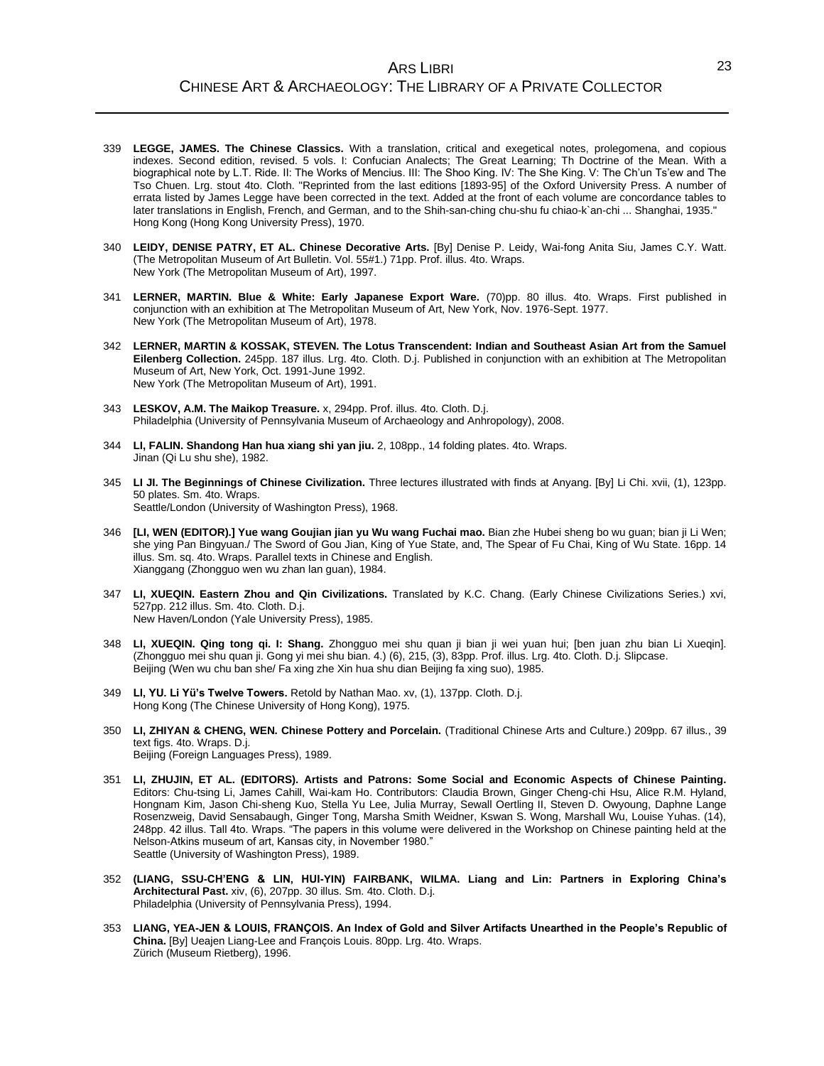339 **LEGGE, JAMES. The Chinese Classics.** With a translation, critical and exegetical notes, prolegomena, and copious indexes. Second edition, revised. 5 vols. I: Confucian Analects; The Great Learning; Th Doctrine of the Mean. With a biographical note by L.T. Ride. II: The Works of Mencius. III: The Shoo King. IV: The She King. V: The Ch'un Ts'ew and The Tso Chuen. Lrg. stout 4to. Cloth. "Reprinted from the last editions [1893-95] of the Oxford University Press. A number of errata listed by James Legge have been corrected in the text. Added at the front of each volume are concordance tables to later translations in English, French, and German, and to the Shih-san-ching chu-shu fu chiao-k`an-chi ... Shanghai, 1935."
Hong Kong (Hong Kong University Press), 1970.

340 **LEIDY, DENISE PATRY, ET AL. Chinese Decorative Arts.** [By] Denise P. Leidy, Wai-fong Anita Siu, James C.Y. Watt. (The Metropolitan Museum of Art Bulletin. Vol. 55#1.) 71pp. Prof. illus. 4to. Wraps.
New York (The Metropolitan Museum of Art), 1997.

341 **LERNER, MARTIN. Blue & White: Early Japanese Export Ware.** (70)pp. 80 illus. 4to. Wraps. First published in conjunction with an exhibition at The Metropolitan Museum of Art, New York, Nov. 1976-Sept. 1977.
New York (The Metropolitan Museum of Art), 1978.

342 **LERNER, MARTIN & KOSSAK, STEVEN. The Lotus Transcendent: Indian and Southeast Asian Art from the Samuel Eilenberg Collection.** 245pp. 187 illus. Lrg. 4to. Cloth. D.j. Published in conjunction with an exhibition at The Metropolitan Museum of Art, New York, Oct. 1991-June 1992.
New York (The Metropolitan Museum of Art), 1991.

343 **LESKOV, A.M. The Maikop Treasure.** x, 294pp. Prof. illus. 4to. Cloth. D.j.
Philadelphia (University of Pennsylvania Museum of Archaeology and Anhropology), 2008.

344 **LI, FALIN. Shandong Han hua xiang shi yan jiu.** 2, 108pp., 14 folding plates. 4to. Wraps.
Jinan (Qi Lu shu she), 1982.

345 **LI JI. The Beginnings of Chinese Civilization.** Three lectures illustrated with finds at Anyang. [By] Li Chi. xvii, (1), 123pp. 50 plates. Sm. 4to. Wraps.
Seattle/London (University of Washington Press), 1968.

346 **[LI, WEN (EDITOR).] Yue wang Goujian jian yu Wu wang Fuchai mao.** Bian zhe Hubei sheng bo wu guan; bian ji Li Wen; she ying Pan Bingyuan./ The Sword of Gou Jian, King of Yue State, and, The Spear of Fu Chai, King of Wu State. 16pp. 14 illus. Sm. sq. 4to. Wraps. Parallel texts in Chinese and English.
Xianggang (Zhongguo wen wu zhan lan guan), 1984.

347 **LI, XUEQIN. Eastern Zhou and Qin Civilizations.** Translated by K.C. Chang. (Early Chinese Civilizations Series.) xvi, 527pp. 212 illus. Sm. 4to. Cloth. D.j.
New Haven/London (Yale University Press), 1985.

348 **LI, XUEQIN. Qing tong qi. I: Shang.** Zhongguo mei shu quan ji bian ji wei yuan hui; [ben juan zhu bian Li Xueqin]. (Zhongguo mei shu quan ji. Gong yi mei shu bian. 4.) (6), 215, (3), 83pp. Prof. illus. Lrg. 4to. Cloth. D.j. Slipcase.
Beijing (Wen wu chu ban she/ Fa xing zhe Xin hua shu dian Beijing fa xing suo), 1985.

349 **LI, YU. Li Yü's Twelve Towers.** Retold by Nathan Mao. xv, (1), 137pp. Cloth. D.j.
Hong Kong (The Chinese University of Hong Kong), 1975.

350 **LI, ZHIYAN & CHENG, WEN. Chinese Pottery and Porcelain.** (Traditional Chinese Arts and Culture.) 209pp. 67 illus., 39 text figs. 4to. Wraps. D.j.
Beijing (Foreign Languages Press), 1989.

351 **LI, ZHUJIN, ET AL. (EDITORS). Artists and Patrons: Some Social and Economic Aspects of Chinese Painting.** Editors: Chu-tsing Li, James Cahill, Wai-kam Ho. Contributors: Claudia Brown, Ginger Cheng-chi Hsu, Alice R.M. Hyland, Hongnam Kim, Jason Chi-sheng Kuo, Stella Yu Lee, Julia Murray, Sewall Oertling II, Steven D. Owyoung, Daphne Lange Rosenzweig, David Sensabaugh, Ginger Tong, Marsha Smith Weidner, Kswan S. Wong, Marshall Wu, Louise Yuhas. (14), 248pp. 42 illus. Tall 4to. Wraps. "The papers in this volume were delivered in the Workshop on Chinese painting held at the Nelson-Atkins museum of art, Kansas city, in November 1980."
Seattle (University of Washington Press), 1989.

352 **(LIANG, SSU-CH'ENG & LIN, HUI-YIN) FAIRBANK, WILMA. Liang and Lin: Partners in Exploring China's Architectural Past.** xiv, (6), 207pp. 30 illus. Sm. 4to. Cloth. D.j.
Philadelphia (University of Pennsylvania Press), 1994.

353 **LIANG, YEA-JEN & LOUIS, FRANÇOIS. An Index of Gold and Silver Artifacts Unearthed in the People's Republic of China.** [By] Ueajen Liang-Lee and François Louis. 80pp. Lrg. 4to. Wraps.
Zürich (Museum Rietberg), 1996.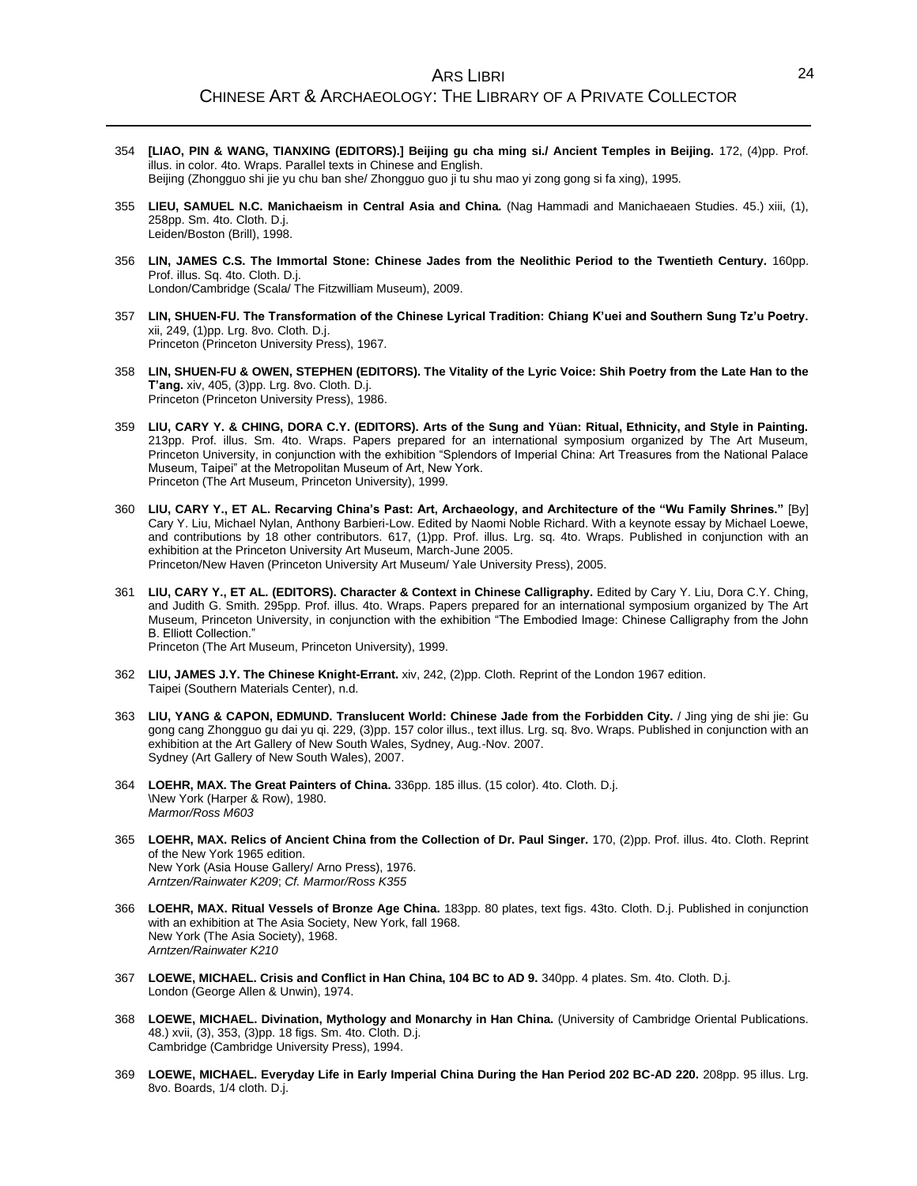354 **[LIAO, PIN & WANG, TIANXING (EDITORS).] Beijing gu cha ming si./ Ancient Temples in Beijing.** 172, (4)pp. Prof. illus. in color. 4to. Wraps. Parallel texts in Chinese and English.
Beijing (Zhongguo shi jie yu chu ban she/ Zhongguo guo ji tu shu mao yi zong gong si fa xing), 1995.

355 **LIEU, SAMUEL N.C. Manichaeism in Central Asia and China.** (Nag Hammadi and Manichaeaen Studies. 45.) xiii, (1), 258pp. Sm. 4to. Cloth. D.j.
Leiden/Boston (Brill), 1998.

356 **LIN, JAMES C.S. The Immortal Stone: Chinese Jades from the Neolithic Period to the Twentieth Century.** 160pp. Prof. illus. Sq. 4to. Cloth. D.j.
London/Cambridge (Scala/ The Fitzwilliam Museum), 2009.

357 **LIN, SHUEN-FU. The Transformation of the Chinese Lyrical Tradition: Chiang K'uei and Southern Sung Tz'u Poetry.** xii, 249, (1)pp. Lrg. 8vo. Cloth. D.j.
Princeton (Princeton University Press), 1967.

358 **LIN, SHUEN-FU & OWEN, STEPHEN (EDITORS). The Vitality of the Lyric Voice: Shih Poetry from the Late Han to the T'ang.** xiv, 405, (3)pp. Lrg. 8vo. Cloth. D.j.
Princeton (Princeton University Press), 1986.

359 **LIU, CARY Y. & CHING, DORA C.Y. (EDITORS). Arts of the Sung and Yüan: Ritual, Ethnicity, and Style in Painting.** 213pp. Prof. illus. Sm. 4to. Wraps. Papers prepared for an international symposium organized by The Art Museum, Princeton University, in conjunction with the exhibition "Splendors of Imperial China: Art Treasures from the National Palace Museum, Taipei" at the Metropolitan Museum of Art, New York.
Princeton (The Art Museum, Princeton University), 1999.

360 **LIU, CARY Y., ET AL. Recarving China's Past: Art, Archaeology, and Architecture of the "Wu Family Shrines."** [By] Cary Y. Liu, Michael Nylan, Anthony Barbieri-Low. Edited by Naomi Noble Richard. With a keynote essay by Michael Loewe, and contributions by 18 other contributors. 617, (1)pp. Prof. illus. Lrg. sq. 4to. Wraps. Published in conjunction with an exhibition at the Princeton University Art Museum, March-June 2005.
Princeton/New Haven (Princeton University Art Museum/ Yale University Press), 2005.

361 **LIU, CARY Y., ET AL. (EDITORS). Character & Context in Chinese Calligraphy.** Edited by Cary Y. Liu, Dora C.Y. Ching, and Judith G. Smith. 295pp. Prof. illus. 4to. Wraps. Papers prepared for an international symposium organized by The Art Museum, Princeton University, in conjunction with the exhibition "The Embodied Image: Chinese Calligraphy from the John B. Elliott Collection."
Princeton (The Art Museum, Princeton University), 1999.

362 **LIU, JAMES J.Y. The Chinese Knight-Errant.** xiv, 242, (2)pp. Cloth. Reprint of the London 1967 edition.
Taipei (Southern Materials Center), n.d.

363 **LIU, YANG & CAPON, EDMUND. Translucent World: Chinese Jade from the Forbidden City.** / Jing ying de shi jie: Gu gong cang Zhongguo gu dai yu qi. 229, (3)pp. 157 color illus., text illus. Lrg. sq. 8vo. Wraps. Published in conjunction with an exhibition at the Art Gallery of New South Wales, Sydney, Aug.-Nov. 2007.
Sydney (Art Gallery of New South Wales), 2007.

364 **LOEHR, MAX. The Great Painters of China.** 336pp. 185 illus. (15 color). 4to. Cloth. D.j.
\New York (Harper & Row), 1980.
*Marmor/Ross M603*

365 **LOEHR, MAX. Relics of Ancient China from the Collection of Dr. Paul Singer.** 170, (2)pp. Prof. illus. 4to. Cloth. Reprint of the New York 1965 edition.
New York (Asia House Gallery/ Arno Press), 1976.
*Arntzen/Rainwater K209*; *Cf. Marmor/Ross K355*

366 **LOEHR, MAX. Ritual Vessels of Bronze Age China.** 183pp. 80 plates, text figs. 43to. Cloth. D.j. Published in conjunction with an exhibition at The Asia Society, New York, fall 1968.
New York (The Asia Society), 1968.
*Arntzen/Rainwater K210*

367 **LOEWE, MICHAEL. Crisis and Conflict in Han China, 104 BC to AD 9.** 340pp. 4 plates. Sm. 4to. Cloth. D.j.
London (George Allen & Unwin), 1974.

368 **LOEWE, MICHAEL. Divination, Mythology and Monarchy in Han China.** (University of Cambridge Oriental Publications. 48.) xvii, (3), 353, (3)pp. 18 figs. Sm. 4to. Cloth. D.j.
Cambridge (Cambridge University Press), 1994.

369 **LOEWE, MICHAEL. Everyday Life in Early Imperial China During the Han Period 202 BC-AD 220.** 208pp. 95 illus. Lrg. 8vo. Boards, 1/4 cloth. D.j.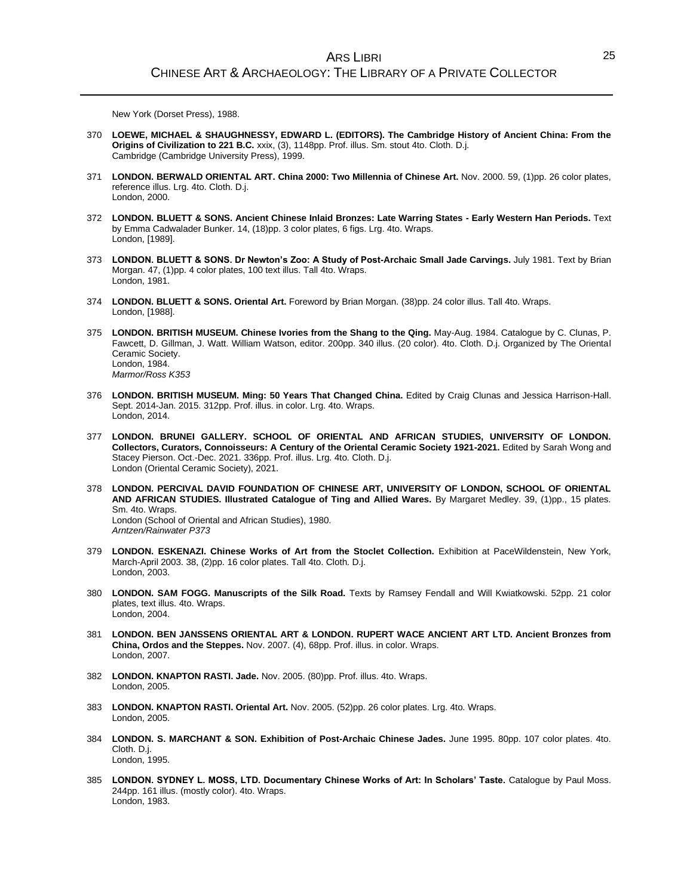New York (Dorset Press), 1988.

370 **LOEWE, MICHAEL & SHAUGHNESSY, EDWARD L. (EDITORS). The Cambridge History of Ancient China: From the Origins of Civilization to 221 B.C.** xxix, (3), 1148pp. Prof. illus. Sm. stout 4to. Cloth. D.j.
Cambridge (Cambridge University Press), 1999.

371 **LONDON. BERWALD ORIENTAL ART. China 2000: Two Millennia of Chinese Art.** Nov. 2000. 59, (1)pp. 26 color plates, reference illus. Lrg. 4to. Cloth. D.j.
London, 2000.

372 **LONDON. BLUETT & SONS. Ancient Chinese Inlaid Bronzes: Late Warring States - Early Western Han Periods.** Text by Emma Cadwalader Bunker. 14, (18)pp. 3 color plates, 6 figs. Lrg. 4to. Wraps.
London, [1989].

373 **LONDON. BLUETT & SONS. Dr Newton's Zoo: A Study of Post-Archaic Small Jade Carvings.** July 1981. Text by Brian Morgan. 47, (1)pp. 4 color plates, 100 text illus. Tall 4to. Wraps.
London, 1981.

374 **LONDON. BLUETT & SONS. Oriental Art.** Foreword by Brian Morgan. (38)pp. 24 color illus. Tall 4to. Wraps.
London, [1988].

375 **LONDON. BRITISH MUSEUM. Chinese Ivories from the Shang to the Qing.** May-Aug. 1984. Catalogue by C. Clunas, P. Fawcett, D. Gillman, J. Watt. William Watson, editor. 200pp. 340 illus. (20 color). 4to. Cloth. D.j. Organized by The Oriental Ceramic Society.
London, 1984.
*Marmor/Ross K353*

376 **LONDON. BRITISH MUSEUM. Ming: 50 Years That Changed China.** Edited by Craig Clunas and Jessica Harrison-Hall. Sept. 2014-Jan. 2015. 312pp. Prof. illus. in color. Lrg. 4to. Wraps.
London, 2014.

377 **LONDON. BRUNEI GALLERY. SCHOOL OF ORIENTAL AND AFRICAN STUDIES, UNIVERSITY OF LONDON. Collectors, Curators, Connoisseurs: A Century of the Oriental Ceramic Society 1921-2021.** Edited by Sarah Wong and Stacey Pierson. Oct.-Dec. 2021. 336pp. Prof. illus. Lrg. 4to. Cloth. D.j.
London (Oriental Ceramic Society), 2021.

378 **LONDON. PERCIVAL DAVID FOUNDATION OF CHINESE ART, UNIVERSITY OF LONDON, SCHOOL OF ORIENTAL AND AFRICAN STUDIES. Illustrated Catalogue of Ting and Allied Wares.** By Margaret Medley. 39, (1)pp., 15 plates. Sm. 4to. Wraps.
London (School of Oriental and African Studies), 1980.
*Arntzen/Rainwater P373*

379 **LONDON. ESKENAZI. Chinese Works of Art from the Stoclet Collection.** Exhibition at PaceWildenstein, New York, March-April 2003. 38, (2)pp. 16 color plates. Tall 4to. Cloth. D.j.
London, 2003.

380 **LONDON. SAM FOGG. Manuscripts of the Silk Road.** Texts by Ramsey Fendall and Will Kwiatkowski. 52pp. 21 color plates, text illus. 4to. Wraps.
London, 2004.

381 **LONDON. BEN JANSSENS ORIENTAL ART & LONDON. RUPERT WACE ANCIENT ART LTD. Ancient Bronzes from China, Ordos and the Steppes.** Nov. 2007. (4), 68pp. Prof. illus. in color. Wraps.
London, 2007.

382 **LONDON. KNAPTON RASTI. Jade.** Nov. 2005. (80)pp. Prof. illus. 4to. Wraps.
London, 2005.

383 **LONDON. KNAPTON RASTI. Oriental Art.** Nov. 2005. (52)pp. 26 color plates. Lrg. 4to. Wraps.
London, 2005.

384 **LONDON. S. MARCHANT & SON. Exhibition of Post-Archaic Chinese Jades.** June 1995. 80pp. 107 color plates. 4to. Cloth. D.j.
London, 1995.

385 **LONDON. SYDNEY L. MOSS, LTD. Documentary Chinese Works of Art: In Scholars' Taste.** Catalogue by Paul Moss. 244pp. 161 illus. (mostly color). 4to. Wraps.
London, 1983.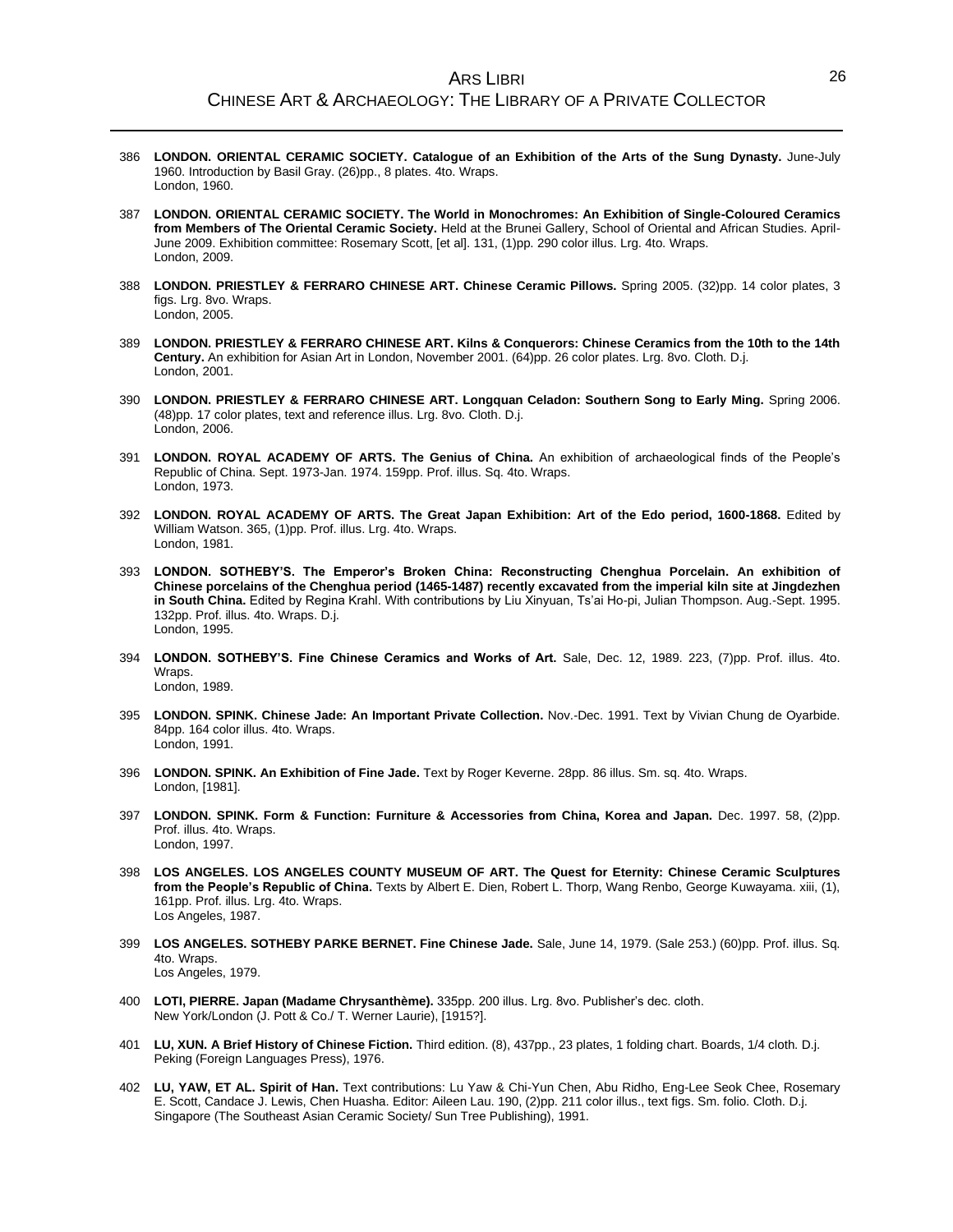386 **LONDON. ORIENTAL CERAMIC SOCIETY. Catalogue of an Exhibition of the Arts of the Sung Dynasty.** June-July 1960. Introduction by Basil Gray. (26)pp., 8 plates. 4to. Wraps.
London, 1960.

387 **LONDON. ORIENTAL CERAMIC SOCIETY. The World in Monochromes: An Exhibition of Single-Coloured Ceramics from Members of The Oriental Ceramic Society.** Held at the Brunei Gallery, School of Oriental and African Studies. April-June 2009. Exhibition committee: Rosemary Scott, [et al]. 131, (1)pp. 290 color illus. Lrg. 4to. Wraps.
London, 2009.

388 **LONDON. PRIESTLEY & FERRARO CHINESE ART. Chinese Ceramic Pillows.** Spring 2005. (32)pp. 14 color plates, 3 figs. Lrg. 8vo. Wraps.
London, 2005.

389 **LONDON. PRIESTLEY & FERRARO CHINESE ART. Kilns & Conquerors: Chinese Ceramics from the 10th to the 14th Century.** An exhibition for Asian Art in London, November 2001. (64)pp. 26 color plates. Lrg. 8vo. Cloth. D.j.
London, 2001.

390 **LONDON. PRIESTLEY & FERRARO CHINESE ART. Longquan Celadon: Southern Song to Early Ming.** Spring 2006. (48)pp. 17 color plates, text and reference illus. Lrg. 8vo. Cloth. D.j.
London, 2006.

391 **LONDON. ROYAL ACADEMY OF ARTS. The Genius of China.** An exhibition of archaeological finds of the People's Republic of China. Sept. 1973-Jan. 1974. 159pp. Prof. illus. Sq. 4to. Wraps.
London, 1973.

392 **LONDON. ROYAL ACADEMY OF ARTS. The Great Japan Exhibition: Art of the Edo period, 1600-1868.** Edited by William Watson. 365, (1)pp. Prof. illus. Lrg. 4to. Wraps.
London, 1981.

393 **LONDON. SOTHEBY'S. The Emperor's Broken China: Reconstructing Chenghua Porcelain. An exhibition of Chinese porcelains of the Chenghua period (1465-1487) recently excavated from the imperial kiln site at Jingdezhen in South China.** Edited by Regina Krahl. With contributions by Liu Xinyuan, Ts'ai Ho-pi, Julian Thompson. Aug.-Sept. 1995. 132pp. Prof. illus. 4to. Wraps. D.j.
London, 1995.

394 **LONDON. SOTHEBY'S. Fine Chinese Ceramics and Works of Art.** Sale, Dec. 12, 1989. 223, (7)pp. Prof. illus. 4to. Wraps.
London, 1989.

395 **LONDON. SPINK. Chinese Jade: An Important Private Collection.** Nov.-Dec. 1991. Text by Vivian Chung de Oyarbide. 84pp. 164 color illus. 4to. Wraps.
London, 1991.

396 **LONDON. SPINK. An Exhibition of Fine Jade.** Text by Roger Keverne. 28pp. 86 illus. Sm. sq. 4to. Wraps.
London, [1981].

397 **LONDON. SPINK. Form & Function: Furniture & Accessories from China, Korea and Japan.** Dec. 1997. 58, (2)pp. Prof. illus. 4to. Wraps.
London, 1997.

398 **LOS ANGELES. LOS ANGELES COUNTY MUSEUM OF ART. The Quest for Eternity: Chinese Ceramic Sculptures from the People's Republic of China.** Texts by Albert E. Dien, Robert L. Thorp, Wang Renbo, George Kuwayama. xiii, (1), 161pp. Prof. illus. Lrg. 4to. Wraps.
Los Angeles, 1987.

399 **LOS ANGELES. SOTHEBY PARKE BERNET. Fine Chinese Jade.** Sale, June 14, 1979. (Sale 253.) (60)pp. Prof. illus. Sq. 4to. Wraps.
Los Angeles, 1979.

400 **LOTI, PIERRE. Japan (Madame Chrysanthème).** 335pp. 200 illus. Lrg. 8vo. Publisher's dec. cloth.
New York/London (J. Pott & Co./ T. Werner Laurie), [1915?].

401 **LU, XUN. A Brief History of Chinese Fiction.** Third edition. (8), 437pp., 23 plates, 1 folding chart. Boards, 1/4 cloth. D.j.
Peking (Foreign Languages Press), 1976.

402 **LU, YAW, ET AL. Spirit of Han.** Text contributions: Lu Yaw & Chi-Yun Chen, Abu Ridho, Eng-Lee Seok Chee, Rosemary E. Scott, Candace J. Lewis, Chen Huasha. Editor: Aileen Lau. 190, (2)pp. 211 color illus., text figs. Sm. folio. Cloth. D.j.
Singapore (The Southeast Asian Ceramic Society/ Sun Tree Publishing), 1991.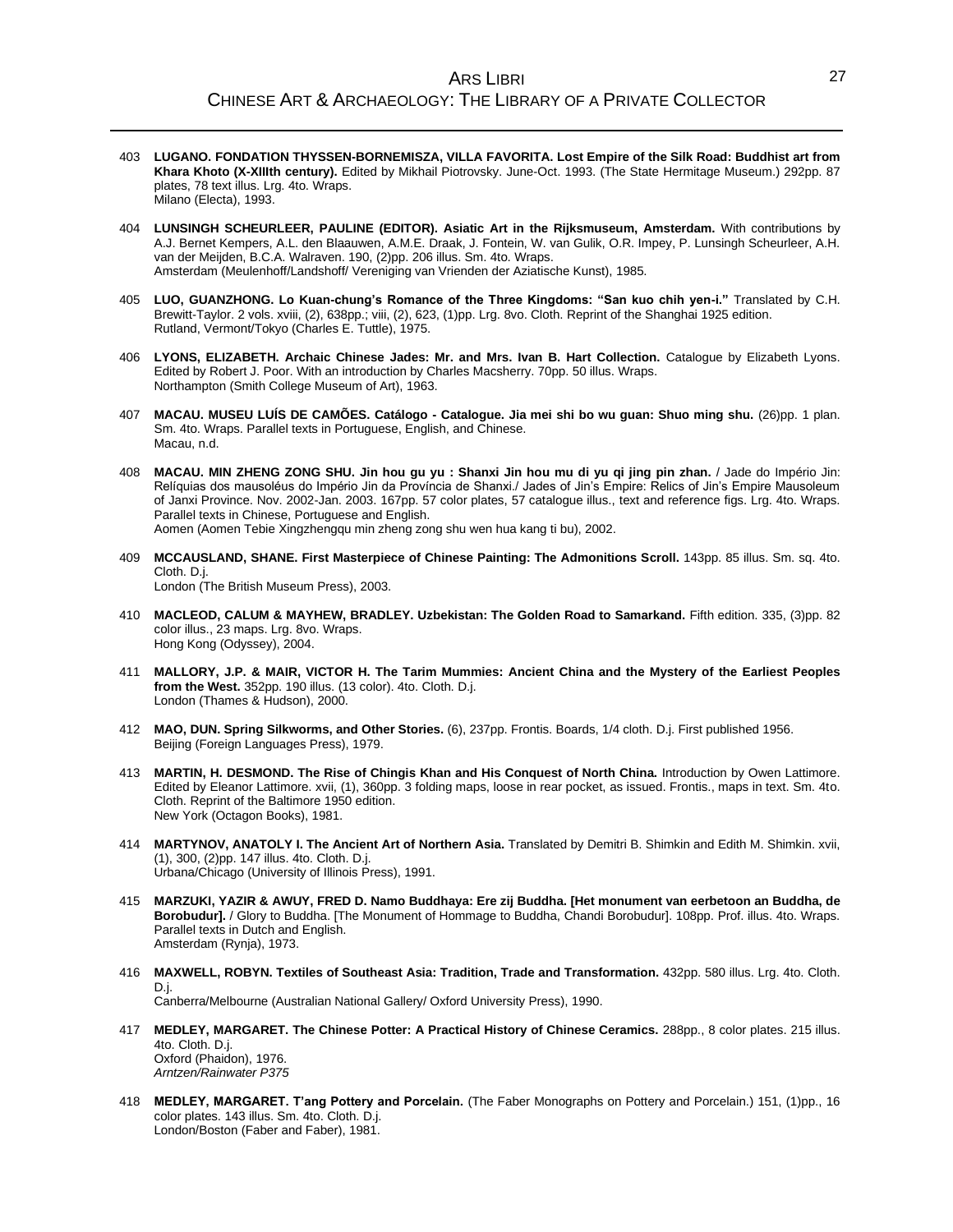403 **LUGANO. FONDATION THYSSEN-BORNEMISZA, VILLA FAVORITA. Lost Empire of the Silk Road: Buddhist art from Khara Khoto (X-XIIIth century).** Edited by Mikhail Piotrovsky. June-Oct. 1993. (The State Hermitage Museum.) 292pp. 87 plates, 78 text illus. Lrg. 4to. Wraps.
Milano (Electa), 1993.

404 **LUNSINGH SCHEURLEER, PAULINE (EDITOR). Asiatic Art in the Rijksmuseum, Amsterdam.** With contributions by A.J. Bernet Kempers, A.L. den Blaauwen, A.M.E. Draak, J. Fontein, W. van Gulik, O.R. Impey, P. Lunsingh Scheurleer, A.H. van der Meijden, B.C.A. Walraven. 190, (2)pp. 206 illus. Sm. 4to. Wraps.
Amsterdam (Meulenhoff/Landshoff/ Vereniging van Vrienden der Aziatische Kunst), 1985.

405 **LUO, GUANZHONG. Lo Kuan-chung's Romance of the Three Kingdoms: "San kuo chih yen-i."** Translated by C.H. Brewitt-Taylor. 2 vols. xviii, (2), 638pp.; viii, (2), 623, (1)pp. Lrg. 8vo. Cloth. Reprint of the Shanghai 1925 edition.
Rutland, Vermont/Tokyo (Charles E. Tuttle), 1975.

406 **LYONS, ELIZABETH. Archaic Chinese Jades: Mr. and Mrs. Ivan B. Hart Collection.** Catalogue by Elizabeth Lyons. Edited by Robert J. Poor. With an introduction by Charles Macsherry. 70pp. 50 illus. Wraps.
Northampton (Smith College Museum of Art), 1963.

407 **MACAU. MUSEU LUÍS DE CAMÕES. Catálogo - Catalogue. Jia mei shi bo wu guan: Shuo ming shu.** (26)pp. 1 plan. Sm. 4to. Wraps. Parallel texts in Portuguese, English, and Chinese.
Macau, n.d.

408 **MACAU. MIN ZHENG ZONG SHU. Jin hou gu yu : Shanxi Jin hou mu di yu qi jing pin zhan.** / Jade do Império Jin: Relíquias dos mausoléus do Império Jin da Província de Shanxi./ Jades of Jin's Empire: Relics of Jin's Empire Mausoleum of Janxi Province. Nov. 2002-Jan. 2003. 167pp. 57 color plates, 57 catalogue illus., text and reference figs. Lrg. 4to. Wraps. Parallel texts in Chinese, Portuguese and English.
Aomen (Aomen Tebie Xingzhengqu min zheng zong shu wen hua kang ti bu), 2002.

409 **MCCAUSLAND, SHANE. First Masterpiece of Chinese Painting: The Admonitions Scroll.** 143pp. 85 illus. Sm. sq. 4to. Cloth. D.j.
London (The British Museum Press), 2003.

410 **MACLEOD, CALUM & MAYHEW, BRADLEY. Uzbekistan: The Golden Road to Samarkand.** Fifth edition. 335, (3)pp. 82 color illus., 23 maps. Lrg. 8vo. Wraps.
Hong Kong (Odyssey), 2004.

411 **MALLORY, J.P. & MAIR, VICTOR H. The Tarim Mummies: Ancient China and the Mystery of the Earliest Peoples from the West.** 352pp. 190 illus. (13 color). 4to. Cloth. D.j.
London (Thames & Hudson), 2000.

412 **MAO, DUN. Spring Silkworms, and Other Stories.** (6), 237pp. Frontis. Boards, 1/4 cloth. D.j. First published 1956.
Beijing (Foreign Languages Press), 1979.

413 **MARTIN, H. DESMOND. The Rise of Chingis Khan and His Conquest of North China.** Introduction by Owen Lattimore. Edited by Eleanor Lattimore. xvii, (1), 360pp. 3 folding maps, loose in rear pocket, as issued. Frontis., maps in text. Sm. 4to. Cloth. Reprint of the Baltimore 1950 edition.
New York (Octagon Books), 1981.

414 **MARTYNOV, ANATOLY I. The Ancient Art of Northern Asia.** Translated by Demitri B. Shimkin and Edith M. Shimkin. xvii, (1), 300, (2)pp. 147 illus. 4to. Cloth. D.j.
Urbana/Chicago (University of Illinois Press), 1991.

415 **MARZUKI, YAZIR & AWUY, FRED D. Namo Buddhaya: Ere zij Buddha. [Het monument van eerbetoon an Buddha, de Borobudur].** / Glory to Buddha. [The Monument of Hommage to Buddha, Chandi Borobudur]. 108pp. Prof. illus. 4to. Wraps. Parallel texts in Dutch and English.
Amsterdam (Rynja), 1973.

416 **MAXWELL, ROBYN. Textiles of Southeast Asia: Tradition, Trade and Transformation.** 432pp. 580 illus. Lrg. 4to. Cloth. D.j.
Canberra/Melbourne (Australian National Gallery/ Oxford University Press), 1990.

417 **MEDLEY, MARGARET. The Chinese Potter: A Practical History of Chinese Ceramics.** 288pp., 8 color plates. 215 illus. 4to. Cloth. D.j.
Oxford (Phaidon), 1976.
*Arntzen/Rainwater P375*

418 **MEDLEY, MARGARET. T'ang Pottery and Porcelain.** (The Faber Monographs on Pottery and Porcelain.) 151, (1)pp., 16 color plates. 143 illus. Sm. 4to. Cloth. D.j.
London/Boston (Faber and Faber), 1981.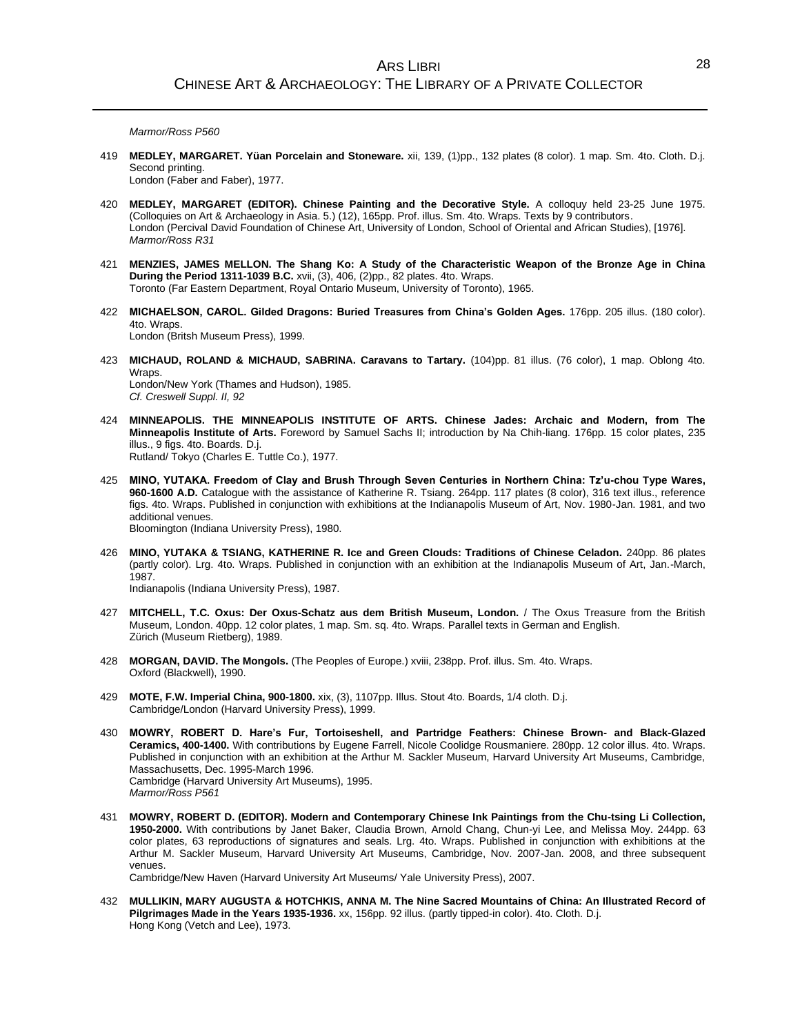*Marmor/Ross P560*

419 **MEDLEY, MARGARET. Yüan Porcelain and Stoneware.** xii, 139, (1)pp., 132 plates (8 color). 1 map. Sm. 4to. Cloth. D.j. Second printing.
London (Faber and Faber), 1977.

420 **MEDLEY, MARGARET (EDITOR). Chinese Painting and the Decorative Style.** A colloquy held 23-25 June 1975. (Colloquies on Art & Archaeology in Asia. 5.) (12), 165pp. Prof. illus. Sm. 4to. Wraps. Texts by 9 contributors.
London (Percival David Foundation of Chinese Art, University of London, School of Oriental and African Studies), [1976].
*Marmor/Ross R31*

421 **MENZIES, JAMES MELLON. The Shang Ko: A Study of the Characteristic Weapon of the Bronze Age in China During the Period 1311-1039 B.C.** xvii, (3), 406, (2)pp., 82 plates. 4to. Wraps.
Toronto (Far Eastern Department, Royal Ontario Museum, University of Toronto), 1965.

422 **MICHAELSON, CAROL. Gilded Dragons: Buried Treasures from China's Golden Ages.** 176pp. 205 illus. (180 color). 4to. Wraps.
London (Britsh Museum Press), 1999.

423 **MICHAUD, ROLAND & MICHAUD, SABRINA. Caravans to Tartary.** (104)pp. 81 illus. (76 color), 1 map. Oblong 4to. Wraps.
London/New York (Thames and Hudson), 1985.
*Cf. Creswell Suppl. II, 92*

424 **MINNEAPOLIS. THE MINNEAPOLIS INSTITUTE OF ARTS. Chinese Jades: Archaic and Modern, from The Minneapolis Institute of Arts.** Foreword by Samuel Sachs II; introduction by Na Chih-liang. 176pp. 15 color plates, 235 illus., 9 figs. 4to. Boards. D.j.
Rutland/ Tokyo (Charles E. Tuttle Co.), 1977.

425 **MINO, YUTAKA. Freedom of Clay and Brush Through Seven Centuries in Northern China: Tz'u-chou Type Wares, 960-1600 A.D.** Catalogue with the assistance of Katherine R. Tsiang. 264pp. 117 plates (8 color), 316 text illus., reference figs. 4to. Wraps. Published in conjunction with exhibitions at the Indianapolis Museum of Art, Nov. 1980-Jan. 1981, and two additional venues.
Bloomington (Indiana University Press), 1980.

426 **MINO, YUTAKA & TSIANG, KATHERINE R. Ice and Green Clouds: Traditions of Chinese Celadon.** 240pp. 86 plates (partly color). Lrg. 4to. Wraps. Published in conjunction with an exhibition at the Indianapolis Museum of Art, Jan.-March, 1987.
Indianapolis (Indiana University Press), 1987.

427 **MITCHELL, T.C. Oxus: Der Oxus-Schatz aus dem British Museum, London.** / The Oxus Treasure from the British Museum, London. 40pp. 12 color plates, 1 map. Sm. sq. 4to. Wraps. Parallel texts in German and English.
Zürich (Museum Rietberg), 1989.

428 **MORGAN, DAVID. The Mongols.** (The Peoples of Europe.) xviii, 238pp. Prof. illus. Sm. 4to. Wraps.
Oxford (Blackwell), 1990.

429 **MOTE, F.W. Imperial China, 900-1800.** xix, (3), 1107pp. Illus. Stout 4to. Boards, 1/4 cloth. D.j.
Cambridge/London (Harvard University Press), 1999.

430 **MOWRY, ROBERT D. Hare's Fur, Tortoiseshell, and Partridge Feathers: Chinese Brown- and Black-Glazed Ceramics, 400-1400.** With contributions by Eugene Farrell, Nicole Coolidge Rousmaniere. 280pp. 12 color illus. 4to. Wraps. Published in conjunction with an exhibition at the Arthur M. Sackler Museum, Harvard University Art Museums, Cambridge, Massachusetts, Dec. 1995-March 1996.
Cambridge (Harvard University Art Museums), 1995.
*Marmor/Ross P561*

431 **MOWRY, ROBERT D. (EDITOR). Modern and Contemporary Chinese Ink Paintings from the Chu-tsing Li Collection, 1950-2000.** With contributions by Janet Baker, Claudia Brown, Arnold Chang, Chun-yi Lee, and Melissa Moy. 244pp. 63 color plates, 63 reproductions of signatures and seals. Lrg. 4to. Wraps. Published in conjunction with exhibitions at the Arthur M. Sackler Museum, Harvard University Art Museums, Cambridge, Nov. 2007-Jan. 2008, and three subsequent venues.
Cambridge/New Haven (Harvard University Art Museums/ Yale University Press), 2007.

432 **MULLIKIN, MARY AUGUSTA & HOTCHKIS, ANNA M. The Nine Sacred Mountains of China: An Illustrated Record of Pilgrimages Made in the Years 1935-1936.** xx, 156pp. 92 illus. (partly tipped-in color). 4to. Cloth. D.j.
Hong Kong (Vetch and Lee), 1973.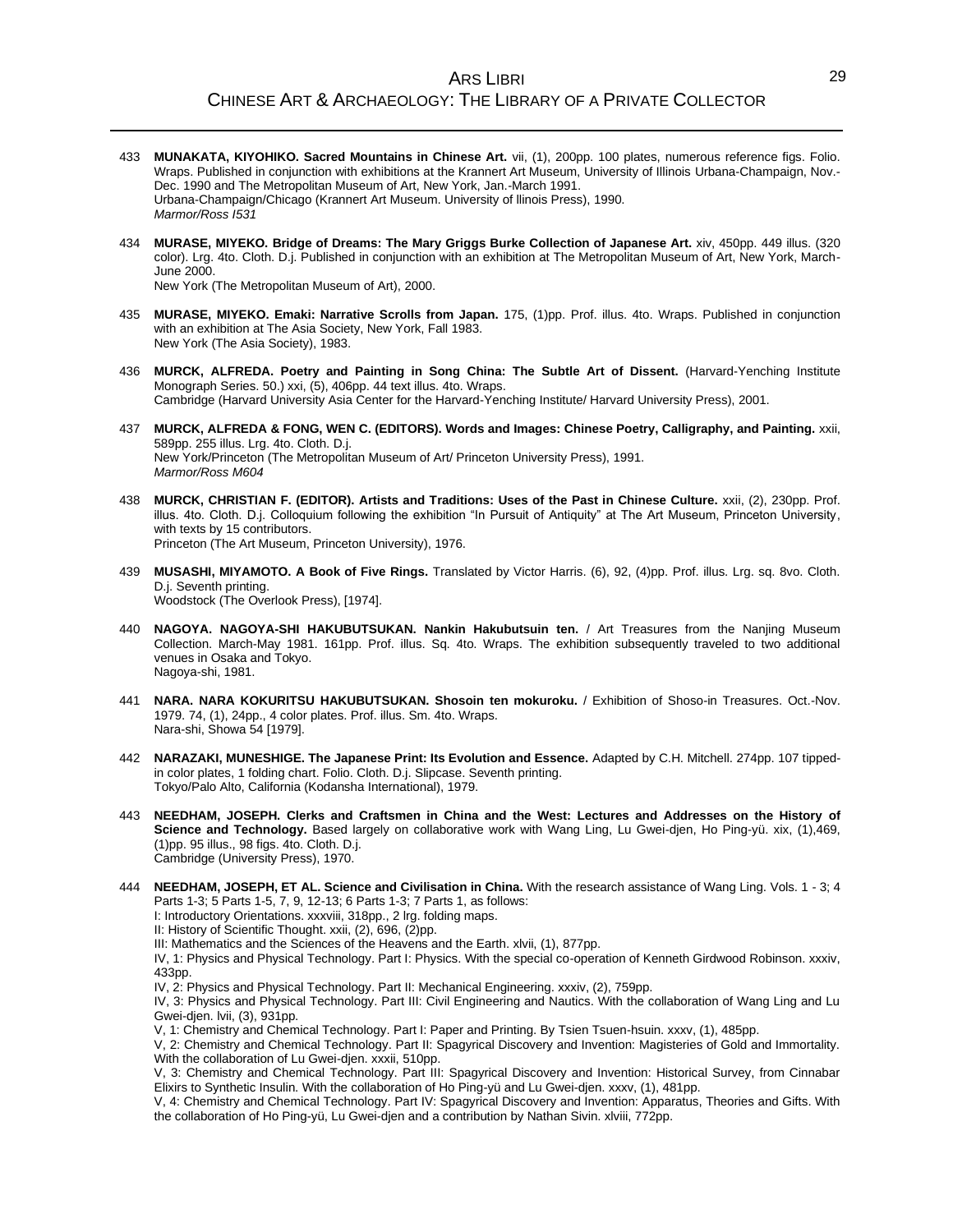433 **MUNAKATA, KIYOHIKO. Sacred Mountains in Chinese Art.** vii, (1), 200pp. 100 plates, numerous reference figs. Folio. Wraps. Published in conjunction with exhibitions at the Krannert Art Museum, University of Illinois Urbana-Champaign, Nov.-Dec. 1990 and The Metropolitan Museum of Art, New York, Jan.-March 1991.
Urbana-Champaign/Chicago (Krannert Art Museum. University of llinois Press), 1990.
*Marmor/Ross I531*

434 **MURASE, MIYEKO. Bridge of Dreams: The Mary Griggs Burke Collection of Japanese Art.** xiv, 450pp. 449 illus. (320 color). Lrg. 4to. Cloth. D.j. Published in conjunction with an exhibition at The Metropolitan Museum of Art, New York, March-June 2000.
New York (The Metropolitan Museum of Art), 2000.

435 **MURASE, MIYEKO. Emaki: Narrative Scrolls from Japan.** 175, (1)pp. Prof. illus. 4to. Wraps. Published in conjunction with an exhibition at The Asia Society, New York, Fall 1983.
New York (The Asia Society), 1983.

436 **MURCK, ALFREDA. Poetry and Painting in Song China: The Subtle Art of Dissent.** (Harvard-Yenching Institute Monograph Series. 50.) xxi, (5), 406pp. 44 text illus. 4to. Wraps.
Cambridge (Harvard University Asia Center for the Harvard-Yenching Institute/ Harvard University Press), 2001.

437 **MURCK, ALFREDA & FONG, WEN C. (EDITORS). Words and Images: Chinese Poetry, Calligraphy, and Painting.** xxii, 589pp. 255 illus. Lrg. 4to. Cloth. D.j.
New York/Princeton (The Metropolitan Museum of Art/ Princeton University Press), 1991.
*Marmor/Ross M604*

438 **MURCK, CHRISTIAN F. (EDITOR). Artists and Traditions: Uses of the Past in Chinese Culture.** xxii, (2), 230pp. Prof. illus. 4to. Cloth. D.j. Colloquium following the exhibition "In Pursuit of Antiquity" at The Art Museum, Princeton University, with texts by 15 contributors.
Princeton (The Art Museum, Princeton University), 1976.

439 **MUSASHI, MIYAMOTO. A Book of Five Rings.** Translated by Victor Harris. (6), 92, (4)pp. Prof. illus. Lrg. sq. 8vo. Cloth. D.j. Seventh printing.
Woodstock (The Overlook Press), [1974].

440 **NAGOYA. NAGOYA-SHI HAKUBUTSUKAN. Nankin Hakubutsuin ten.** / Art Treasures from the Nanjing Museum Collection. March-May 1981. 161pp. Prof. illus. Sq. 4to. Wraps. The exhibition subsequently traveled to two additional venues in Osaka and Tokyo.
Nagoya-shi, 1981.

441 **NARA. NARA KOKURITSU HAKUBUTSUKAN. Shosoin ten mokuroku.** / Exhibition of Shoso-in Treasures. Oct.-Nov. 1979. 74, (1), 24pp., 4 color plates. Prof. illus. Sm. 4to. Wraps.
Nara-shi, Showa 54 [1979].

442 **NARAZAKI, MUNESHIGE. The Japanese Print: Its Evolution and Essence.** Adapted by C.H. Mitchell. 274pp. 107 tipped-in color plates, 1 folding chart. Folio. Cloth. D.j. Slipcase. Seventh printing.
Tokyo/Palo Alto, California (Kodansha International), 1979.

443 **NEEDHAM, JOSEPH. Clerks and Craftsmen in China and the West: Lectures and Addresses on the History of Science and Technology.** Based largely on collaborative work with Wang Ling, Lu Gwei-djen, Ho Ping-yü. xix, (1),469, (1)pp. 95 illus., 98 figs. 4to. Cloth. D.j.
Cambridge (University Press), 1970.

444 **NEEDHAM, JOSEPH, ET AL. Science and Civilisation in China.** With the research assistance of Wang Ling. Vols. 1 - 3; 4 Parts 1-3; 5 Parts 1-5, 7, 9, 12-13; 6 Parts 1-3; 7 Parts 1, as follows:
I: Introductory Orientations. xxxviii, 318pp., 2 lrg. folding maps.
II: History of Scientific Thought. xxii, (2), 696, (2)pp.
III: Mathematics and the Sciences of the Heavens and the Earth. xlvii, (1), 877pp.
IV, 1: Physics and Physical Technology. Part I: Physics. With the special co-operation of Kenneth Girdwood Robinson. xxxiv, 433pp.
IV, 2: Physics and Physical Technology. Part II: Mechanical Engineering. xxxiv, (2), 759pp.
IV, 3: Physics and Physical Technology. Part III: Civil Engineering and Nautics. With the collaboration of Wang Ling and Lu Gwei-djen. lvii, (3), 931pp.
V, 1: Chemistry and Chemical Technology. Part I: Paper and Printing. By Tsien Tsuen-hsuin. xxxv, (1), 485pp.
V, 2: Chemistry and Chemical Technology. Part II: Spagyrical Discovery and Invention: Magisteries of Gold and Immortality. With the collaboration of Lu Gwei-djen. xxxii, 510pp.
V, 3: Chemistry and Chemical Technology. Part III: Spagyrical Discovery and Invention: Historical Survey, from Cinnabar Elixirs to Synthetic Insulin. With the collaboration of Ho Ping-yü and Lu Gwei-djen. xxxv, (1), 481pp.
V, 4: Chemistry and Chemical Technology. Part IV: Spagyrical Discovery and Invention: Apparatus, Theories and Gifts. With the collaboration of Ho Ping-yü, Lu Gwei-djen and a contribution by Nathan Sivin. xlviii, 772pp.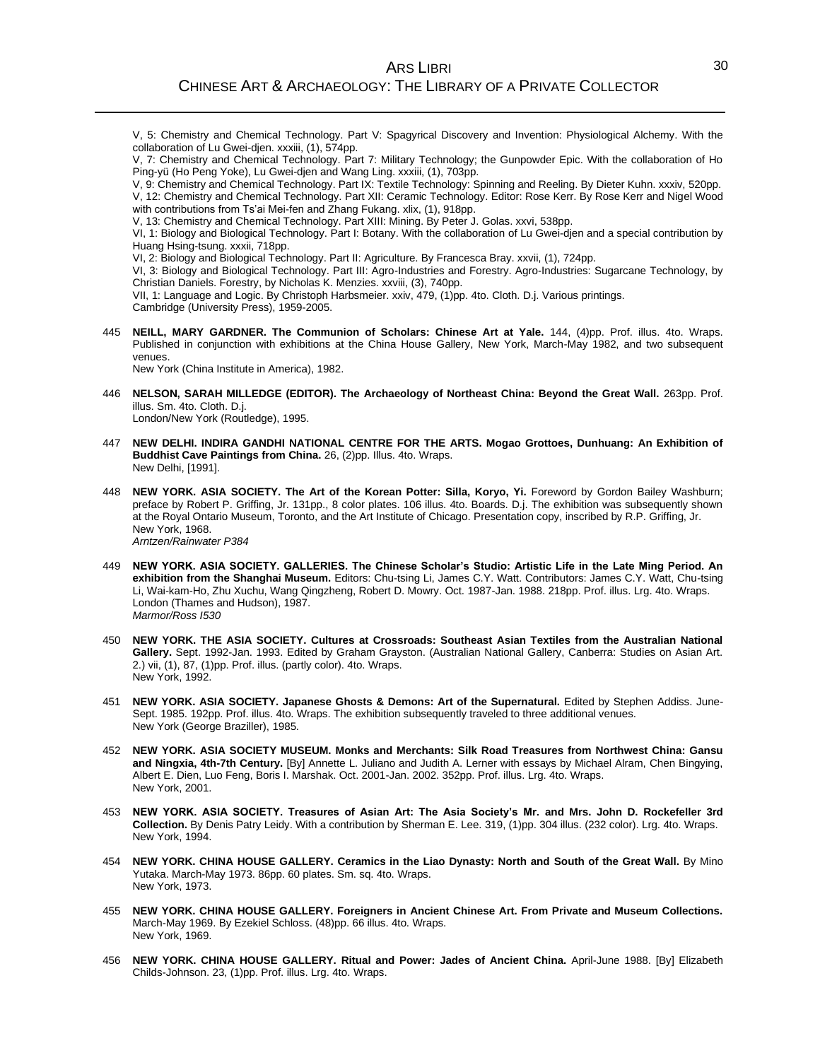V, 5: Chemistry and Chemical Technology. Part V: Spagyrical Discovery and Invention: Physiological Alchemy. With the collaboration of Lu Gwei-djen. xxxiii, (1), 574pp.
V, 7: Chemistry and Chemical Technology. Part 7: Military Technology; the Gunpowder Epic. With the collaboration of Ho Ping-yü (Ho Peng Yoke), Lu Gwei-djen and Wang Ling. xxxiii, (1), 703pp.
V, 9: Chemistry and Chemical Technology. Part IX: Textile Technology: Spinning and Reeling. By Dieter Kuhn. xxxiv, 520pp.
V, 12: Chemistry and Chemical Technology. Part XII: Ceramic Technology. Editor: Rose Kerr. By Rose Kerr and Nigel Wood with contributions from Ts'ai Mei-fen and Zhang Fukang. xlix, (1), 918pp.
V, 13: Chemistry and Chemical Technology. Part XIII: Mining. By Peter J. Golas. xxvi, 538pp.
VI, 1: Biology and Biological Technology. Part I: Botany. With the collaboration of Lu Gwei-djen and a special contribution by Huang Hsing-tsung. xxxii, 718pp.
VI, 2: Biology and Biological Technology. Part II: Agriculture. By Francesca Bray. xxvii, (1), 724pp.
VI, 3: Biology and Biological Technology. Part III: Agro-Industries and Forestry. Agro-Industries: Sugarcane Technology, by Christian Daniels. Forestry, by Nicholas K. Menzies. xxviii, (3), 740pp.
VII, 1: Language and Logic. By Christoph Harbsmeier. xxiv, 479, (1)pp. 4to. Cloth. D.j. Various printings.
Cambridge (University Press), 1959-2005.

445 **NEILL, MARY GARDNER. The Communion of Scholars: Chinese Art at Yale.** 144, (4)pp. Prof. illus. 4to. Wraps. Published in conjunction with exhibitions at the China House Gallery, New York, March-May 1982, and two subsequent venues.
New York (China Institute in America), 1982.

446 **NELSON, SARAH MILLEDGE (EDITOR). The Archaeology of Northeast China: Beyond the Great Wall.** 263pp. Prof. illus. Sm. 4to. Cloth. D.j.
London/New York (Routledge), 1995.

447 **NEW DELHI. INDIRA GANDHI NATIONAL CENTRE FOR THE ARTS. Mogao Grottoes, Dunhuang: An Exhibition of Buddhist Cave Paintings from China.** 26, (2)pp. Illus. 4to. Wraps.
New Delhi, [1991].

448 **NEW YORK. ASIA SOCIETY. The Art of the Korean Potter: Silla, Koryo, Yi.** Foreword by Gordon Bailey Washburn; preface by Robert P. Griffing, Jr. 131pp., 8 color plates. 106 illus. 4to. Boards. D.j. The exhibition was subsequently shown at the Royal Ontario Museum, Toronto, and the Art Institute of Chicago. Presentation copy, inscribed by R.P. Griffing, Jr.
New York, 1968.
*Arntzen/Rainwater P384*

449 **NEW YORK. ASIA SOCIETY. GALLERIES. The Chinese Scholar's Studio: Artistic Life in the Late Ming Period. An exhibition from the Shanghai Museum.** Editors: Chu-tsing Li, James C.Y. Watt. Contributors: James C.Y. Watt, Chu-tsing Li, Wai-kam-Ho, Zhu Xuchu, Wang Qingzheng, Robert D. Mowry. Oct. 1987-Jan. 1988. 218pp. Prof. illus. Lrg. 4to. Wraps.
London (Thames and Hudson), 1987.
*Marmor/Ross I530*

450 **NEW YORK. THE ASIA SOCIETY. Cultures at Crossroads: Southeast Asian Textiles from the Australian National Gallery.** Sept. 1992-Jan. 1993. Edited by Graham Grayston. (Australian National Gallery, Canberra: Studies on Asian Art. 2.) vii, (1), 87, (1)pp. Prof. illus. (partly color). 4to. Wraps.
New York, 1992.

451 **NEW YORK. ASIA SOCIETY. Japanese Ghosts & Demons: Art of the Supernatural.** Edited by Stephen Addiss. June-Sept. 1985. 192pp. Prof. illus. 4to. Wraps. The exhibition subsequently traveled to three additional venues.
New York (George Braziller), 1985.

452 **NEW YORK. ASIA SOCIETY MUSEUM. Monks and Merchants: Silk Road Treasures from Northwest China: Gansu and Ningxia, 4th-7th Century.** [By] Annette L. Juliano and Judith A. Lerner with essays by Michael Alram, Chen Bingying, Albert E. Dien, Luo Feng, Boris I. Marshak. Oct. 2001-Jan. 2002. 352pp. Prof. illus. Lrg. 4to. Wraps.
New York, 2001.

453 **NEW YORK. ASIA SOCIETY. Treasures of Asian Art: The Asia Society's Mr. and Mrs. John D. Rockefeller 3rd Collection.** By Denis Patry Leidy. With a contribution by Sherman E. Lee. 319, (1)pp. 304 illus. (232 color). Lrg. 4to. Wraps.
New York, 1994.

454 **NEW YORK. CHINA HOUSE GALLERY. Ceramics in the Liao Dynasty: North and South of the Great Wall.** By Mino Yutaka. March-May 1973. 86pp. 60 plates. Sm. sq. 4to. Wraps.
New York, 1973.

455 **NEW YORK. CHINA HOUSE GALLERY. Foreigners in Ancient Chinese Art. From Private and Museum Collections.** March-May 1969. By Ezekiel Schloss. (48)pp. 66 illus. 4to. Wraps.
New York, 1969.

456 **NEW YORK. CHINA HOUSE GALLERY. Ritual and Power: Jades of Ancient China.** April-June 1988. [By] Elizabeth Childs-Johnson. 23, (1)pp. Prof. illus. Lrg. 4to. Wraps.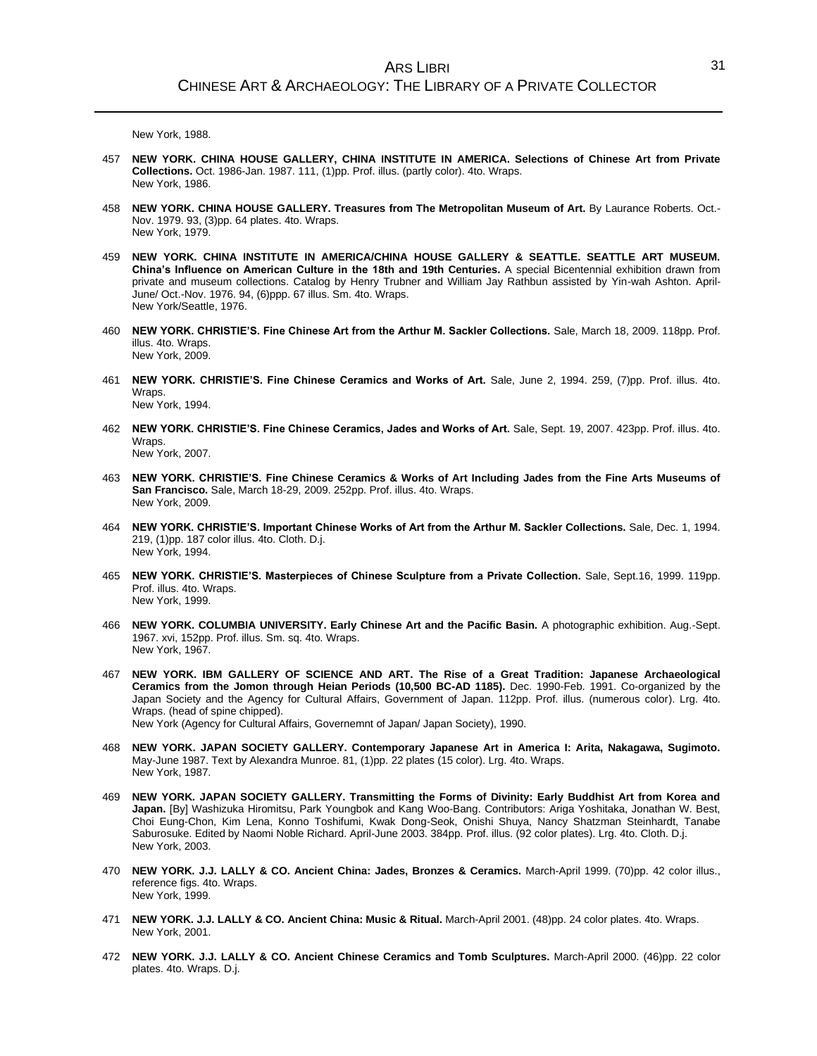New York, 1988.

457 **NEW YORK. CHINA HOUSE GALLERY, CHINA INSTITUTE IN AMERICA. Selections of Chinese Art from Private Collections.** Oct. 1986-Jan. 1987. 111, (1)pp. Prof. illus. (partly color). 4to. Wraps.
New York, 1986.

458 **NEW YORK. CHINA HOUSE GALLERY. Treasures from The Metropolitan Museum of Art.** By Laurance Roberts. Oct.-Nov. 1979. 93, (3)pp. 64 plates. 4to. Wraps.
New York, 1979.

459 **NEW YORK. CHINA INSTITUTE IN AMERICA/CHINA HOUSE GALLERY & SEATTLE. SEATTLE ART MUSEUM. China's Influence on American Culture in the 18th and 19th Centuries.** A special Bicentennial exhibition drawn from private and museum collections. Catalog by Henry Trubner and William Jay Rathbun assisted by Yin-wah Ashton. April-June/ Oct.-Nov. 1976. 94, (6)ppp. 67 illus. Sm. 4to. Wraps.
New York/Seattle, 1976.

460 **NEW YORK. CHRISTIE'S. Fine Chinese Art from the Arthur M. Sackler Collections.** Sale, March 18, 2009. 118pp. Prof. illus. 4to. Wraps.
New York, 2009.

461 **NEW YORK. CHRISTIE'S. Fine Chinese Ceramics and Works of Art.** Sale, June 2, 1994. 259, (7)pp. Prof. illus. 4to. Wraps.
New York, 1994.

462 **NEW YORK. CHRISTIE'S. Fine Chinese Ceramics, Jades and Works of Art.** Sale, Sept. 19, 2007. 423pp. Prof. illus. 4to. Wraps.
New York, 2007.

463 **NEW YORK. CHRISTIE'S. Fine Chinese Ceramics & Works of Art Including Jades from the Fine Arts Museums of San Francisco.** Sale, March 18-29, 2009. 252pp. Prof. illus. 4to. Wraps.
New York, 2009.

464 **NEW YORK. CHRISTIE'S. Important Chinese Works of Art from the Arthur M. Sackler Collections.** Sale, Dec. 1, 1994. 219, (1)pp. 187 color illus. 4to. Cloth. D.j.
New York, 1994.

465 **NEW YORK. CHRISTIE'S. Masterpieces of Chinese Sculpture from a Private Collection.** Sale, Sept.16, 1999. 119pp. Prof. illus. 4to. Wraps.
New York, 1999.

466 **NEW YORK. COLUMBIA UNIVERSITY. Early Chinese Art and the Pacific Basin.** A photographic exhibition. Aug.-Sept. 1967. xvi, 152pp. Prof. illus. Sm. sq. 4to. Wraps.
New York, 1967.

467 **NEW YORK. IBM GALLERY OF SCIENCE AND ART. The Rise of a Great Tradition: Japanese Archaeological Ceramics from the Jomon through Heian Periods (10,500 BC-AD 1185).** Dec. 1990-Feb. 1991. Co-organized by the Japan Society and the Agency for Cultural Affairs, Government of Japan. 112pp. Prof. illus. (numerous color). Lrg. 4to. Wraps. (head of spine chipped).
New York (Agency for Cultural Affairs, Governemnt of Japan/ Japan Society), 1990.

468 **NEW YORK. JAPAN SOCIETY GALLERY. Contemporary Japanese Art in America I: Arita, Nakagawa, Sugimoto.** May-June 1987. Text by Alexandra Munroe. 81, (1)pp. 22 plates (15 color). Lrg. 4to. Wraps.
New York, 1987.

469 **NEW YORK. JAPAN SOCIETY GALLERY. Transmitting the Forms of Divinity: Early Buddhist Art from Korea and Japan.** [By] Washizuka Hiromitsu, Park Youngbok and Kang Woo-Bang. Contributors: Ariga Yoshitaka, Jonathan W. Best, Choi Eung-Chon, Kim Lena, Konno Toshifumi, Kwak Dong-Seok, Onishi Shuya, Nancy Shatzman Steinhardt, Tanabe Saburosuke. Edited by Naomi Noble Richard. April-June 2003. 384pp. Prof. illus. (92 color plates). Lrg. 4to. Cloth. D.j.
New York, 2003.

470 **NEW YORK. J.J. LALLY & CO. Ancient China: Jades, Bronzes & Ceramics.** March-April 1999. (70)pp. 42 color illus., reference figs. 4to. Wraps.
New York, 1999.

471 **NEW YORK. J.J. LALLY & CO. Ancient China: Music & Ritual.** March-April 2001. (48)pp. 24 color plates. 4to. Wraps.
New York, 2001.

472 **NEW YORK. J.J. LALLY & CO. Ancient Chinese Ceramics and Tomb Sculptures.** March-April 2000. (46)pp. 22 color plates. 4to. Wraps. D.j.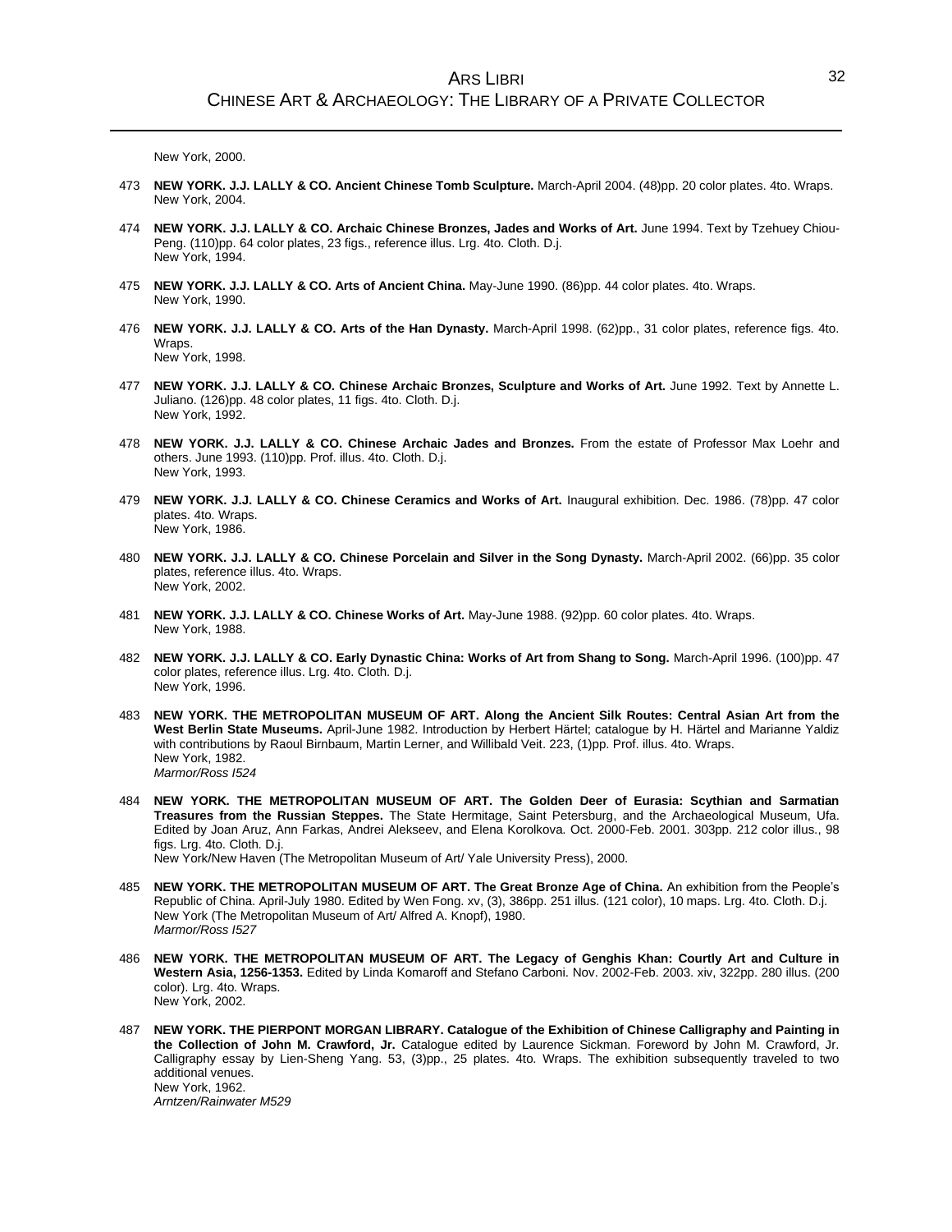New York, 2000.

473 **NEW YORK. J.J. LALLY & CO. Ancient Chinese Tomb Sculpture.** March-April 2004. (48)pp. 20 color plates. 4to. Wraps.
New York, 2004.

474 **NEW YORK. J.J. LALLY & CO. Archaic Chinese Bronzes, Jades and Works of Art.** June 1994. Text by Tzehuey Chiou-Peng. (110)pp. 64 color plates, 23 figs., reference illus. Lrg. 4to. Cloth. D.j.
New York, 1994.

475 **NEW YORK. J.J. LALLY & CO. Arts of Ancient China.** May-June 1990. (86)pp. 44 color plates. 4to. Wraps.
New York, 1990.

476 **NEW YORK. J.J. LALLY & CO. Arts of the Han Dynasty.** March-April 1998. (62)pp., 31 color plates, reference figs. 4to. Wraps.
New York, 1998.

477 **NEW YORK. J.J. LALLY & CO. Chinese Archaic Bronzes, Sculpture and Works of Art.** June 1992. Text by Annette L. Juliano. (126)pp. 48 color plates, 11 figs. 4to. Cloth. D.j.
New York, 1992.

478 **NEW YORK. J.J. LALLY & CO. Chinese Archaic Jades and Bronzes.** From the estate of Professor Max Loehr and others. June 1993. (110)pp. Prof. illus. 4to. Cloth. D.j.
New York, 1993.

479 **NEW YORK. J.J. LALLY & CO. Chinese Ceramics and Works of Art.** Inaugural exhibition. Dec. 1986. (78)pp. 47 color plates. 4to. Wraps.
New York, 1986.

480 **NEW YORK. J.J. LALLY & CO. Chinese Porcelain and Silver in the Song Dynasty.** March-April 2002. (66)pp. 35 color plates, reference illus. 4to. Wraps.
New York, 2002.

481 **NEW YORK. J.J. LALLY & CO. Chinese Works of Art.** May-June 1988. (92)pp. 60 color plates. 4to. Wraps.
New York, 1988.

482 **NEW YORK. J.J. LALLY & CO. Early Dynastic China: Works of Art from Shang to Song.** March-April 1996. (100)pp. 47 color plates, reference illus. Lrg. 4to. Cloth. D.j.
New York, 1996.

483 **NEW YORK. THE METROPOLITAN MUSEUM OF ART. Along the Ancient Silk Routes: Central Asian Art from the West Berlin State Museums.** April-June 1982. Introduction by Herbert Härtel; catalogue by H. Härtel and Marianne Yaldiz with contributions by Raoul Birnbaum, Martin Lerner, and Willibald Veit. 223, (1)pp. Prof. illus. 4to. Wraps.
New York, 1982.
*Marmor/Ross I524*

484 **NEW YORK. THE METROPOLITAN MUSEUM OF ART. The Golden Deer of Eurasia: Scythian and Sarmatian Treasures from the Russian Steppes.** The State Hermitage, Saint Petersburg, and the Archaeological Museum, Ufa. Edited by Joan Aruz, Ann Farkas, Andrei Alekseev, and Elena Korolkova. Oct. 2000-Feb. 2001. 303pp. 212 color illus., 98 figs. Lrg. 4to. Cloth. D.j.
New York/New Haven (The Metropolitan Museum of Art/ Yale University Press), 2000.

485 **NEW YORK. THE METROPOLITAN MUSEUM OF ART. The Great Bronze Age of China.** An exhibition from the People's Republic of China. April-July 1980. Edited by Wen Fong. xv, (3), 386pp. 251 illus. (121 color), 10 maps. Lrg. 4to. Cloth. D.j.
New York (The Metropolitan Museum of Art/ Alfred A. Knopf), 1980.
*Marmor/Ross I527*

486 **NEW YORK. THE METROPOLITAN MUSEUM OF ART. The Legacy of Genghis Khan: Courtly Art and Culture in Western Asia, 1256-1353.** Edited by Linda Komaroff and Stefano Carboni. Nov. 2002-Feb. 2003. xiv, 322pp. 280 illus. (200 color). Lrg. 4to. Wraps.
New York, 2002.

487 **NEW YORK. THE PIERPONT MORGAN LIBRARY. Catalogue of the Exhibition of Chinese Calligraphy and Painting in the Collection of John M. Crawford, Jr.** Catalogue edited by Laurence Sickman. Foreword by John M. Crawford, Jr. Calligraphy essay by Lien-Sheng Yang. 53, (3)pp., 25 plates. 4to. Wraps. The exhibition subsequently traveled to two additional venues.
New York, 1962.
*Arntzen/Rainwater M529*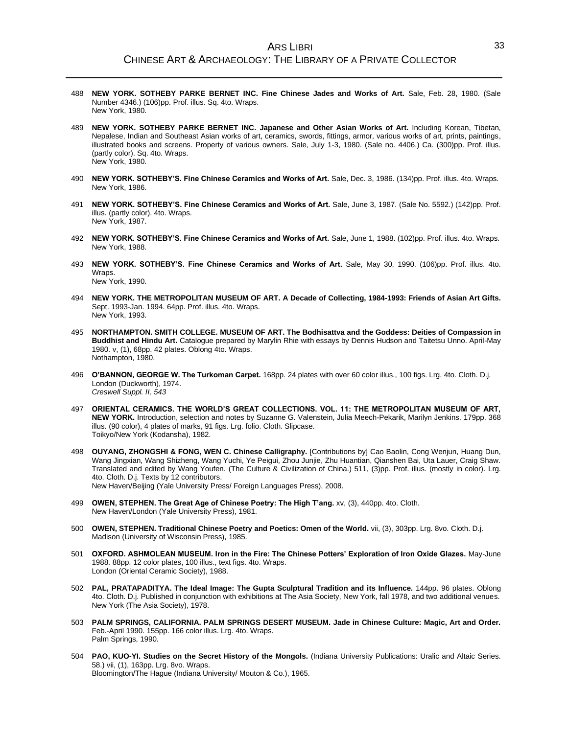488 **NEW YORK. SOTHEBY PARKE BERNET INC. Fine Chinese Jades and Works of Art.** Sale, Feb. 28, 1980. (Sale Number 4346.) (106)pp. Prof. illus. Sq. 4to. Wraps.
New York, 1980.

489 **NEW YORK. SOTHEBY PARKE BERNET INC. Japanese and Other Asian Works of Art.** Including Korean, Tibetan, Nepalese, Indian and Southeast Asian works of art, ceramics, swords, fittings, armor, various works of art, prints, paintings, illustrated books and screens. Property of various owners. Sale, July 1-3, 1980. (Sale no. 4406.) Ca. (300)pp. Prof. illus. (partly color). Sq. 4to. Wraps.
New York, 1980.

490 **NEW YORK. SOTHEBY'S. Fine Chinese Ceramics and Works of Art.** Sale, Dec. 3, 1986. (134)pp. Prof. illus. 4to. Wraps.
New York, 1986.

491 **NEW YORK. SOTHEBY'S. Fine Chinese Ceramics and Works of Art.** Sale, June 3, 1987. (Sale No. 5592.) (142)pp. Prof. illus. (partly color). 4to. Wraps.
New York, 1987.

492 **NEW YORK. SOTHEBY'S. Fine Chinese Ceramics and Works of Art.** Sale, June 1, 1988. (102)pp. Prof. illus. 4to. Wraps.
New York, 1988.

493 **NEW YORK. SOTHEBY'S. Fine Chinese Ceramics and Works of Art.** Sale, May 30, 1990. (106)pp. Prof. illus. 4to. Wraps.
New York, 1990.

494 **NEW YORK. THE METROPOLITAN MUSEUM OF ART. A Decade of Collecting, 1984-1993: Friends of Asian Art Gifts.** Sept. 1993-Jan. 1994. 64pp. Prof. illus. 4to. Wraps.
New York, 1993.

495 **NORTHAMPTON. SMITH COLLEGE. MUSEUM OF ART. The Bodhisattva and the Goddess: Deities of Compassion in Buddhist and Hindu Art.** Catalogue prepared by Marylin Rhie with essays by Dennis Hudson and Taitetsu Unno. April-May 1980. v, (1), 68pp. 42 plates. Oblong 4to. Wraps.
Nothampton, 1980.

496 **O'BANNON, GEORGE W. The Turkoman Carpet.** 168pp. 24 plates with over 60 color illus., 100 figs. Lrg. 4to. Cloth. D.j.
London (Duckworth), 1974.
*Creswell Suppl. II, 543*

497 **ORIENTAL CERAMICS. THE WORLD'S GREAT COLLECTIONS. VOL. 11: THE METROPOLITAN MUSEUM OF ART, NEW YORK.** Introduction, selection and notes by Suzanne G. Valenstein, Julia Meech-Pekarik, Marilyn Jenkins. 179pp. 368 illus. (90 color), 4 plates of marks, 91 figs. Lrg. folio. Cloth. Slipcase.
Toikyo/New York (Kodansha), 1982.

498 **OUYANG, ZHONGSHI & FONG, WEN C. Chinese Calligraphy.** [Contributions by] Cao Baolin, Cong Wenjun, Huang Dun, Wang Jingxian, Wang Shizheng, Wang Yuchi, Ye Peigui, Zhou Junjie, Zhu Huantian, Qianshen Bai, Uta Lauer, Craig Shaw. Translated and edited by Wang Youfen. (The Culture & Civilization of China.) 511, (3)pp. Prof. illus. (mostly in color). Lrg. 4to. Cloth. D.j. Texts by 12 contributors.
New Haven/Beijing (Yale University Press/ Foreign Languages Press), 2008.

499 **OWEN, STEPHEN. The Great Age of Chinese Poetry: The High T'ang.** xv, (3), 440pp. 4to. Cloth.
New Haven/London (Yale University Press), 1981.

500 **OWEN, STEPHEN. Traditional Chinese Poetry and Poetics: Omen of the World.** vii, (3), 303pp. Lrg. 8vo. Cloth. D.j.
Madison (University of Wisconsin Press), 1985.

501 **OXFORD. ASHMOLEAN MUSEUM. Iron in the Fire: The Chinese Potters' Exploration of Iron Oxide Glazes.** May-June 1988. 88pp. 12 color plates, 100 illus., text figs. 4to. Wraps.
London (Oriental Ceramic Society), 1988.

502 **PAL, PRATAPADITYA. The Ideal Image: The Gupta Sculptural Tradition and its Influence.** 144pp. 96 plates. Oblong 4to. Cloth. D.j. Published in conjunction with exhibitions at The Asia Society, New York, fall 1978, and two additional venues.
New York (The Asia Society), 1978.

503 **PALM SPRINGS, CALIFORNIA. PALM SPRINGS DESERT MUSEUM. Jade in Chinese Culture: Magic, Art and Order.** Feb.-April 1990. 155pp. 166 color illus. Lrg. 4to. Wraps.
Palm Springs, 1990.

504 **PAO, KUO-YI. Studies on the Secret History of the Mongols.** (Indiana University Publications: Uralic and Altaic Series. 58.) vii, (1), 163pp. Lrg. 8vo. Wraps.
Bloomington/The Hague (Indiana University/ Mouton & Co.), 1965.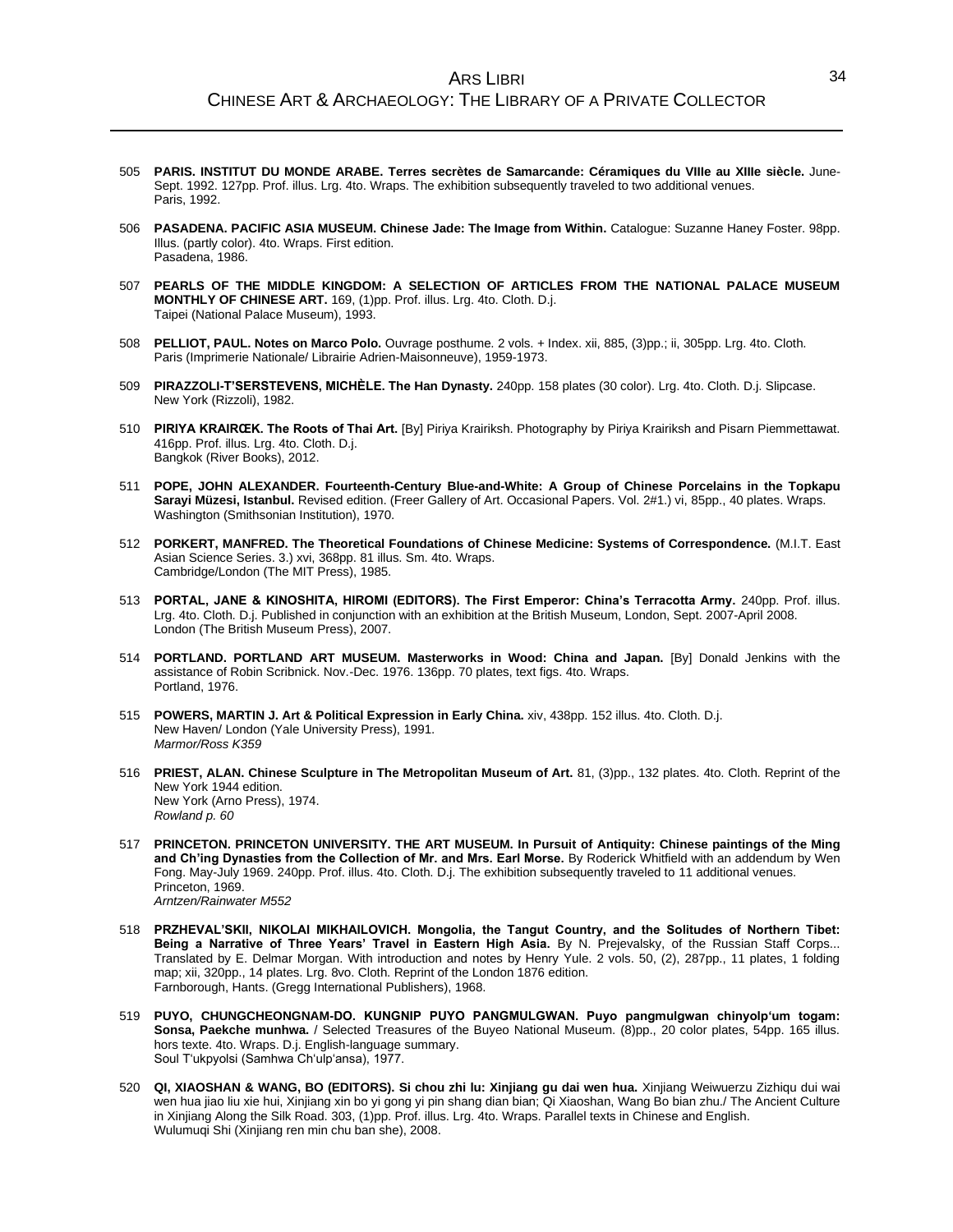505 **PARIS. INSTITUT DU MONDE ARABE. Terres secrètes de Samarcande: Céramiques du VIIIe au XIIIe siècle.** June-Sept. 1992. 127pp. Prof. illus. Lrg. 4to. Wraps. The exhibition subsequently traveled to two additional venues.
Paris, 1992.

506 **PASADENA. PACIFIC ASIA MUSEUM. Chinese Jade: The Image from Within.** Catalogue: Suzanne Haney Foster. 98pp. Illus. (partly color). 4to. Wraps. First edition.
Pasadena, 1986.

507 **PEARLS OF THE MIDDLE KINGDOM: A SELECTION OF ARTICLES FROM THE NATIONAL PALACE MUSEUM MONTHLY OF CHINESE ART.** 169, (1)pp. Prof. illus. Lrg. 4to. Cloth. D.j.
Taipei (National Palace Museum), 1993.

508 **PELLIOT, PAUL. Notes on Marco Polo.** Ouvrage posthume. 2 vols. + Index. xii, 885, (3)pp.; ii, 305pp. Lrg. 4to. Cloth.
Paris (Imprimerie Nationale/ Librairie Adrien-Maisonneuve), 1959-1973.

509 **PIRAZZOLI-T'SERSTEVENS, MICHÈLE. The Han Dynasty.** 240pp. 158 plates (30 color). Lrg. 4to. Cloth. D.j. Slipcase.
New York (Rizzoli), 1982.

510 **PIRIYA KRAIRŒK. The Roots of Thai Art.** [By] Piriya Krairiksh. Photography by Piriya Krairiksh and Pisarn Piemmettawat. 416pp. Prof. illus. Lrg. 4to. Cloth. D.j.
Bangkok (River Books), 2012.

511 **POPE, JOHN ALEXANDER. Fourteenth-Century Blue-and-White: A Group of Chinese Porcelains in the Topkapu Sarayi Müzesi, Istanbul.** Revised edition. (Freer Gallery of Art. Occasional Papers. Vol. 2#1.) vi, 85pp., 40 plates. Wraps.
Washington (Smithsonian Institution), 1970.

512 **PORKERT, MANFRED. The Theoretical Foundations of Chinese Medicine: Systems of Correspondence.** (M.I.T. East Asian Science Series. 3.) xvi, 368pp. 81 illus. Sm. 4to. Wraps.
Cambridge/London (The MIT Press), 1985.

513 **PORTAL, JANE & KINOSHITA, HIROMI (EDITORS). The First Emperor: China's Terracotta Army.** 240pp. Prof. illus. Lrg. 4to. Cloth. D.j. Published in conjunction with an exhibition at the British Museum, London, Sept. 2007-April 2008.
London (The British Museum Press), 2007.

514 **PORTLAND. PORTLAND ART MUSEUM. Masterworks in Wood: China and Japan.** [By] Donald Jenkins with the assistance of Robin Scribnick. Nov.-Dec. 1976. 136pp. 70 plates, text figs. 4to. Wraps.
Portland, 1976.

515 **POWERS, MARTIN J. Art & Political Expression in Early China.** xiv, 438pp. 152 illus. 4to. Cloth. D.j.
New Haven/ London (Yale University Press), 1991.
*Marmor/Ross K359*

516 **PRIEST, ALAN. Chinese Sculpture in The Metropolitan Museum of Art.** 81, (3)pp., 132 plates. 4to. Cloth. Reprint of the New York 1944 edition.
New York (Arno Press), 1974.
*Rowland p. 60*

517 **PRINCETON. PRINCETON UNIVERSITY. THE ART MUSEUM. In Pursuit of Antiquity: Chinese paintings of the Ming and Ch'ing Dynasties from the Collection of Mr. and Mrs. Earl Morse.** By Roderick Whitfield with an addendum by Wen Fong. May-July 1969. 240pp. Prof. illus. 4to. Cloth. D.j. The exhibition subsequently traveled to 11 additional venues.
Princeton, 1969.
*Arntzen/Rainwater M552*

518 **PRZHEVAL'SKII, NIKOLAI MIKHAILOVICH. Mongolia, the Tangut Country, and the Solitudes of Northern Tibet: Being a Narrative of Three Years' Travel in Eastern High Asia.** By N. Prejevalsky, of the Russian Staff Corps... Translated by E. Delmar Morgan. With introduction and notes by Henry Yule. 2 vols. 50, (2), 287pp., 11 plates, 1 folding map; xii, 320pp., 14 plates. Lrg. 8vo. Cloth. Reprint of the London 1876 edition.
Farnborough, Hants. (Gregg International Publishers), 1968.

519 **PUYO, CHUNGCHEONGNAM-DO. KUNGNIP PUYO PANGMULGWAN. Puyo pangmulgwan chinyolp'um togam: Sonsa, Paekche munhwa.** / Selected Treasures of the Buyeo National Museum. (8)pp., 20 color plates, 54pp. 165 illus. hors texte. 4to. Wraps. D.j. English-language summary.
Soul T'ukpyolsi (Samhwa Ch'ulp'ansa), 1977.

520 **QI, XIAOSHAN & WANG, BO (EDITORS). Si chou zhi lu: Xinjiang gu dai wen hua.** Xinjiang Weiwuerzu Zizhiqu dui wai wen hua jiao liu xie hui, Xinjiang xin bo yi gong yi pin shang dian bian; Qi Xiaoshan, Wang Bo bian zhu./ The Ancient Culture in Xinjiang Along the Silk Road. 303, (1)pp. Prof. illus. Lrg. 4to. Wraps. Parallel texts in Chinese and English.
Wulumuqi Shi (Xinjiang ren min chu ban she), 2008.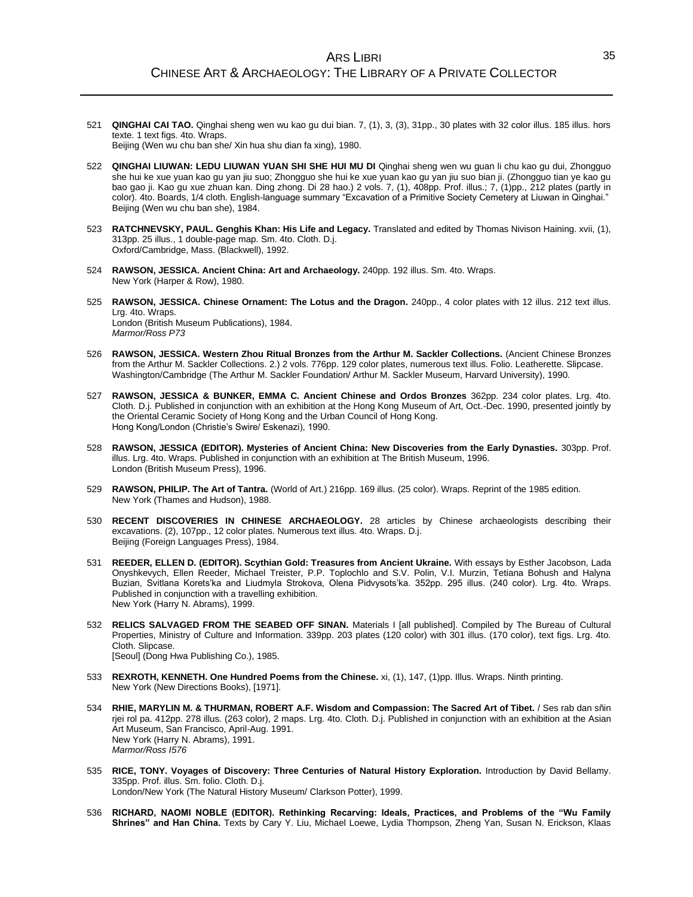521 **QINGHAI CAI TAO.** Qinghai sheng wen wu kao gu dui bian. 7, (1), 3, (3), 31pp., 30 plates with 32 color illus. 185 illus. hors texte. 1 text figs. 4to. Wraps.
Beijing (Wen wu chu ban she/ Xin hua shu dian fa xing), 1980.

522 **QINGHAI LIUWAN: LEDU LIUWAN YUAN SHI SHE HUI MU DI** Qinghai sheng wen wu guan li chu kao gu dui, Zhongguo she hui ke xue yuan kao gu yan jiu suo; Zhongguo she hui ke xue yuan kao gu yan jiu suo bian ji. (Zhongguo tian ye kao gu bao gao ji. Kao gu xue zhuan kan. Ding zhong. Di 28 hao.) 2 vols. 7, (1), 408pp. Prof. illus.; 7, (1)pp., 212 plates (partly in color). 4to. Boards, 1/4 cloth. English-language summary "Excavation of a Primitive Society Cemetery at Liuwan in Qinghai."
Beijing (Wen wu chu ban she), 1984.

523 **RATCHNEVSKY, PAUL. Genghis Khan: His Life and Legacy.** Translated and edited by Thomas Nivison Haining. xvii, (1), 313pp. 25 illus., 1 double-page map. Sm. 4to. Cloth. D.j.
Oxford/Cambridge, Mass. (Blackwell), 1992.

524 **RAWSON, JESSICA. Ancient China: Art and Archaeology.** 240pp. 192 illus. Sm. 4to. Wraps.
New York (Harper & Row), 1980.

525 **RAWSON, JESSICA. Chinese Ornament: The Lotus and the Dragon.** 240pp., 4 color plates with 12 illus. 212 text illus. Lrg. 4to. Wraps.
London (British Museum Publications), 1984.
*Marmor/Ross P73*

526 **RAWSON, JESSICA. Western Zhou Ritual Bronzes from the Arthur M. Sackler Collections.** (Ancient Chinese Bronzes from the Arthur M. Sackler Collections. 2.) 2 vols. 776pp. 129 color plates, numerous text illus. Folio. Leatherette. Slipcase.
Washington/Cambridge (The Arthur M. Sackler Foundation/ Arthur M. Sackler Museum, Harvard University), 1990.

527 **RAWSON, JESSICA & BUNKER, EMMA C. Ancient Chinese and Ordos Bronzes** 362pp. 234 color plates. Lrg. 4to. Cloth. D.j. Published in conjunction with an exhibition at the Hong Kong Museum of Art, Oct.-Dec. 1990, presented jointly by the Oriental Ceramic Society of Hong Kong and the Urban Council of Hong Kong.
Hong Kong/London (Christie's Swire/ Eskenazi), 1990.

528 **RAWSON, JESSICA (EDITOR). Mysteries of Ancient China: New Discoveries from the Early Dynasties.** 303pp. Prof. illus. Lrg. 4to. Wraps. Published in conjunction with an exhibition at The British Museum, 1996.
London (British Museum Press), 1996.

529 **RAWSON, PHILIP. The Art of Tantra.** (World of Art.) 216pp. 169 illus. (25 color). Wraps. Reprint of the 1985 edition.
New York (Thames and Hudson), 1988.

530 **RECENT DISCOVERIES IN CHINESE ARCHAEOLOGY.** 28 articles by Chinese archaeologists describing their excavations. (2), 107pp., 12 color plates. Numerous text illus. 4to. Wraps. D.j.
Beijing (Foreign Languages Press), 1984.

531 **REEDER, ELLEN D. (EDITOR). Scythian Gold: Treasures from Ancient Ukraine.** With essays by Esther Jacobson, Lada Onyshkevych, Ellen Reeder, Michael Treister, P.P. Toplochlo and S.V. Polin, V.I. Murzin, Tetiana Bohush and Halyna Buzian, Svitlana Korets'ka and Liudmyla Strokova, Olena Pidvysots'ka. 352pp. 295 illus. (240 color). Lrg. 4to. Wraps. Published in conjunction with a travelling exhibition.
New York (Harry N. Abrams), 1999.

532 **RELICS SALVAGED FROM THE SEABED OFF SINAN.** Materials I [all published]. Compiled by The Bureau of Cultural Properties, Ministry of Culture and Information. 339pp. 203 plates (120 color) with 301 illus. (170 color), text figs. Lrg. 4to. Cloth. Slipcase.
[Seoul] (Dong Hwa Publishing Co.), 1985.

533 **REXROTH, KENNETH. One Hundred Poems from the Chinese.** xi, (1), 147, (1)pp. Illus. Wraps. Ninth printing.
New York (New Directions Books), [1971].

534 **RHIE, MARYLIN M. & THURMAN, ROBERT A.F. Wisdom and Compassion: The Sacred Art of Tibet.** / Ses rab dan sñin rjei rol pa. 412pp. 278 illus. (263 color), 2 maps. Lrg. 4to. Cloth. D.j. Published in conjunction with an exhibition at the Asian Art Museum, San Francisco, April-Aug. 1991.
New York (Harry N. Abrams), 1991.
*Marmor/Ross I576*

535 **RICE, TONY. Voyages of Discovery: Three Centuries of Natural History Exploration.** Introduction by David Bellamy. 335pp. Prof. illus. Sm. folio. Cloth. D.j.
London/New York (The Natural History Museum/ Clarkson Potter), 1999.

536 **RICHARD, NAOMI NOBLE (EDITOR). Rethinking Recarving: Ideals, Practices, and Problems of the "Wu Family Shrines" and Han China.** Texts by Cary Y. Liu, Michael Loewe, Lydia Thompson, Zheng Yan, Susan N. Erickson, Klaas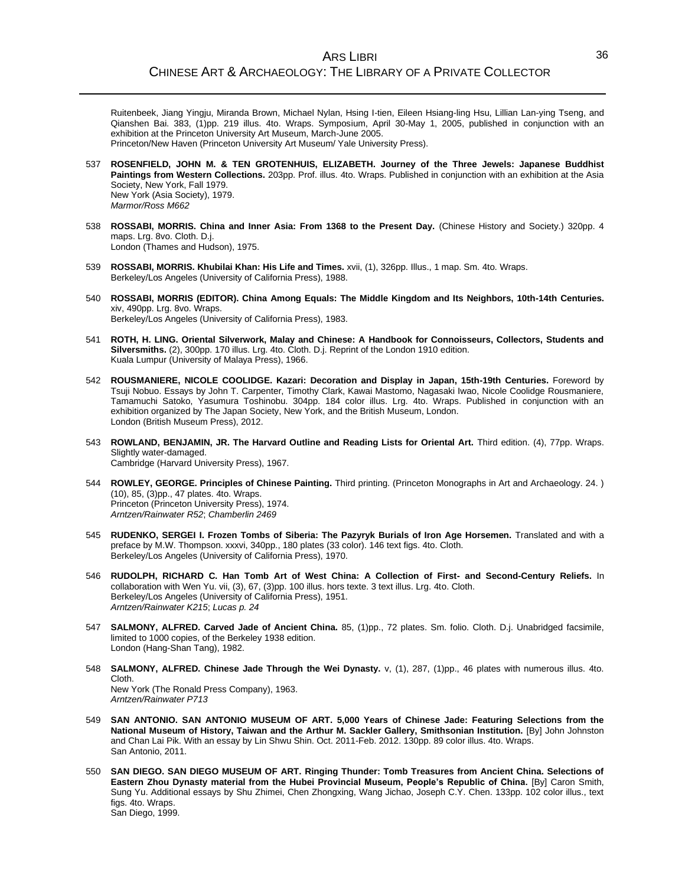Ruitenbeek, Jiang Yingju, Miranda Brown, Michael Nylan, Hsing I-tien, Eileen Hsiang-ling Hsu, Lillian Lan-ying Tseng, and Qianshen Bai. 383, (1)pp. 219 illus. 4to. Wraps. Symposium, April 30-May 1, 2005, published in conjunction with an exhibition at the Princeton University Art Museum, March-June 2005.
Princeton/New Haven (Princeton University Art Museum/ Yale University Press).

537 **ROSENFIELD, JOHN M. & TEN GROTENHUIS, ELIZABETH. Journey of the Three Jewels: Japanese Buddhist Paintings from Western Collections.** 203pp. Prof. illus. 4to. Wraps. Published in conjunction with an exhibition at the Asia Society, New York, Fall 1979.
New York (Asia Society), 1979.
*Marmor/Ross M662*

538 **ROSSABI, MORRIS. China and Inner Asia: From 1368 to the Present Day.** (Chinese History and Society.) 320pp. 4 maps. Lrg. 8vo. Cloth. D.j.
London (Thames and Hudson), 1975.

539 **ROSSABI, MORRIS. Khubilai Khan: His Life and Times.** xvii, (1), 326pp. Illus., 1 map. Sm. 4to. Wraps.
Berkeley/Los Angeles (University of California Press), 1988.

540 **ROSSABI, MORRIS (EDITOR). China Among Equals: The Middle Kingdom and Its Neighbors, 10th-14th Centuries.** xiv, 490pp. Lrg. 8vo. Wraps.
Berkeley/Los Angeles (University of California Press), 1983.

541 **ROTH, H. LING. Oriental Silverwork, Malay and Chinese: A Handbook for Connoisseurs, Collectors, Students and Silversmiths.** (2), 300pp. 170 illus. Lrg. 4to. Cloth. D.j. Reprint of the London 1910 edition.
Kuala Lumpur (University of Malaya Press), 1966.

542 **ROUSMANIERE, NICOLE COOLIDGE. Kazari: Decoration and Display in Japan, 15th-19th Centuries.** Foreword by Tsuji Nobuo. Essays by John T. Carpenter, Timothy Clark, Kawai Mastomo, Nagasaki Iwao, Nicole Coolidge Rousmaniere, Tamamuchi Satoko, Yasumura Toshinobu. 304pp. 184 color illus. Lrg. 4to. Wraps. Published in conjunction with an exhibition organized by The Japan Society, New York, and the British Museum, London.
London (British Museum Press), 2012.

543 **ROWLAND, BENJAMIN, JR. The Harvard Outline and Reading Lists for Oriental Art.** Third edition. (4), 77pp. Wraps. Slightly water-damaged.
Cambridge (Harvard University Press), 1967.

544 **ROWLEY, GEORGE. Principles of Chinese Painting.** Third printing. (Princeton Monographs in Art and Archaeology. 24. ) (10), 85, (3)pp., 47 plates. 4to. Wraps.
Princeton (Princeton University Press), 1974.
*Arntzen/Rainwater R52*; *Chamberlin 2469*

545 **RUDENKO, SERGEI I. Frozen Tombs of Siberia: The Pazyryk Burials of Iron Age Horsemen.** Translated and with a preface by M.W. Thompson. xxxvi, 340pp., 180 plates (33 color). 146 text figs. 4to. Cloth.
Berkeley/Los Angeles (University of California Press), 1970.

546 **RUDOLPH, RICHARD C. Han Tomb Art of West China: A Collection of First- and Second-Century Reliefs.** In collaboration with Wen Yu. vii, (3), 67, (3)pp. 100 illus. hors texte. 3 text illus. Lrg. 4to. Cloth.
Berkeley/Los Angeles (University of California Press), 1951.
*Arntzen/Rainwater K215*; *Lucas p. 24*

547 **SALMONY, ALFRED. Carved Jade of Ancient China.** 85, (1)pp., 72 plates. Sm. folio. Cloth. D.j. Unabridged facsimile, limited to 1000 copies, of the Berkeley 1938 edition.
London (Hang-Shan Tang), 1982.

548 **SALMONY, ALFRED. Chinese Jade Through the Wei Dynasty.** v, (1), 287, (1)pp., 46 plates with numerous illus. 4to. Cloth.
New York (The Ronald Press Company), 1963.
*Arntzen/Rainwater P713*

549 **SAN ANTONIO. SAN ANTONIO MUSEUM OF ART. 5,000 Years of Chinese Jade: Featuring Selections from the National Museum of History, Taiwan and the Arthur M. Sackler Gallery, Smithsonian Institution.** [By] John Johnston and Chan Lai Pik. With an essay by Lin Shwu Shin. Oct. 2011-Feb. 2012. 130pp. 89 color illus. 4to. Wraps.
San Antonio, 2011.

550 **SAN DIEGO. SAN DIEGO MUSEUM OF ART. Ringing Thunder: Tomb Treasures from Ancient China. Selections of Eastern Zhou Dynasty material from the Hubei Provincial Museum, People's Republic of China.** [By] Caron Smith, Sung Yu. Additional essays by Shu Zhimei, Chen Zhongxing, Wang Jichao, Joseph C.Y. Chen. 133pp. 102 color illus., text figs. 4to. Wraps.
San Diego, 1999.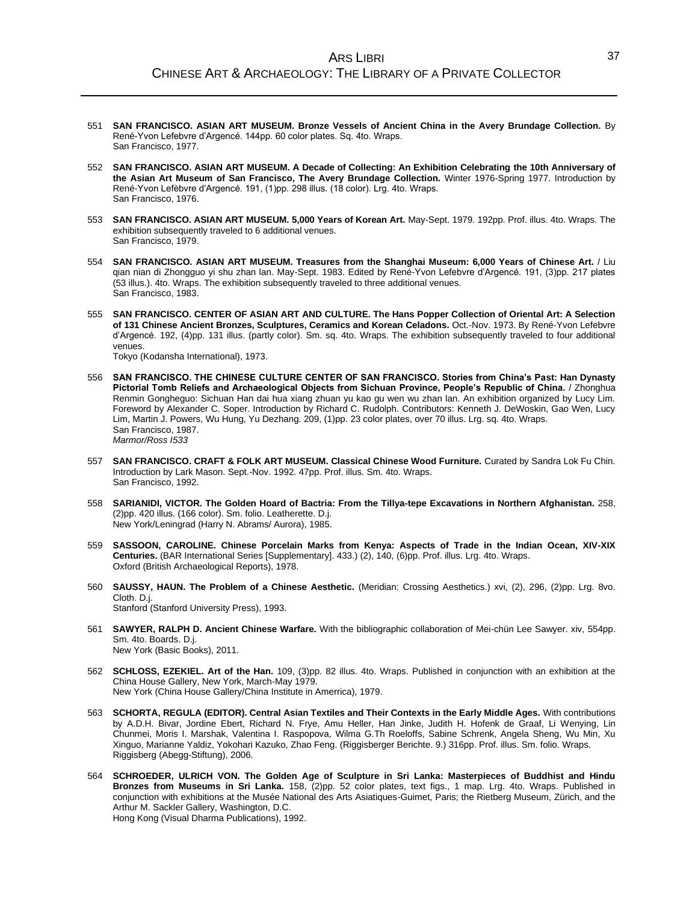551 **SAN FRANCISCO. ASIAN ART MUSEUM. Bronze Vessels of Ancient China in the Avery Brundage Collection.** By René-Yvon Lefebvre d'Argencé. 144pp. 60 color plates. Sq. 4to. Wraps.
San Francisco, 1977.

552 **SAN FRANCISCO. ASIAN ART MUSEUM. A Decade of Collecting: An Exhibition Celebrating the 10th Anniversary of the Asian Art Museum of San Francisco, The Avery Brundage Collection.** Winter 1976-Spring 1977. Introduction by René-Yvon Lefèbvre d'Argencé. 191, (1)pp. 298 illus. (18 color). Lrg. 4to. Wraps.
San Francisco, 1976.

553 **SAN FRANCISCO. ASIAN ART MUSEUM. 5,000 Years of Korean Art.** May-Sept. 1979. 192pp. Prof. illus. 4to. Wraps. The exhibition subsequently traveled to 6 additional venues.
San Francisco, 1979.

554 **SAN FRANCISCO. ASIAN ART MUSEUM. Treasures from the Shanghai Museum: 6,000 Years of Chinese Art.** / Liu qian nian di Zhongguo yi shu zhan lan. May-Sept. 1983. Edited by René-Yvon Lefebvre d'Argencé. 191, (3)pp. 217 plates (53 illus.). 4to. Wraps. The exhibition subsequently traveled to three additional venues.
San Francisco, 1983.

555 **SAN FRANCISCO. CENTER OF ASIAN ART AND CULTURE. The Hans Popper Collection of Oriental Art: A Selection of 131 Chinese Ancient Bronzes, Sculptures, Ceramics and Korean Celadons.** Oct.-Nov. 1973. By René-Yvon Lefebvre d'Argencé. 192, (4)pp. 131 illus. (partly color). Sm. sq. 4to. Wraps. The exhibition subsequently traveled to four additional venues.
Tokyo (Kodansha International), 1973.

556 **SAN FRANCISCO. THE CHINESE CULTURE CENTER OF SAN FRANCISCO. Stories from China's Past: Han Dynasty Pictorial Tomb Reliefs and Archaeological Objects from Sichuan Province, People's Republic of China.** / Zhonghua Renmin Gongheguo: Sichuan Han dai hua xiang zhuan yu kao gu wen wu zhan lan. An exhibition organized by Lucy Lim. Foreword by Alexander C. Soper. Introduction by Richard C. Rudolph. Contributors: Kenneth J. DeWoskin, Gao Wen, Lucy Lim, Martin J. Powers, Wu Hung, Yu Dezhang. 209, (1)pp. 23 color plates, over 70 illus. Lrg. sq. 4to. Wraps.
San Francisco, 1987.
*Marmor/Ross I533*

557 **SAN FRANCISCO. CRAFT & FOLK ART MUSEUM. Classical Chinese Wood Furniture.** Curated by Sandra Lok Fu Chin. Introduction by Lark Mason. Sept.-Nov. 1992. 47pp. Prof. illus. Sm. 4to. Wraps.
San Francisco, 1992.

558 **SARIANIDI, VICTOR. The Golden Hoard of Bactria: From the Tillya-tepe Excavations in Northern Afghanistan.** 258, (2)pp. 420 illus. (166 color). Sm. folio. Leatherette. D.j.
New York/Leningrad (Harry N. Abrams/ Aurora), 1985.

559 **SASSOON, CAROLINE. Chinese Porcelain Marks from Kenya: Aspects of Trade in the Indian Ocean, XIV-XIX Centuries.** (BAR International Series [Supplementary]. 433.) (2), 140, (6)pp. Prof. illus. Lrg. 4to. Wraps.
Oxford (British Archaeological Reports), 1978.

560 **SAUSSY, HAUN. The Problem of a Chinese Aesthetic.** (Meridian: Crossing Aesthetics.) xvi, (2), 296, (2)pp. Lrg. 8vo. Cloth. D.j.
Stanford (Stanford University Press), 1993.

561 **SAWYER, RALPH D. Ancient Chinese Warfare.** With the bibliographic collaboration of Mei-chün Lee Sawyer. xiv, 554pp. Sm. 4to. Boards. D.j.
New York (Basic Books), 2011.

562 **SCHLOSS, EZEKIEL. Art of the Han.** 109, (3)pp. 82 illus. 4to. Wraps. Published in conjunction with an exhibition at the China House Gallery, New York, March-May 1979.
New York (China House Gallery/China Institute in Amerrica), 1979.

563 **SCHORTA, REGULA (EDITOR). Central Asian Textiles and Their Contexts in the Early Middle Ages.** With contributions by A.D.H. Bivar, Jordine Ebert, Richard N. Frye, Amu Heller, Han Jinke, Judith H. Hofenk de Graaf, Li Wenying, Lin Chunmei, Moris I. Marshak, Valentina I. Raspopova, Wilma G.Th Roeloffs, Sabine Schrenk, Angela Sheng, Wu Min, Xu Xinguo, Marianne Yaldiz, Yokohari Kazuko, Zhao Feng. (Riggisberger Berichte. 9.) 316pp. Prof. illus. Sm. folio. Wraps.
Riggisberg (Abegg-Stiftung), 2006.

564 **SCHROEDER, ULRICH VON. The Golden Age of Sculpture in Sri Lanka: Masterpieces of Buddhist and Hindu Bronzes from Museums in Sri Lanka.** 158, (2)pp. 52 color plates, text figs., 1 map. Lrg. 4to. Wraps. Published in conjunction with exhibitions at the Musée National des Arts Asiatiques-Guimet, Paris; the Rietberg Museum, Zürich, and the Arthur M. Sackler Gallery, Washington, D.C.
Hong Kong (Visual Dharma Publications), 1992.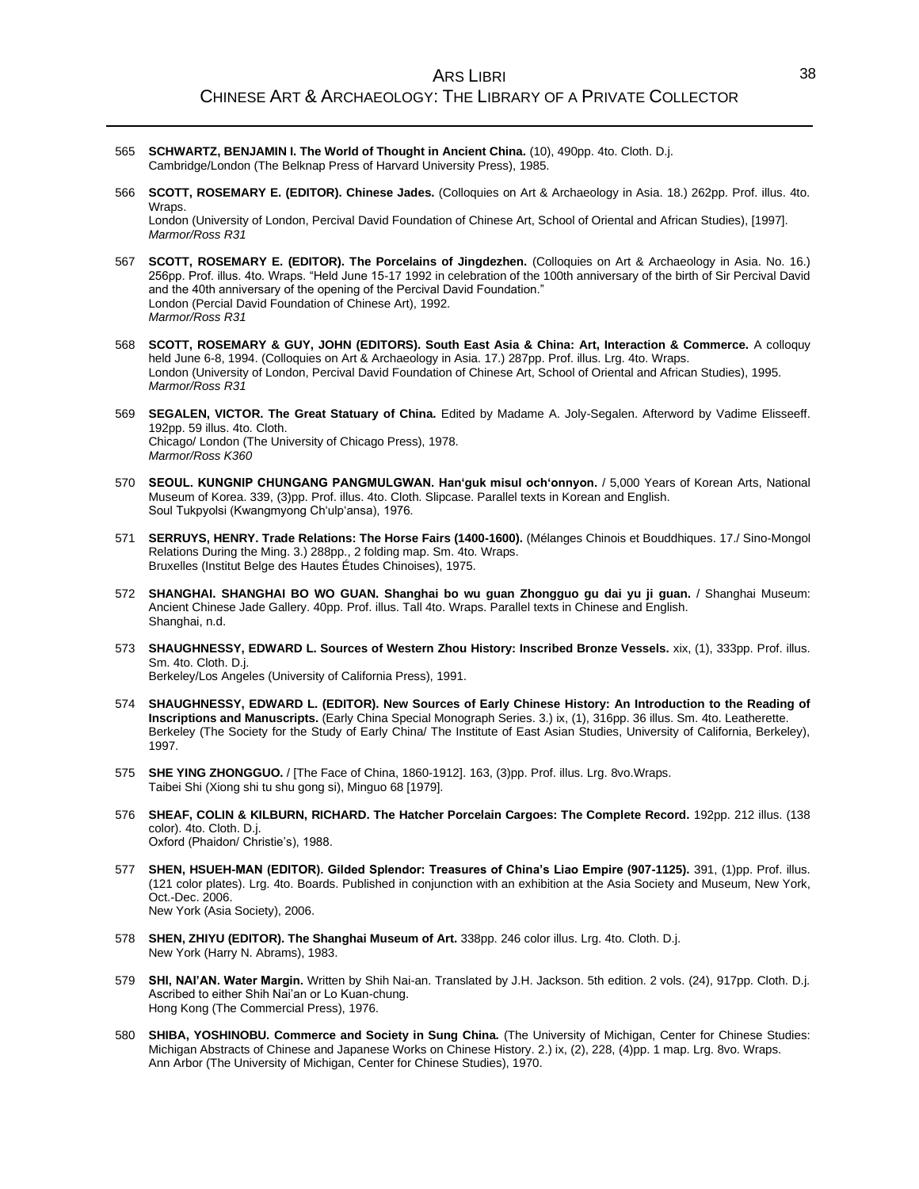565 **SCHWARTZ, BENJAMIN I. The World of Thought in Ancient China.** (10), 490pp. 4to. Cloth. D.j.
Cambridge/London (The Belknap Press of Harvard University Press), 1985.

566 **SCOTT, ROSEMARY E. (EDITOR). Chinese Jades.** (Colloquies on Art & Archaeology in Asia. 18.) 262pp. Prof. illus. 4to. Wraps.
London (University of London, Percival David Foundation of Chinese Art, School of Oriental and African Studies), [1997].
*Marmor/Ross R31*

567 **SCOTT, ROSEMARY E. (EDITOR). The Porcelains of Jingdezhen.** (Colloquies on Art & Archaeology in Asia. No. 16.) 256pp. Prof. illus. 4to. Wraps. "Held June 15-17 1992 in celebration of the 100th anniversary of the birth of Sir Percival David and the 40th anniversary of the opening of the Percival David Foundation."
London (Percial David Foundation of Chinese Art), 1992.
*Marmor/Ross R31*

568 **SCOTT, ROSEMARY & GUY, JOHN (EDITORS). South East Asia & China: Art, Interaction & Commerce.** A colloquy held June 6-8, 1994. (Colloquies on Art & Archaeology in Asia. 17.) 287pp. Prof. illus. Lrg. 4to. Wraps.
London (University of London, Percival David Foundation of Chinese Art, School of Oriental and African Studies), 1995.
*Marmor/Ross R31*

569 **SEGALEN, VICTOR. The Great Statuary of China.** Edited by Madame A. Joly-Segalen. Afterword by Vadime Elisseeff. 192pp. 59 illus. 4to. Cloth.
Chicago/ London (The University of Chicago Press), 1978.
*Marmor/Ross K360*

570 **SEOUL. KUNGNIP CHUNGANG PANGMULGWAN. Han'guk misul och'onnyon.** / 5,000 Years of Korean Arts, National Museum of Korea. 339, (3)pp. Prof. illus. 4to. Cloth. Slipcase. Parallel texts in Korean and English.
Soul Tukpyolsi (Kwangmyong Ch'ulp'ansa), 1976.

571 **SERRUYS, HENRY. Trade Relations: The Horse Fairs (1400-1600).** (Mélanges Chinois et Bouddhiques. 17./ Sino-Mongol Relations During the Ming. 3.) 288pp., 2 folding map. Sm. 4to. Wraps.
Bruxelles (Institut Belge des Hautes Études Chinoises), 1975.

572 **SHANGHAI. SHANGHAI BO WO GUAN. Shanghai bo wu guan Zhongguo gu dai yu ji guan.** / Shanghai Museum: Ancient Chinese Jade Gallery. 40pp. Prof. illus. Tall 4to. Wraps. Parallel texts in Chinese and English.
Shanghai, n.d.

573 **SHAUGHNESSY, EDWARD L. Sources of Western Zhou History: Inscribed Bronze Vessels.** xix, (1), 333pp. Prof. illus. Sm. 4to. Cloth. D.j.
Berkeley/Los Angeles (University of California Press), 1991.

574 **SHAUGHNESSY, EDWARD L. (EDITOR). New Sources of Early Chinese History: An Introduction to the Reading of Inscriptions and Manuscripts.** (Early China Special Monograph Series. 3.) ix, (1), 316pp. 36 illus. Sm. 4to. Leatherette.
Berkeley (The Society for the Study of Early China/ The Institute of East Asian Studies, University of California, Berkeley), 1997.

575 **SHE YING ZHONGGUO.** / [The Face of China, 1860-1912]. 163, (3)pp. Prof. illus. Lrg. 8vo.Wraps.
Taibei Shi (Xiong shi tu shu gong si), Minguo 68 [1979].

576 **SHEAF, COLIN & KILBURN, RICHARD. The Hatcher Porcelain Cargoes: The Complete Record.** 192pp. 212 illus. (138 color). 4to. Cloth. D.j.
Oxford (Phaidon/ Christie's), 1988.

577 **SHEN, HSUEH-MAN (EDITOR). Gilded Splendor: Treasures of China's Liao Empire (907-1125).** 391, (1)pp. Prof. illus. (121 color plates). Lrg. 4to. Boards. Published in conjunction with an exhibition at the Asia Society and Museum, New York, Oct.-Dec. 2006.
New York (Asia Society), 2006.

578 **SHEN, ZHIYU (EDITOR). The Shanghai Museum of Art.** 338pp. 246 color illus. Lrg. 4to. Cloth. D.j.
New York (Harry N. Abrams), 1983.

579 **SHI, NAI'AN. Water Margin.** Written by Shih Nai-an. Translated by J.H. Jackson. 5th edition. 2 vols. (24), 917pp. Cloth. D.j.
Ascribed to either Shih Nai'an or Lo Kuan-chung.
Hong Kong (The Commercial Press), 1976.

580 **SHIBA, YOSHINOBU. Commerce and Society in Sung China.** (The University of Michigan, Center for Chinese Studies: Michigan Abstracts of Chinese and Japanese Works on Chinese History. 2.) ix, (2), 228, (4)pp. 1 map. Lrg. 8vo. Wraps.
Ann Arbor (The University of Michigan, Center for Chinese Studies), 1970.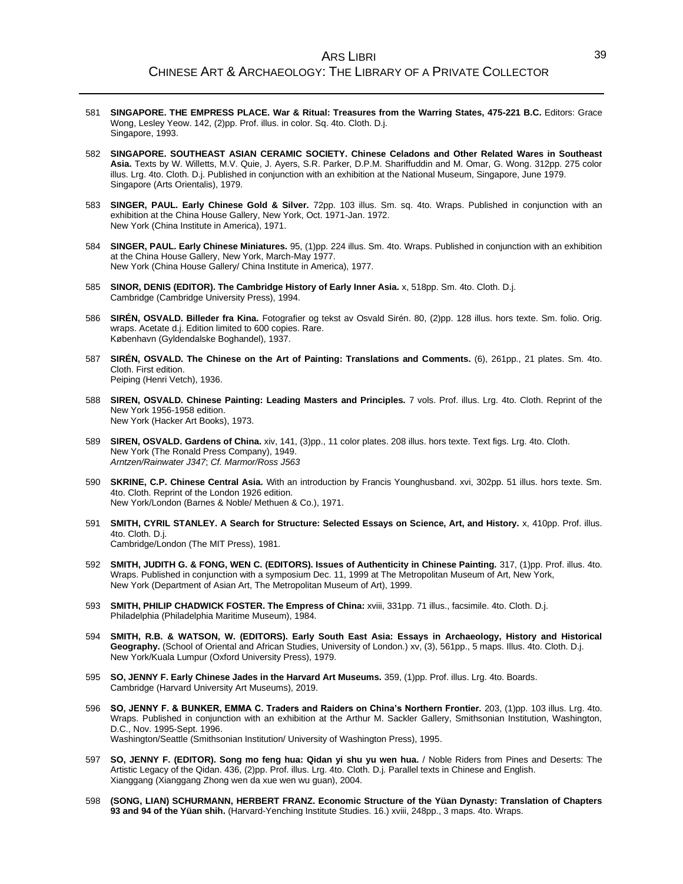581 **SINGAPORE. THE EMPRESS PLACE. War & Ritual: Treasures from the Warring States, 475-221 B.C.** Editors: Grace Wong, Lesley Yeow. 142, (2)pp. Prof. illus. in color. Sq. 4to. Cloth. D.j.
Singapore, 1993.

582 **SINGAPORE. SOUTHEAST ASIAN CERAMIC SOCIETY. Chinese Celadons and Other Related Wares in Southeast Asia.** Texts by W. Willetts, M.V. Quie, J. Ayers, S.R. Parker, D.P.M. Shariffuddin and M. Omar, G. Wong. 312pp. 275 color illus. Lrg. 4to. Cloth. D.j. Published in conjunction with an exhibition at the National Museum, Singapore, June 1979.
Singapore (Arts Orientalis), 1979.

583 **SINGER, PAUL. Early Chinese Gold & Silver.** 72pp. 103 illus. Sm. sq. 4to. Wraps. Published in conjunction with an exhibition at the China House Gallery, New York, Oct. 1971-Jan. 1972.
New York (China Institute in America), 1971.

584 **SINGER, PAUL. Early Chinese Miniatures.** 95, (1)pp. 224 illus. Sm. 4to. Wraps. Published in conjunction with an exhibition at the China House Gallery, New York, March-May 1977.
New York (China House Gallery/ China Institute in America), 1977.

585 **SINOR, DENIS (EDITOR). The Cambridge History of Early Inner Asia.** x, 518pp. Sm. 4to. Cloth. D.j.
Cambridge (Cambridge University Press), 1994.

586 **SIRÉN, OSVALD. Billeder fra Kina.** Fotografier og tekst av Osvald Sirén. 80, (2)pp. 128 illus. hors texte. Sm. folio. Orig. wraps. Acetate d.j. Edition limited to 600 copies. Rare.
København (Gyldendalske Boghandel), 1937.

587 **SIRÉN, OSVALD. The Chinese on the Art of Painting: Translations and Comments.** (6), 261pp., 21 plates. Sm. 4to. Cloth. First edition.
Peiping (Henri Vetch), 1936.

588 **SIREN, OSVALD. Chinese Painting: Leading Masters and Principles.** 7 vols. Prof. illus. Lrg. 4to. Cloth. Reprint of the New York 1956-1958 edition.
New York (Hacker Art Books), 1973.

589 **SIREN, OSVALD. Gardens of China.** xiv, 141, (3)pp., 11 color plates. 208 illus. hors texte. Text figs. Lrg. 4to. Cloth.
New York (The Ronald Press Company), 1949.
*Arntzen/Rainwater J347*; *Cf. Marmor/Ross J563*

590 **SKRINE, C.P. Chinese Central Asia.** With an introduction by Francis Younghusband. xvi, 302pp. 51 illus. hors texte. Sm. 4to. Cloth. Reprint of the London 1926 edition.
New York/London (Barnes & Noble/ Methuen & Co.), 1971.

591 **SMITH, CYRIL STANLEY. A Search for Structure: Selected Essays on Science, Art, and History.** x, 410pp. Prof. illus. 4to. Cloth. D.j.
Cambridge/London (The MIT Press), 1981.

592 **SMITH, JUDITH G. & FONG, WEN C. (EDITORS). Issues of Authenticity in Chinese Painting.** 317, (1)pp. Prof. illus. 4to. Wraps. Published in conjunction with a symposium Dec. 11, 1999 at The Metropolitan Museum of Art, New York,
New York (Department of Asian Art, The Metropolitan Museum of Art), 1999.

593 **SMITH, PHILIP CHADWICK FOSTER. The Empress of China:** xviii, 331pp. 71 illus., facsimile. 4to. Cloth. D.j.
Philadelphia (Philadelphia Maritime Museum), 1984.

594 **SMITH, R.B. & WATSON, W. (EDITORS). Early South East Asia: Essays in Archaeology, History and Historical Geography.** (School of Oriental and African Studies, University of London.) xv, (3), 561pp., 5 maps. Illus. 4to. Cloth. D.j.
New York/Kuala Lumpur (Oxford University Press), 1979.

595 **SO, JENNY F. Early Chinese Jades in the Harvard Art Museums.** 359, (1)pp. Prof. illus. Lrg. 4to. Boards.
Cambridge (Harvard University Art Museums), 2019.

596 **SO, JENNY F. & BUNKER, EMMA C. Traders and Raiders on China's Northern Frontier.** 203, (1)pp. 103 illus. Lrg. 4to. Wraps. Published in conjunction with an exhibition at the Arthur M. Sackler Gallery, Smithsonian Institution, Washington, D.C., Nov. 1995-Sept. 1996.
Washington/Seattle (Smithsonian Institution/ University of Washington Press), 1995.

597 **SO, JENNY F. (EDITOR). Song mo feng hua: Qidan yi shu yu wen hua.** / Noble Riders from Pines and Deserts: The Artistic Legacy of the Qidan. 436, (2)pp. Prof. illus. Lrg. 4to. Cloth. D.j. Parallel texts in Chinese and English.
Xianggang (Xianggang Zhong wen da xue wen wu guan), 2004.

598 **(SONG, LIAN) SCHURMANN, HERBERT FRANZ. Economic Structure of the Yüan Dynasty: Translation of Chapters 93 and 94 of the Yüan shih.** (Harvard-Yenching Institute Studies. 16.) xviii, 248pp., 3 maps. 4to. Wraps.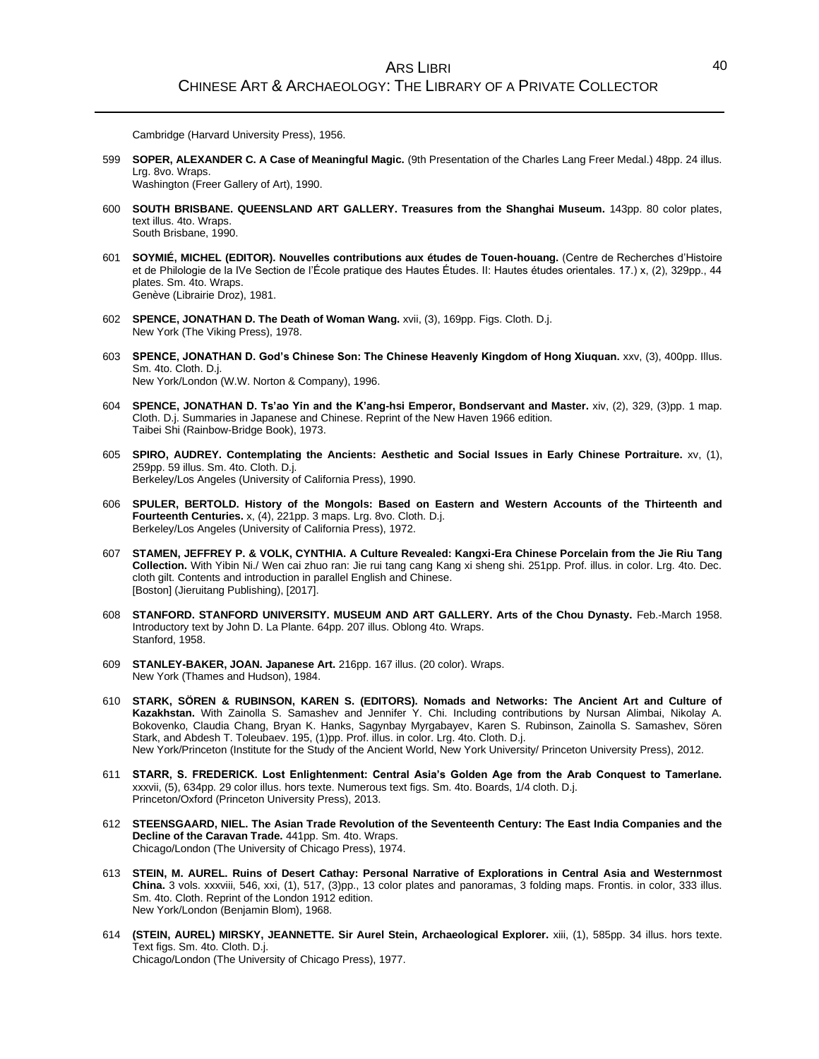Cambridge (Harvard University Press), 1956.

599 **SOPER, ALEXANDER C. A Case of Meaningful Magic.** (9th Presentation of the Charles Lang Freer Medal.) 48pp. 24 illus. Lrg. 8vo. Wraps.
Washington (Freer Gallery of Art), 1990.

600 **SOUTH BRISBANE. QUEENSLAND ART GALLERY. Treasures from the Shanghai Museum.** 143pp. 80 color plates, text illus. 4to. Wraps.
South Brisbane, 1990.

601 **SOYMIÉ, MICHEL (EDITOR). Nouvelles contributions aux études de Touen-houang.** (Centre de Recherches d'Histoire et de Philologie de la IVe Section de l'École pratique des Hautes Études. II: Hautes études orientales. 17.) x, (2), 329pp., 44 plates. Sm. 4to. Wraps.
Genève (Librairie Droz), 1981.

602 **SPENCE, JONATHAN D. The Death of Woman Wang.** xvii, (3), 169pp. Figs. Cloth. D.j.
New York (The Viking Press), 1978.

603 **SPENCE, JONATHAN D. God's Chinese Son: The Chinese Heavenly Kingdom of Hong Xiuquan.** xxv, (3), 400pp. Illus. Sm. 4to. Cloth. D.j.
New York/London (W.W. Norton & Company), 1996.

604 **SPENCE, JONATHAN D. Ts'ao Yin and the K'ang-hsi Emperor, Bondservant and Master.** xiv, (2), 329, (3)pp. 1 map. Cloth. D.j. Summaries in Japanese and Chinese. Reprint of the New Haven 1966 edition.
Taibei Shi (Rainbow-Bridge Book), 1973.

605 **SPIRO, AUDREY. Contemplating the Ancients: Aesthetic and Social Issues in Early Chinese Portraiture.** xv, (1), 259pp. 59 illus. Sm. 4to. Cloth. D.j.
Berkeley/Los Angeles (University of California Press), 1990.

606 **SPULER, BERTOLD. History of the Mongols: Based on Eastern and Western Accounts of the Thirteenth and Fourteenth Centuries.** x, (4), 221pp. 3 maps. Lrg. 8vo. Cloth. D.j.
Berkeley/Los Angeles (University of California Press), 1972.

607 **STAMEN, JEFFREY P. & VOLK, CYNTHIA. A Culture Revealed: Kangxi-Era Chinese Porcelain from the Jie Riu Tang Collection.** With Yibin Ni./ Wen cai zhuo ran: Jie rui tang cang Kang xi sheng shi. 251pp. Prof. illus. in color. Lrg. 4to. Dec. cloth gilt. Contents and introduction in parallel English and Chinese.
[Boston] (Jieruitang Publishing), [2017].

608 **STANFORD. STANFORD UNIVERSITY. MUSEUM AND ART GALLERY. Arts of the Chou Dynasty.** Feb.-March 1958. Introductory text by John D. La Plante. 64pp. 207 illus. Oblong 4to. Wraps.
Stanford, 1958.

609 **STANLEY-BAKER, JOAN. Japanese Art.** 216pp. 167 illus. (20 color). Wraps.
New York (Thames and Hudson), 1984.

610 **STARK, SÖREN & RUBINSON, KAREN S. (EDITORS). Nomads and Networks: The Ancient Art and Culture of Kazakhstan.** With Zainolla S. Samashev and Jennifer Y. Chi. Including contributions by Nursan Alimbai, Nikolay A. Bokovenko, Claudia Chang, Bryan K. Hanks, Sagynbay Myrgabayev, Karen S. Rubinson, Zainolla S. Samashev, Sören Stark, and Abdesh T. Toleubaev. 195, (1)pp. Prof. illus. in color. Lrg. 4to. Cloth. D.j.
New York/Princeton (Institute for the Study of the Ancient World, New York University/ Princeton University Press), 2012.

611 **STARR, S. FREDERICK. Lost Enlightenment: Central Asia's Golden Age from the Arab Conquest to Tamerlane.** xxxvii, (5), 634pp. 29 color illus. hors texte. Numerous text figs. Sm. 4to. Boards, 1/4 cloth. D.j.
Princeton/Oxford (Princeton University Press), 2013.

612 **STEENSGAARD, NIEL. The Asian Trade Revolution of the Seventeenth Century: The East India Companies and the Decline of the Caravan Trade.** 441pp. Sm. 4to. Wraps.
Chicago/London (The University of Chicago Press), 1974.

613 **STEIN, M. AUREL. Ruins of Desert Cathay: Personal Narrative of Explorations in Central Asia and Westernmost China.** 3 vols. xxxviii, 546, xxi, (1), 517, (3)pp., 13 color plates and panoramas, 3 folding maps. Frontis. in color, 333 illus. Sm. 4to. Cloth. Reprint of the London 1912 edition.
New York/London (Benjamin Blom), 1968.

614 **(STEIN, AUREL) MIRSKY, JEANNETTE. Sir Aurel Stein, Archaeological Explorer.** xiii, (1), 585pp. 34 illus. hors texte. Text figs. Sm. 4to. Cloth. D.j.
Chicago/London (The University of Chicago Press), 1977.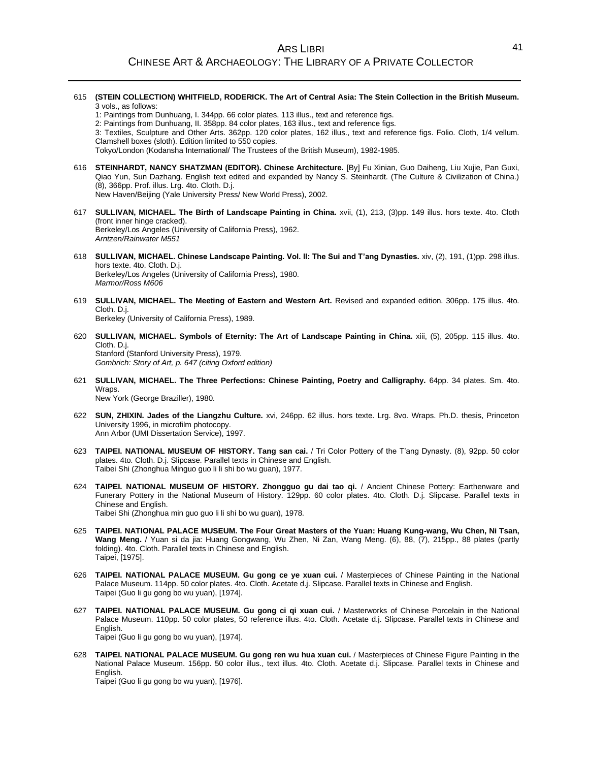615 **(STEIN COLLECTION) WHITFIELD, RODERICK. The Art of Central Asia: The Stein Collection in the British Museum.** 3 vols., as follows:
1: Paintings from Dunhuang, I. 344pp. 66 color plates, 113 illus., text and reference figs.
2: Paintings from Dunhuang, II. 358pp. 84 color plates, 163 illus., text and reference figs.
3: Textiles, Sculpture and Other Arts. 362pp. 120 color plates, 162 illus., text and reference figs. Folio. Cloth, 1/4 vellum. Clamshell boxes (sloth). Edition limited to 550 copies.
Tokyo/London (Kodansha International/ The Trustees of the British Museum), 1982-1985.

616 **STEINHARDT, NANCY SHATZMAN (EDITOR). Chinese Architecture.** [By] Fu Xinian, Guo Daiheng, Liu Xujie, Pan Guxi, Qiao Yun, Sun Dazhang. English text edited and expanded by Nancy S. Steinhardt. (The Culture & Civilization of China.) (8), 366pp. Prof. illus. Lrg. 4to. Cloth. D.j.
New Haven/Beijing (Yale University Press/ New World Press), 2002.

617 **SULLIVAN, MICHAEL. The Birth of Landscape Painting in China.** xvii, (1), 213, (3)pp. 149 illus. hors texte. 4to. Cloth (front inner hinge cracked).
Berkeley/Los Angeles (University of California Press), 1962.
*Arntzen/Rainwater M551*

618 **SULLIVAN, MICHAEL. Chinese Landscape Painting. Vol. II: The Sui and T'ang Dynasties.** xiv, (2), 191, (1)pp. 298 illus. hors texte. 4to. Cloth. D.j.
Berkeley/Los Angeles (University of California Press), 1980.
*Marmor/Ross M606*

619 **SULLIVAN, MICHAEL. The Meeting of Eastern and Western Art.** Revised and expanded edition. 306pp. 175 illus. 4to. Cloth. D.j.
Berkeley (University of California Press), 1989.

620 **SULLIVAN, MICHAEL. Symbols of Eternity: The Art of Landscape Painting in China.** xiii, (5), 205pp. 115 illus. 4to. Cloth. D.j.
Stanford (Stanford University Press), 1979.
*Gombrich: Story of Art, p. 647 (citing Oxford edition)*

621 **SULLIVAN, MICHAEL. The Three Perfections: Chinese Painting, Poetry and Calligraphy.** 64pp. 34 plates. Sm. 4to. Wraps.
New York (George Braziller), 1980.

622 **SUN, ZHIXIN. Jades of the Liangzhu Culture.** xvi, 246pp. 62 illus. hors texte. Lrg. 8vo. Wraps. Ph.D. thesis, Princeton University 1996, in microfilm photocopy.
Ann Arbor (UMI Dissertation Service), 1997.

623 **TAIPEI. NATIONAL MUSEUM OF HISTORY. Tang san cai.** / Tri Color Pottery of the T'ang Dynasty. (8), 92pp. 50 color plates. 4to. Cloth. D.j. Slipcase. Parallel texts in Chinese and English.
Taibei Shi (Zhonghua Minguo guo li li shi bo wu guan), 1977.

624 **TAIPEI. NATIONAL MUSEUM OF HISTORY. Zhongguo gu dai tao qi.** / Ancient Chinese Pottery: Earthenware and Funerary Pottery in the National Museum of History. 129pp. 60 color plates. 4to. Cloth. D.j. Slipcase. Parallel texts in Chinese and English.
Taibei Shi (Zhonghua min guo guo li li shi bo wu guan), 1978.

625 **TAIPEI. NATIONAL PALACE MUSEUM. The Four Great Masters of the Yuan: Huang Kung-wang, Wu Chen, Ni Tsan, Wang Meng.** / Yuan si da jia: Huang Gongwang, Wu Zhen, Ni Zan, Wang Meng. (6), 88, (7), 215pp., 88 plates (partly folding). 4to. Cloth. Parallel texts in Chinese and English.
Taipei, [1975].

626 **TAIPEI. NATIONAL PALACE MUSEUM. Gu gong ce ye xuan cui.** / Masterpieces of Chinese Painting in the National Palace Museum. 114pp. 50 color plates. 4to. Cloth. Acetate d.j. Slipcase. Parallel texts in Chinese and English.
Taipei (Guo li gu gong bo wu yuan), [1974].

627 **TAIPEI. NATIONAL PALACE MUSEUM. Gu gong ci qi xuan cui.** / Masterworks of Chinese Porcelain in the National Palace Museum. 110pp. 50 color plates, 50 reference illus. 4to. Cloth. Acetate d.j. Slipcase. Parallel texts in Chinese and English.
Taipei (Guo li gu gong bo wu yuan), [1974].

628 **TAIPEI. NATIONAL PALACE MUSEUM. Gu gong ren wu hua xuan cui.** / Masterpieces of Chinese Figure Painting in the National Palace Museum. 156pp. 50 color illus., text illus. 4to. Cloth. Acetate d.j. Slipcase. Parallel texts in Chinese and English.
Taipei (Guo li gu gong bo wu yuan), [1976].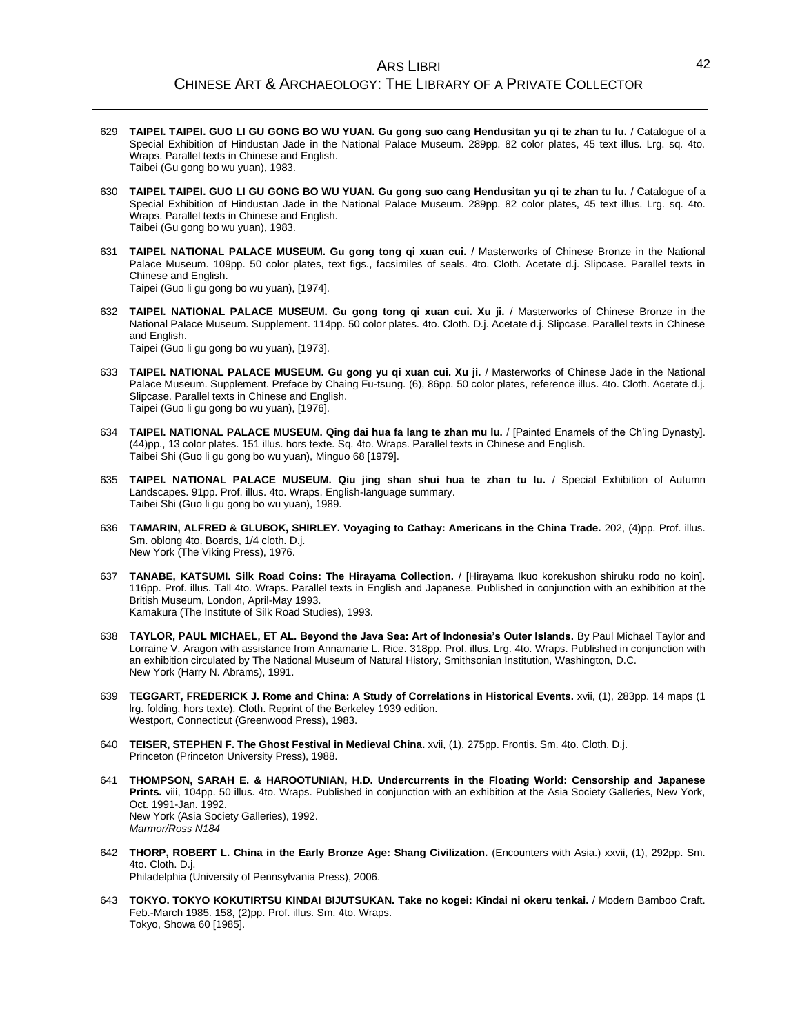629 **TAIPEI. TAIPEI. GUO LI GU GONG BO WU YUAN. Gu gong suo cang Hendusitan yu qi te zhan tu lu.** / Catalogue of a Special Exhibition of Hindustan Jade in the National Palace Museum. 289pp. 82 color plates, 45 text illus. Lrg. sq. 4to. Wraps. Parallel texts in Chinese and English.
Taibei (Gu gong bo wu yuan), 1983.

630 **TAIPEI. TAIPEI. GUO LI GU GONG BO WU YUAN. Gu gong suo cang Hendusitan yu qi te zhan tu lu.** / Catalogue of a Special Exhibition of Hindustan Jade in the National Palace Museum. 289pp. 82 color plates, 45 text illus. Lrg. sq. 4to. Wraps. Parallel texts in Chinese and English.
Taibei (Gu gong bo wu yuan), 1983.

631 **TAIPEI. NATIONAL PALACE MUSEUM. Gu gong tong qi xuan cui.** / Masterworks of Chinese Bronze in the National Palace Museum. 109pp. 50 color plates, text figs., facsimiles of seals. 4to. Cloth. Acetate d.j. Slipcase. Parallel texts in Chinese and English.
Taipei (Guo li gu gong bo wu yuan), [1974].

632 **TAIPEI. NATIONAL PALACE MUSEUM. Gu gong tong qi xuan cui. Xu ji.** / Masterworks of Chinese Bronze in the National Palace Museum. Supplement. 114pp. 50 color plates. 4to. Cloth. D.j. Acetate d.j. Slipcase. Parallel texts in Chinese and English.
Taipei (Guo li gu gong bo wu yuan), [1973].

633 **TAIPEI. NATIONAL PALACE MUSEUM. Gu gong yu qi xuan cui. Xu ji.** / Masterworks of Chinese Jade in the National Palace Museum. Supplement. Preface by Chaing Fu-tsung. (6), 86pp. 50 color plates, reference illus. 4to. Cloth. Acetate d.j. Slipcase. Parallel texts in Chinese and English.
Taipei (Guo li gu gong bo wu yuan), [1976].

634 **TAIPEI. NATIONAL PALACE MUSEUM. Qing dai hua fa lang te zhan mu lu.** / [Painted Enamels of the Ch'ing Dynasty]. (44)pp., 13 color plates. 151 illus. hors texte. Sq. 4to. Wraps. Parallel texts in Chinese and English.
Taibei Shi (Guo li gu gong bo wu yuan), Minguo 68 [1979].

635 **TAIPEI. NATIONAL PALACE MUSEUM. Qiu jing shan shui hua te zhan tu lu.** / Special Exhibition of Autumn Landscapes. 91pp. Prof. illus. 4to. Wraps. English-language summary.
Taibei Shi (Guo li gu gong bo wu yuan), 1989.

636 **TAMARIN, ALFRED & GLUBOK, SHIRLEY. Voyaging to Cathay: Americans in the China Trade.** 202, (4)pp. Prof. illus. Sm. oblong 4to. Boards, 1/4 cloth. D.j.
New York (The Viking Press), 1976.

637 **TANABE, KATSUMI. Silk Road Coins: The Hirayama Collection.** / [Hirayama Ikuo korekushon shiruku rodo no koin]. 116pp. Prof. illus. Tall 4to. Wraps. Parallel texts in English and Japanese. Published in conjunction with an exhibition at the British Museum, London, April-May 1993.
Kamakura (The Institute of Silk Road Studies), 1993.

638 **TAYLOR, PAUL MICHAEL, ET AL. Beyond the Java Sea: Art of Indonesia's Outer Islands.** By Paul Michael Taylor and Lorraine V. Aragon with assistance from Annamarie L. Rice. 318pp. Prof. illus. Lrg. 4to. Wraps. Published in conjunction with an exhibition circulated by The National Museum of Natural History, Smithsonian Institution, Washington, D.C.
New York (Harry N. Abrams), 1991.

639 **TEGGART, FREDERICK J. Rome and China: A Study of Correlations in Historical Events.** xvii, (1), 283pp. 14 maps (1 lrg. folding, hors texte). Cloth. Reprint of the Berkeley 1939 edition.
Westport, Connecticut (Greenwood Press), 1983.

640 **TEISER, STEPHEN F. The Ghost Festival in Medieval China.** xvii, (1), 275pp. Frontis. Sm. 4to. Cloth. D.j.
Princeton (Princeton University Press), 1988.

641 **THOMPSON, SARAH E. & HAROOTUNIAN, H.D. Undercurrents in the Floating World: Censorship and Japanese Prints.** viii, 104pp. 50 illus. 4to. Wraps. Published in conjunction with an exhibition at the Asia Society Galleries, New York, Oct. 1991-Jan. 1992.
New York (Asia Society Galleries), 1992.
*Marmor/Ross N184*

642 **THORP, ROBERT L. China in the Early Bronze Age: Shang Civilization.** (Encounters with Asia.) xxvii, (1), 292pp. Sm. 4to. Cloth. D.j.
Philadelphia (University of Pennsylvania Press), 2006.

643 **TOKYO. TOKYO KOKUTIRTSU KINDAI BIJUTSUKAN. Take no kogei: Kindai ni okeru tenkai.** / Modern Bamboo Craft. Feb.-March 1985. 158, (2)pp. Prof. illus. Sm. 4to. Wraps.
Tokyo, Showa 60 [1985].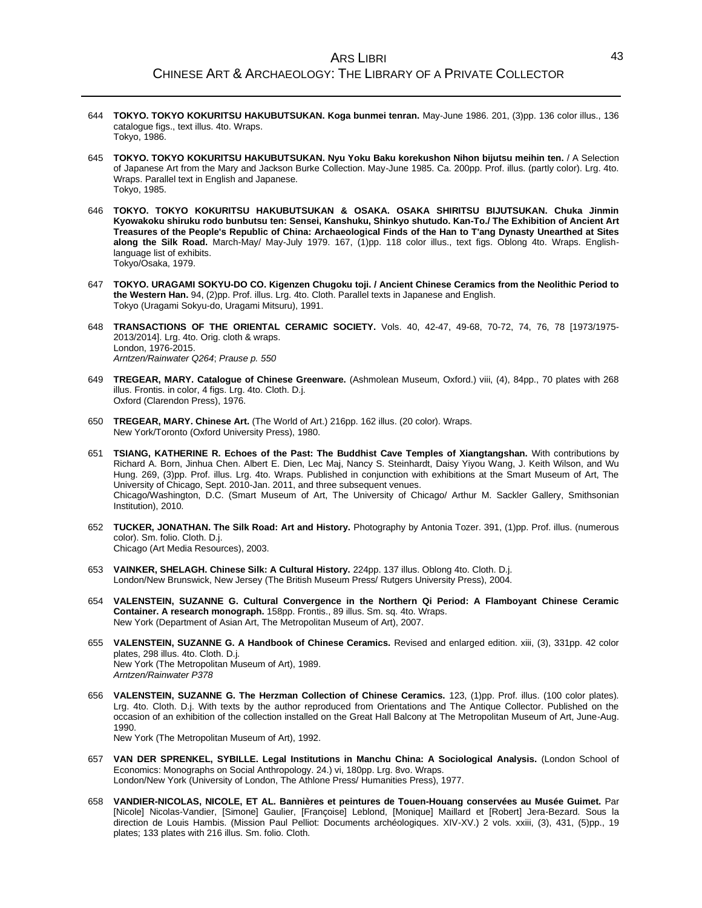644 **TOKYO. TOKYO KOKURITSU HAKUBUTSUKAN. Koga bunmei tenran.** May-June 1986. 201, (3)pp. 136 color illus., 136 catalogue figs., text illus. 4to. Wraps.
Tokyo, 1986.

645 **TOKYO. TOKYO KOKURITSU HAKUBUTSUKAN. Nyu Yoku Baku korekushon Nihon bijutsu meihin ten.** / A Selection of Japanese Art from the Mary and Jackson Burke Collection. May-June 1985. Ca. 200pp. Prof. illus. (partly color). Lrg. 4to. Wraps. Parallel text in English and Japanese.
Tokyo, 1985.

646 **TOKYO. TOKYO KOKURITSU HAKUBUTSUKAN & OSAKA. OSAKA SHIRITSU BIJUTSUKAN. Chuka Jinmin Kyowakoku shiruku rodo bunbutsu ten: Sensei, Kanshuku, Shinkyo shutudo. Kan-To./ The Exhibition of Ancient Art Treasures of the People's Republic of China: Archaeological Finds of the Han to T'ang Dynasty Unearthed at Sites along the Silk Road.** March-May/ May-July 1979. 167, (1)pp. 118 color illus., text figs. Oblong 4to. Wraps. English-language list of exhibits.
Tokyo/Osaka, 1979.

647 **TOKYO. URAGAMI SOKYU-DO CO. Kigenzen Chugoku toji. / Ancient Chinese Ceramics from the Neolithic Period to the Western Han.** 94, (2)pp. Prof. illus. Lrg. 4to. Cloth. Parallel texts in Japanese and English.
Tokyo (Uragami Sokyu-do, Uragami Mitsuru), 1991.

648 **TRANSACTIONS OF THE ORIENTAL CERAMIC SOCIETY.** Vols. 40, 42-47, 49-68, 70-72, 74, 76, 78 [1973/1975-2013/2014]. Lrg. 4to. Orig. cloth & wraps.
London, 1976-2015.
*Arntzen/Rainwater Q264*; *Prause p. 550*

649 **TREGEAR, MARY. Catalogue of Chinese Greenware.** (Ashmolean Museum, Oxford.) viii, (4), 84pp., 70 plates with 268 illus. Frontis. in color, 4 figs. Lrg. 4to. Cloth. D.j.
Oxford (Clarendon Press), 1976.

650 **TREGEAR, MARY. Chinese Art.** (The World of Art.) 216pp. 162 illus. (20 color). Wraps.
New York/Toronto (Oxford University Press), 1980.

651 **TSIANG, KATHERINE R. Echoes of the Past: The Buddhist Cave Temples of Xiangtangshan.** With contributions by Richard A. Born, Jinhua Chen. Albert E. Dien, Lec Maj, Nancy S. Steinhardt, Daisy Yiyou Wang, J. Keith Wilson, and Wu Hung. 269, (3)pp. Prof. illus. Lrg. 4to. Wraps. Published in conjunction with exhibitions at the Smart Museum of Art, The University of Chicago, Sept. 2010-Jan. 2011, and three subsequent venues.
Chicago/Washington, D.C. (Smart Museum of Art, The University of Chicago/ Arthur M. Sackler Gallery, Smithsonian Institution), 2010.

652 **TUCKER, JONATHAN. The Silk Road: Art and History.** Photography by Antonia Tozer. 391, (1)pp. Prof. illus. (numerous color). Sm. folio. Cloth. D.j.
Chicago (Art Media Resources), 2003.

653 **VAINKER, SHELAGH. Chinese Silk: A Cultural History.** 224pp. 137 illus. Oblong 4to. Cloth. D.j.
London/New Brunswick, New Jersey (The British Museum Press/ Rutgers University Press), 2004.

654 **VALENSTEIN, SUZANNE G. Cultural Convergence in the Northern Qi Period: A Flamboyant Chinese Ceramic Container. A research monograph.** 158pp. Frontis., 89 illus. Sm. sq. 4to. Wraps.
New York (Department of Asian Art, The Metropolitan Museum of Art), 2007.

655 **VALENSTEIN, SUZANNE G. A Handbook of Chinese Ceramics.** Revised and enlarged edition. xiii, (3), 331pp. 42 color plates, 298 illus. 4to. Cloth. D.j.
New York (The Metropolitan Museum of Art), 1989.
*Arntzen/Rainwater P378*

656 **VALENSTEIN, SUZANNE G. The Herzman Collection of Chinese Ceramics.** 123, (1)pp. Prof. illus. (100 color plates). Lrg. 4to. Cloth. D.j. With texts by the author reproduced from Orientations and The Antique Collector. Published on the occasion of an exhibition of the collection installed on the Great Hall Balcony at The Metropolitan Museum of Art, June-Aug. 1990.
New York (The Metropolitan Museum of Art), 1992.

657 **VAN DER SPRENKEL, SYBILLE. Legal Institutions in Manchu China: A Sociological Analysis.** (London School of Economics: Monographs on Social Anthropology. 24.) vi, 180pp. Lrg. 8vo. Wraps.
London/New York (University of London, The Athlone Press/ Humanities Press), 1977.

658 **VANDIER-NICOLAS, NICOLE, ET AL. Bannières et peintures de Touen-Houang conservées au Musée Guimet.** Par [Nicole] Nicolas-Vandier, [Simone] Gaulier, [Françoise] Leblond, [Monique] Maillard et [Robert] Jera-Bezard. Sous la direction de Louis Hambis. (Mission Paul Pelliot: Documents archéologiques. XIV-XV.) 2 vols. xxiii, (3), 431, (5)pp., 19 plates; 133 plates with 216 illus. Sm. folio. Cloth.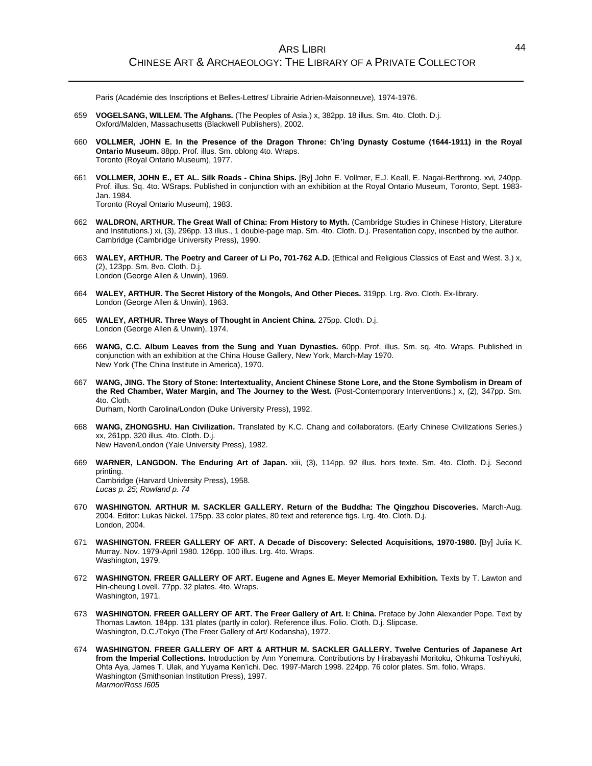Paris (Académie des Inscriptions et Belles-Lettres/ Librairie Adrien-Maisonneuve), 1974-1976.

659 **VOGELSANG, WILLEM. The Afghans.** (The Peoples of Asia.) x, 382pp. 18 illus. Sm. 4to. Cloth. D.j.
Oxford/Malden, Massachusetts (Blackwell Publishers), 2002.

660 **VOLLMER, JOHN E. In the Presence of the Dragon Throne: Ch'ing Dynasty Costume (1644-1911) in the Royal Ontario Museum.** 88pp. Prof. illus. Sm. oblong 4to. Wraps.
Toronto (Royal Ontario Museum), 1977.

661 **VOLLMER, JOHN E., ET AL. Silk Roads - China Ships.** [By] John E. Vollmer, E.J. Keall, E. Nagai-Berthrong. xvi, 240pp. Prof. illus. Sq. 4to. WSraps. Published in conjunction with an exhibition at the Royal Ontario Museum, Toronto, Sept. 1983-Jan. 1984.
Toronto (Royal Ontario Museum), 1983.

662 **WALDRON, ARTHUR. The Great Wall of China: From History to Myth.** (Cambridge Studies in Chinese History, Literature and Institutions.) xi, (3), 296pp. 13 illus., 1 double-page map. Sm. 4to. Cloth. D.j. Presentation copy, inscribed by the author.
Cambridge (Cambridge University Press), 1990.

663 **WALEY, ARTHUR. The Poetry and Career of Li Po, 701-762 A.D.** (Ethical and Religious Classics of East and West. 3.) x, (2), 123pp. Sm. 8vo. Cloth. D.j.
London (George Allen & Unwin), 1969.

664 **WALEY, ARTHUR. The Secret History of the Mongols, And Other Pieces.** 319pp. Lrg. 8vo. Cloth. Ex-library.
London (George Allen & Unwin), 1963.

665 **WALEY, ARTHUR. Three Ways of Thought in Ancient China.** 275pp. Cloth. D.j.
London (George Allen & Unwin), 1974.

666 **WANG, C.C. Album Leaves from the Sung and Yuan Dynasties.** 60pp. Prof. illus. Sm. sq. 4to. Wraps. Published in conjunction with an exhibition at the China House Gallery, New York, March-May 1970.
New York (The China Institute in America), 1970.

667 **WANG, JING. The Story of Stone: Intertextuality, Ancient Chinese Stone Lore, and the Stone Symbolism in Dream of the Red Chamber, Water Margin, and The Journey to the West.** (Post-Contemporary Interventions.) x, (2), 347pp. Sm. 4to. Cloth.
Durham, North Carolina/London (Duke University Press), 1992.

668 **WANG, ZHONGSHU. Han Civilization.** Translated by K.C. Chang and collaborators. (Early Chinese Civilizations Series.) xx, 261pp. 320 illus. 4to. Cloth. D.j.
New Haven/London (Yale University Press), 1982.

669 **WARNER, LANGDON. The Enduring Art of Japan.** xiii, (3), 114pp. 92 illus. hors texte. Sm. 4to. Cloth. D.j. Second printing.
Cambridge (Harvard University Press), 1958.
*Lucas p. 25*; *Rowland p. 74*

670 **WASHINGTON. ARTHUR M. SACKLER GALLERY. Return of the Buddha: The Qingzhou Discoveries.** March-Aug. 2004. Editor: Lukas Nickel. 175pp. 33 color plates, 80 text and reference figs. Lrg. 4to. Cloth. D.j.
London, 2004.

671 **WASHINGTON. FREER GALLERY OF ART. A Decade of Discovery: Selected Acquisitions, 1970-1980.** [By] Julia K. Murray. Nov. 1979-April 1980. 126pp. 100 illus. Lrg. 4to. Wraps.
Washington, 1979.

672 **WASHINGTON. FREER GALLERY OF ART. Eugene and Agnes E. Meyer Memorial Exhibition.** Texts by T. Lawton and Hin-cheung Lovell. 77pp. 32 plates. 4to. Wraps.
Washington, 1971.

673 **WASHINGTON. FREER GALLERY OF ART. The Freer Gallery of Art. I: China.** Preface by John Alexander Pope. Text by Thomas Lawton. 184pp. 131 plates (partly in color). Reference illus. Folio. Cloth. D.j. Slipcase.
Washington, D.C./Tokyo (The Freer Gallery of Art/ Kodansha), 1972.

674 **WASHINGTON. FREER GALLERY OF ART & ARTHUR M. SACKLER GALLERY. Twelve Centuries of Japanese Art from the Imperial Collections.** Introduction by Ann Yonemura. Contributions by Hirabayashi Moritoku, Ohkuma Toshiyuki, Ohta Aya, James T. Ulak, and Yuyama Ken'ichi. Dec. 1997-March 1998. 224pp. 76 color plates. Sm. folio. Wraps.
Washington (Smithsonian Institution Press), 1997.
*Marmor/Ross I605*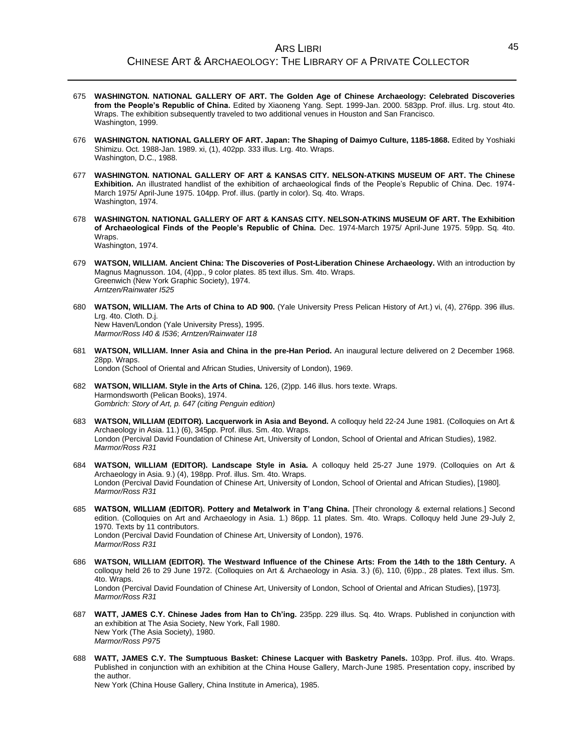675 **WASHINGTON. NATIONAL GALLERY OF ART. The Golden Age of Chinese Archaeology: Celebrated Discoveries from the People's Republic of China.** Edited by Xiaoneng Yang. Sept. 1999-Jan. 2000. 583pp. Prof. illus. Lrg. stout 4to. Wraps. The exhibition subsequently traveled to two additional venues in Houston and San Francisco.
Washington, 1999.

676 **WASHINGTON. NATIONAL GALLERY OF ART. Japan: The Shaping of Daimyo Culture, 1185-1868.** Edited by Yoshiaki Shimizu. Oct. 1988-Jan. 1989. xi, (1), 402pp. 333 illus. Lrg. 4to. Wraps.
Washington, D.C., 1988.

677 **WASHINGTON. NATIONAL GALLERY OF ART & KANSAS CITY. NELSON-ATKINS MUSEUM OF ART. The Chinese Exhibition.** An illustrated handlist of the exhibition of archaeological finds of the People's Republic of China. Dec. 1974-March 1975/ April-June 1975. 104pp. Prof. illus. (partly in color). Sq. 4to. Wraps.
Washington, 1974.

678 **WASHINGTON. NATIONAL GALLERY OF ART & KANSAS CITY. NELSON-ATKINS MUSEUM OF ART. The Exhibition of Archaeological Finds of the People's Republic of China.** Dec. 1974-March 1975/ April-June 1975. 59pp. Sq. 4to. Wraps.
Washington, 1974.

679 **WATSON, WILLIAM. Ancient China: The Discoveries of Post-Liberation Chinese Archaeology.** With an introduction by Magnus Magnusson. 104, (4)pp., 9 color plates. 85 text illus. Sm. 4to. Wraps.
Greenwich (New York Graphic Society), 1974.
*Arntzen/Rainwater I525*

680 **WATSON, WILLIAM. The Arts of China to AD 900.** (Yale University Press Pelican History of Art.) vi, (4), 276pp. 396 illus. Lrg. 4to. Cloth. D.j.
New Haven/London (Yale University Press), 1995.
*Marmor/Ross I40 & I536*; *Arntzen/Rainwater I18*

681 **WATSON, WILLIAM. Inner Asia and China in the pre-Han Period.** An inaugural lecture delivered on 2 December 1968. 28pp. Wraps.
London (School of Oriental and African Studies, University of London), 1969.

682 **WATSON, WILLIAM. Style in the Arts of China.** 126, (2)pp. 146 illus. hors texte. Wraps.
Harmondsworth (Pelican Books), 1974.
*Gombrich: Story of Art, p. 647 (citing Penguin edition)*

683 **WATSON, WILLIAM (EDITOR). Lacquerwork in Asia and Beyond.** A colloquy held 22-24 June 1981. (Colloquies on Art & Archaeology in Asia. 11.) (6), 345pp. Prof. illus. Sm. 4to. Wraps.
London (Percival David Foundation of Chinese Art, University of London, School of Oriental and African Studies), 1982.
*Marmor/Ross R31*

684 **WATSON, WILLIAM (EDITOR). Landscape Style in Asia.** A colloquy held 25-27 June 1979. (Colloquies on Art & Archaeology in Asia. 9.) (4), 198pp. Prof. illus. Sm. 4to. Wraps.
London (Percival David Foundation of Chinese Art, University of London, School of Oriental and African Studies), [1980].
*Marmor/Ross R31*

685 **WATSON, WILLIAM (EDITOR). Pottery and Metalwork in T'ang China.** [Their chronology & external relations.] Second edition. (Colloquies on Art and Archaeology in Asia. 1.) 86pp. 11 plates. Sm. 4to. Wraps. Colloquy held June 29-July 2, 1970. Texts by 11 contributors.
London (Percival David Foundation of Chinese Art, University of London), 1976.
*Marmor/Ross R31*

686 **WATSON, WILLIAM (EDITOR). The Westward Influence of the Chinese Arts: From the 14th to the 18th Century.** A colloquy held 26 to 29 June 1972. (Colloquies on Art & Archaeology in Asia. 3.) (6), 110, (6)pp., 28 plates. Text illus. Sm. 4to. Wraps.
London (Percival David Foundation of Chinese Art, University of London, School of Oriental and African Studies), [1973].
*Marmor/Ross R31*

687 **WATT, JAMES C.Y. Chinese Jades from Han to Ch'ing.** 235pp. 229 illus. Sq. 4to. Wraps. Published in conjunction with an exhibition at The Asia Society, New York, Fall 1980.
New York (The Asia Society), 1980.
*Marmor/Ross P975*

688 **WATT, JAMES C.Y. The Sumptuous Basket: Chinese Lacquer with Basketry Panels.** 103pp. Prof. illus. 4to. Wraps. Published in conjunction with an exhibition at the China House Gallery, March-June 1985. Presentation copy, inscribed by the author.
New York (China House Gallery, China Institute in America), 1985.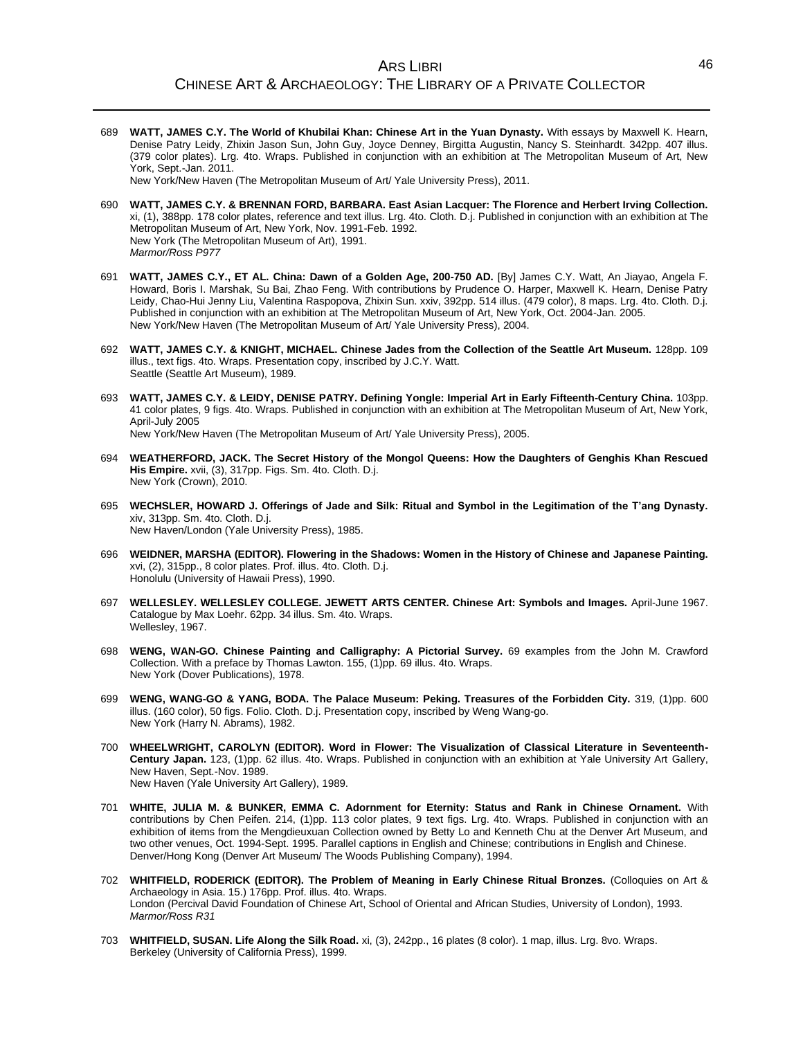689 **WATT, JAMES C.Y. The World of Khubilai Khan: Chinese Art in the Yuan Dynasty.** With essays by Maxwell K. Hearn, Denise Patry Leidy, Zhixin Jason Sun, John Guy, Joyce Denney, Birgitta Augustin, Nancy S. Steinhardt. 342pp. 407 illus. (379 color plates). Lrg. 4to. Wraps. Published in conjunction with an exhibition at The Metropolitan Museum of Art, New York, Sept.-Jan. 2011.
New York/New Haven (The Metropolitan Museum of Art/ Yale University Press), 2011.

690 **WATT, JAMES C.Y. & BRENNAN FORD, BARBARA. East Asian Lacquer: The Florence and Herbert Irving Collection.** xi, (1), 388pp. 178 color plates, reference and text illus. Lrg. 4to. Cloth. D.j. Published in conjunction with an exhibition at The Metropolitan Museum of Art, New York, Nov. 1991-Feb. 1992.
New York (The Metropolitan Museum of Art), 1991.
*Marmor/Ross P977*

691 **WATT, JAMES C.Y., ET AL. China: Dawn of a Golden Age, 200-750 AD.** [By] James C.Y. Watt, An Jiayao, Angela F. Howard, Boris I. Marshak, Su Bai, Zhao Feng. With contributions by Prudence O. Harper, Maxwell K. Hearn, Denise Patry Leidy, Chao-Hui Jenny Liu, Valentina Raspopova, Zhixin Sun. xxiv, 392pp. 514 illus. (479 color), 8 maps. Lrg. 4to. Cloth. D.j. Published in conjunction with an exhibition at The Metropolitan Museum of Art, New York, Oct. 2004-Jan. 2005.
New York/New Haven (The Metropolitan Museum of Art/ Yale University Press), 2004.

692 **WATT, JAMES C.Y. & KNIGHT, MICHAEL. Chinese Jades from the Collection of the Seattle Art Museum.** 128pp. 109 illus., text figs. 4to. Wraps. Presentation copy, inscribed by J.C.Y. Watt.
Seattle (Seattle Art Museum), 1989.

693 **WATT, JAMES C.Y. & LEIDY, DENISE PATRY. Defining Yongle: Imperial Art in Early Fifteenth-Century China.** 103pp. 41 color plates, 9 figs. 4to. Wraps. Published in conjunction with an exhibition at The Metropolitan Museum of Art, New York, April-July 2005
New York/New Haven (The Metropolitan Museum of Art/ Yale University Press), 2005.

694 **WEATHERFORD, JACK. The Secret History of the Mongol Queens: How the Daughters of Genghis Khan Rescued His Empire.** xvii, (3), 317pp. Figs. Sm. 4to. Cloth. D.j.
New York (Crown), 2010.

695 **WECHSLER, HOWARD J. Offerings of Jade and Silk: Ritual and Symbol in the Legitimation of the T'ang Dynasty.** xiv, 313pp. Sm. 4to. Cloth. D.j.
New Haven/London (Yale University Press), 1985.

696 **WEIDNER, MARSHA (EDITOR). Flowering in the Shadows: Women in the History of Chinese and Japanese Painting.** xvi, (2), 315pp., 8 color plates. Prof. illus. 4to. Cloth. D.j.
Honolulu (University of Hawaii Press), 1990.

697 **WELLESLEY. WELLESLEY COLLEGE. JEWETT ARTS CENTER. Chinese Art: Symbols and Images.** April-June 1967. Catalogue by Max Loehr. 62pp. 34 illus. Sm. 4to. Wraps.
Wellesley, 1967.

698 **WENG, WAN-GO. Chinese Painting and Calligraphy: A Pictorial Survey.** 69 examples from the John M. Crawford Collection. With a preface by Thomas Lawton. 155, (1)pp. 69 illus. 4to. Wraps.
New York (Dover Publications), 1978.

699 **WENG, WANG-GO & YANG, BODA. The Palace Museum: Peking. Treasures of the Forbidden City.** 319, (1)pp. 600 illus. (160 color), 50 figs. Folio. Cloth. D.j. Presentation copy, inscribed by Weng Wang-go.
New York (Harry N. Abrams), 1982.

700 **WHEELWRIGHT, CAROLYN (EDITOR). Word in Flower: The Visualization of Classical Literature in Seventeenth-Century Japan.** 123, (1)pp. 62 illus. 4to. Wraps. Published in conjunction with an exhibition at Yale University Art Gallery, New Haven, Sept.-Nov. 1989.
New Haven (Yale University Art Gallery), 1989.

701 **WHITE, JULIA M. & BUNKER, EMMA C. Adornment for Eternity: Status and Rank in Chinese Ornament.** With contributions by Chen Peifen. 214, (1)pp. 113 color plates, 9 text figs. Lrg. 4to. Wraps. Published in conjunction with an exhibition of items from the Mengdieuxuan Collection owned by Betty Lo and Kenneth Chu at the Denver Art Museum, and two other venues, Oct. 1994-Sept. 1995. Parallel captions in English and Chinese; contributions in English and Chinese.
Denver/Hong Kong (Denver Art Museum/ The Woods Publishing Company), 1994.

702 **WHITFIELD, RODERICK (EDITOR). The Problem of Meaning in Early Chinese Ritual Bronzes.** (Colloquies on Art & Archaeology in Asia. 15.) 176pp. Prof. illus. 4to. Wraps.
London (Percival David Foundation of Chinese Art, School of Oriental and African Studies, University of London), 1993.
*Marmor/Ross R31*

703 **WHITFIELD, SUSAN. Life Along the Silk Road.** xi, (3), 242pp., 16 plates (8 color). 1 map, illus. Lrg. 8vo. Wraps.
Berkeley (University of California Press), 1999.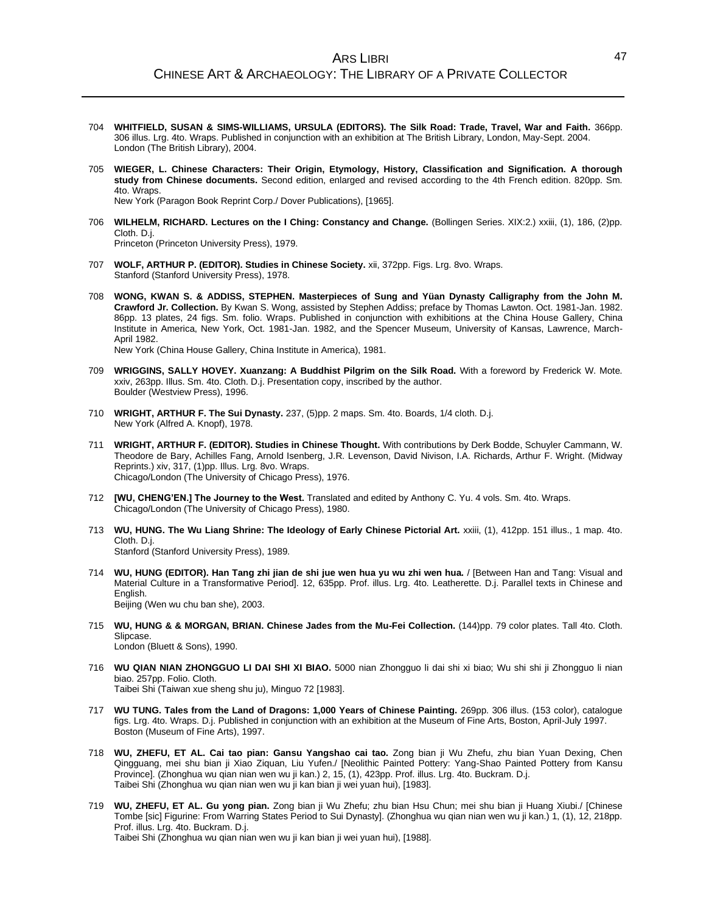704 **WHITFIELD, SUSAN & SIMS-WILLIAMS, URSULA (EDITORS). The Silk Road: Trade, Travel, War and Faith.** 366pp. 306 illus. Lrg. 4to. Wraps. Published in conjunction with an exhibition at The British Library, London, May-Sept. 2004.
London (The British Library), 2004.

705 **WIEGER, L. Chinese Characters: Their Origin, Etymology, History, Classification and Signification. A thorough study from Chinese documents.** Second edition, enlarged and revised according to the 4th French edition. 820pp. Sm. 4to. Wraps.
New York (Paragon Book Reprint Corp./ Dover Publications), [1965].

706 **WILHELM, RICHARD. Lectures on the I Ching: Constancy and Change.** (Bollingen Series. XIX:2.) xxiii, (1), 186, (2)pp. Cloth. D.j.
Princeton (Princeton University Press), 1979.

707 **WOLF, ARTHUR P. (EDITOR). Studies in Chinese Society.** xii, 372pp. Figs. Lrg. 8vo. Wraps.
Stanford (Stanford University Press), 1978.

708 **WONG, KWAN S. & ADDISS, STEPHEN. Masterpieces of Sung and Yüan Dynasty Calligraphy from the John M. Crawford Jr. Collection.** By Kwan S. Wong, assisted by Stephen Addiss; preface by Thomas Lawton. Oct. 1981-Jan. 1982. 86pp. 13 plates, 24 figs. Sm. folio. Wraps. Published in conjunction with exhibitions at the China House Gallery, China Institute in America, New York, Oct. 1981-Jan. 1982, and the Spencer Museum, University of Kansas, Lawrence, March-April 1982.
New York (China House Gallery, China Institute in America), 1981.

709 **WRIGGINS, SALLY HOVEY. Xuanzang: A Buddhist Pilgrim on the Silk Road.** With a foreword by Frederick W. Mote. xxiv, 263pp. Illus. Sm. 4to. Cloth. D.j. Presentation copy, inscribed by the author.
Boulder (Westview Press), 1996.

710 **WRIGHT, ARTHUR F. The Sui Dynasty.** 237, (5)pp. 2 maps. Sm. 4to. Boards, 1/4 cloth. D.j.
New York (Alfred A. Knopf), 1978.

711 **WRIGHT, ARTHUR F. (EDITOR). Studies in Chinese Thought.** With contributions by Derk Bodde, Schuyler Cammann, W. Theodore de Bary, Achilles Fang, Arnold Isenberg, J.R. Levenson, David Nivison, I.A. Richards, Arthur F. Wright. (Midway Reprints.) xiv, 317, (1)pp. Illus. Lrg. 8vo. Wraps.
Chicago/London (The University of Chicago Press), 1976.

712 **[WU, CHENG'EN.] The Journey to the West.** Translated and edited by Anthony C. Yu. 4 vols. Sm. 4to. Wraps.
Chicago/London (The University of Chicago Press), 1980.

713 **WU, HUNG. The Wu Liang Shrine: The Ideology of Early Chinese Pictorial Art.** xxiii, (1), 412pp. 151 illus., 1 map. 4to. Cloth. D.j.
Stanford (Stanford University Press), 1989.

714 **WU, HUNG (EDITOR). Han Tang zhi jian de shi jue wen hua yu wu zhi wen hua.** / [Between Han and Tang: Visual and Material Culture in a Transformative Period]. 12, 635pp. Prof. illus. Lrg. 4to. Leatherette. D.j. Parallel texts in Chinese and English.
Beijing (Wen wu chu ban she), 2003.

715 **WU, HUNG & & MORGAN, BRIAN. Chinese Jades from the Mu-Fei Collection.** (144)pp. 79 color plates. Tall 4to. Cloth. Slipcase.
London (Bluett & Sons), 1990.

716 **WU QIAN NIAN ZHONGGUO LI DAI SHI XI BIAO.** 5000 nian Zhongguo li dai shi xi biao; Wu shi shi ji Zhongguo li nian biao. 257pp. Folio. Cloth.
Taibei Shi (Taiwan xue sheng shu ju), Minguo 72 [1983].

717 **WU TUNG. Tales from the Land of Dragons: 1,000 Years of Chinese Painting.** 269pp. 306 illus. (153 color), catalogue figs. Lrg. 4to. Wraps. D.j. Published in conjunction with an exhibition at the Museum of Fine Arts, Boston, April-July 1997.
Boston (Museum of Fine Arts), 1997.

718 **WU, ZHEFU, ET AL. Cai tao pian: Gansu Yangshao cai tao.** Zong bian ji Wu Zhefu, zhu bian Yuan Dexing, Chen Qingguang, mei shu bian ji Xiao Ziquan, Liu Yufen./ [Neolithic Painted Pottery: Yang-Shao Painted Pottery from Kansu Province]. (Zhonghua wu qian nian wen wu ji kan.) 2, 15, (1), 423pp. Prof. illus. Lrg. 4to. Buckram. D.j.
Taibei Shi (Zhonghua wu qian nian wen wu ji kan bian ji wei yuan hui), [1983].

719 **WU, ZHEFU, ET AL. Gu yong pian.** Zong bian ji Wu Zhefu; zhu bian Hsu Chun; mei shu bian ji Huang Xiubi./ [Chinese Tombe [sic] Figurine: From Warring States Period to Sui Dynasty]. (Zhonghua wu qian nian wen wu ji kan.) 1, (1), 12, 218pp. Prof. illus. Lrg. 4to. Buckram. D.j.
Taibei Shi (Zhonghua wu qian nian wen wu ji kan bian ji wei yuan hui), [1988].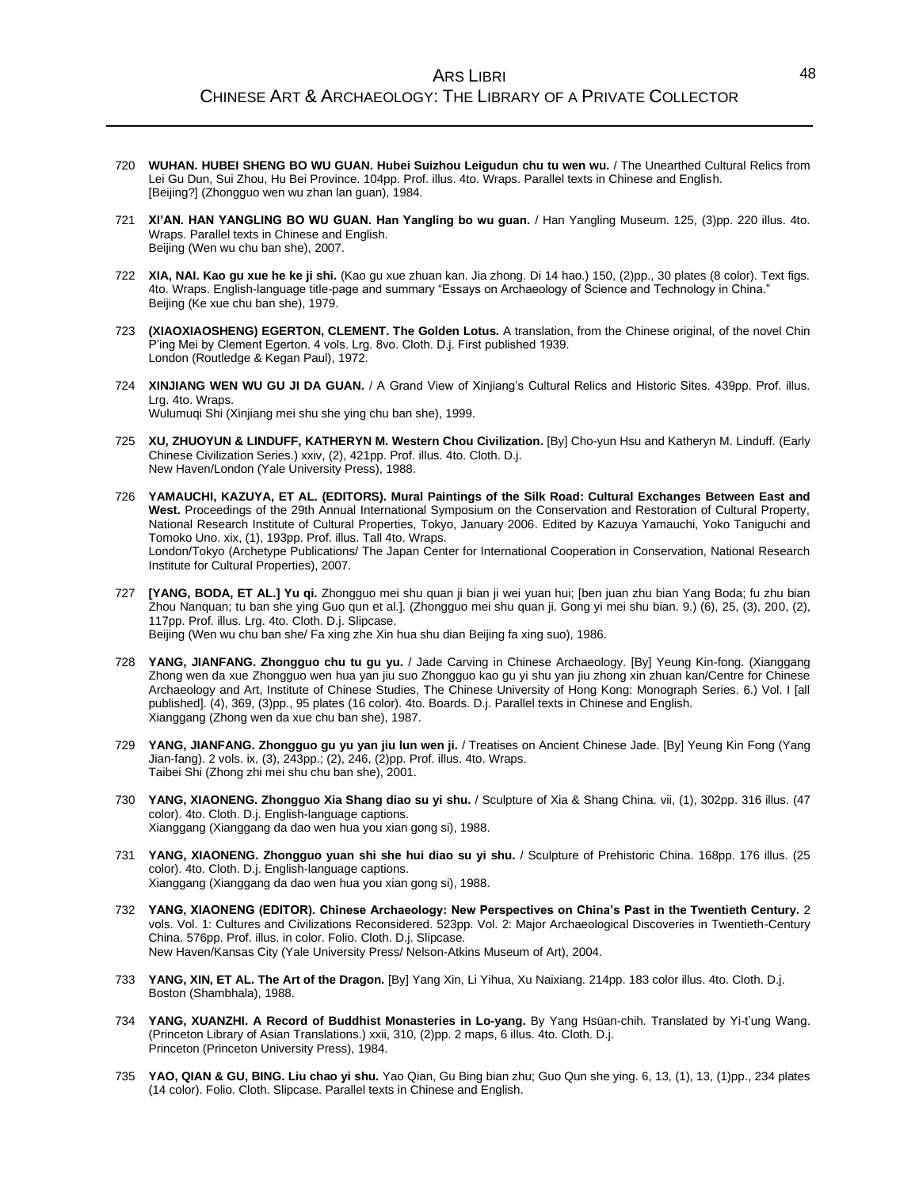720 **WUHAN. HUBEI SHENG BO WU GUAN. Hubei Suizhou Leigudun chu tu wen wu.** / The Unearthed Cultural Relics from Lei Gu Dun, Sui Zhou, Hu Bei Province. 104pp. Prof. illus. 4to. Wraps. Parallel texts in Chinese and English.
[Beijing?] (Zhongguo wen wu zhan lan guan), 1984.

721 **XI'AN. HAN YANGLING BO WU GUAN. Han Yangling bo wu guan.** / Han Yangling Museum. 125, (3)pp. 220 illus. 4to. Wraps. Parallel texts in Chinese and English.
Beijing (Wen wu chu ban she), 2007.

722 **XIA, NAI. Kao gu xue he ke ji shi.** (Kao gu xue zhuan kan. Jia zhong. Di 14 hao.) 150, (2)pp., 30 plates (8 color). Text figs. 4to. Wraps. English-language title-page and summary "Essays on Archaeology of Science and Technology in China."
Beijing (Ke xue chu ban she), 1979.

723 **(XIAOXIAOSHENG) EGERTON, CLEMENT. The Golden Lotus.** A translation, from the Chinese original, of the novel Chin P'ing Mei by Clement Egerton. 4 vols. Lrg. 8vo. Cloth. D.j. First published 1939.
London (Routledge & Kegan Paul), 1972.

724 **XINJIANG WEN WU GU JI DA GUAN.** / A Grand View of Xinjiang's Cultural Relics and Historic Sites. 439pp. Prof. illus. Lrg. 4to. Wraps.
Wulumuqi Shi (Xinjiang mei shu she ying chu ban she), 1999.

725 **XU, ZHUOYUN & LINDUFF, KATHERYN M. Western Chou Civilization.** [By] Cho-yun Hsu and Katheryn M. Linduff. (Early Chinese Civilization Series.) xxiv, (2), 421pp. Prof. illus. 4to. Cloth. D.j.
New Haven/London (Yale University Press), 1988.

726 **YAMAUCHI, KAZUYA, ET AL. (EDITORS). Mural Paintings of the Silk Road: Cultural Exchanges Between East and West.** Proceedings of the 29th Annual International Symposium on the Conservation and Restoration of Cultural Property, National Research Institute of Cultural Properties, Tokyo, January 2006. Edited by Kazuya Yamauchi, Yoko Taniguchi and Tomoko Uno. xix, (1), 193pp. Prof. illus. Tall 4to. Wraps.
London/Tokyo (Archetype Publications/ The Japan Center for International Cooperation in Conservation, National Research Institute for Cultural Properties), 2007.

727 **[YANG, BODA, ET AL.] Yu qi.** Zhongguo mei shu quan ji bian ji wei yuan hui; [ben juan zhu bian Yang Boda; fu zhu bian Zhou Nanquan; tu ban she ying Guo qun et al.]. (Zhongguo mei shu quan ji. Gong yi mei shu bian. 9.) (6), 25, (3), 200, (2), 117pp. Prof. illus. Lrg. 4to. Cloth. D.j. Slipcase.
Beijing (Wen wu chu ban she/ Fa xing zhe Xin hua shu dian Beijing fa xing suo), 1986.

728 **YANG, JIANFANG. Zhongguo chu tu gu yu.** / Jade Carving in Chinese Archaeology. [By] Yeung Kin-fong. (Xianggang Zhong wen da xue Zhongguo wen hua yan jiu suo Zhongguo kao gu yi shu yan jiu zhong xin zhuan kan/Centre for Chinese Archaeology and Art, Institute of Chinese Studies, The Chinese University of Hong Kong: Monograph Series. 6.) Vol. I [all published]. (4), 369, (3)pp., 95 plates (16 color). 4to. Boards. D.j. Parallel texts in Chinese and English.
Xianggang (Zhong wen da xue chu ban she), 1987.

729 **YANG, JIANFANG. Zhongguo gu yu yan jiu lun wen ji.** / Treatises on Ancient Chinese Jade. [By] Yeung Kin Fong (Yang Jian-fang). 2 vols. ix, (3), 243pp.; (2), 246, (2)pp. Prof. illus. 4to. Wraps.
Taibei Shi (Zhong zhi mei shu chu ban she), 2001.

730 **YANG, XIAONENG. Zhongguo Xia Shang diao su yi shu.** / Sculpture of Xia & Shang China. vii, (1), 302pp. 316 illus. (47 color). 4to. Cloth. D.j. English-language captions.
Xianggang (Xianggang da dao wen hua you xian gong si), 1988.

731 **YANG, XIAONENG. Zhongguo yuan shi she hui diao su yi shu.** / Sculpture of Prehistoric China. 168pp. 176 illus. (25 color). 4to. Cloth. D.j. English-language captions.
Xianggang (Xianggang da dao wen hua you xian gong si), 1988.

732 **YANG, XIAONENG (EDITOR). Chinese Archaeology: New Perspectives on China's Past in the Twentieth Century.** 2 vols. Vol. 1: Cultures and Civilizations Reconsidered. 523pp. Vol. 2: Major Archaeological Discoveries in Twentieth-Century China. 576pp. Prof. illus. in color. Folio. Cloth. D.j. Slipcase.
New Haven/Kansas City (Yale University Press/ Nelson-Atkins Museum of Art), 2004.

733 **YANG, XIN, ET AL. The Art of the Dragon.** [By] Yang Xin, Li Yihua, Xu Naixiang. 214pp. 183 color illus. 4to. Cloth. D.j.
Boston (Shambhala), 1988.

734 **YANG, XUANZHI. A Record of Buddhist Monasteries in Lo-yang.** By Yang Hsüan-chih. Translated by Yi-t'ung Wang. (Princeton Library of Asian Translations.) xxii, 310, (2)pp. 2 maps, 6 illus. 4to. Cloth. D.j.
Princeton (Princeton University Press), 1984.

735 **YAO, QIAN & GU, BING. Liu chao yi shu.** Yao Qian, Gu Bing bian zhu; Guo Qun she ying. 6, 13, (1), 13, (1)pp., 234 plates (14 color). Folio. Cloth. Slipcase. Parallel texts in Chinese and English.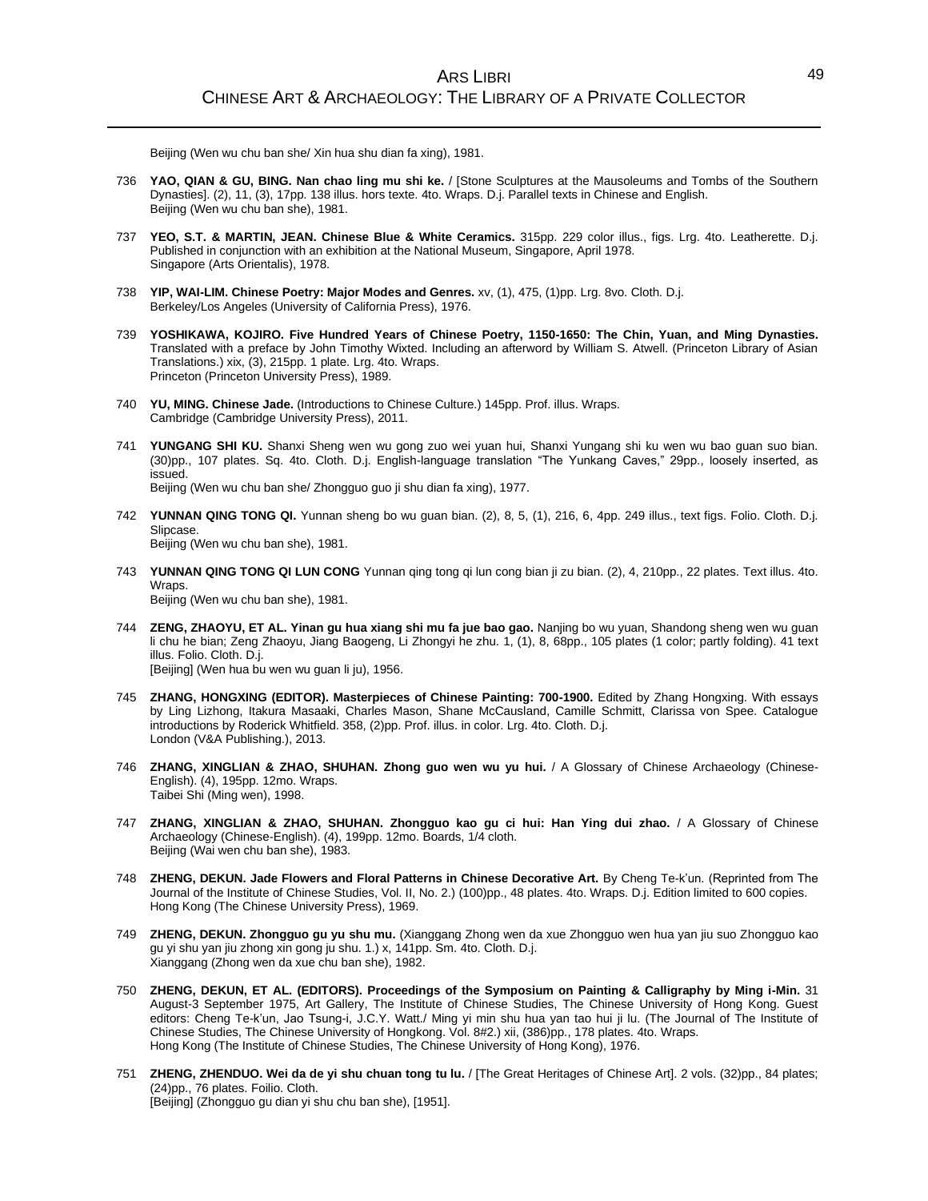Beijing (Wen wu chu ban she/ Xin hua shu dian fa xing), 1981.

736 **YAO, QIAN & GU, BING. Nan chao ling mu shi ke.** / [Stone Sculptures at the Mausoleums and Tombs of the Southern Dynasties]. (2), 11, (3), 17pp. 138 illus. hors texte. 4to. Wraps. D.j. Parallel texts in Chinese and English.
Beijing (Wen wu chu ban she), 1981.

737 **YEO, S.T. & MARTIN, JEAN. Chinese Blue & White Ceramics.** 315pp. 229 color illus., figs. Lrg. 4to. Leatherette. D.j. Published in conjunction with an exhibition at the National Museum, Singapore, April 1978.
Singapore (Arts Orientalis), 1978.

738 **YIP, WAI-LIM. Chinese Poetry: Major Modes and Genres.** xv, (1), 475, (1)pp. Lrg. 8vo. Cloth. D.j.
Berkeley/Los Angeles (University of California Press), 1976.

739 **YOSHIKAWA, KOJIRO. Five Hundred Years of Chinese Poetry, 1150-1650: The Chin, Yuan, and Ming Dynasties.** Translated with a preface by John Timothy Wixted. Including an afterword by William S. Atwell. (Princeton Library of Asian Translations.) xix, (3), 215pp. 1 plate. Lrg. 4to. Wraps.
Princeton (Princeton University Press), 1989.

740 **YU, MING. Chinese Jade.** (Introductions to Chinese Culture.) 145pp. Prof. illus. Wraps.
Cambridge (Cambridge University Press), 2011.

741 **YUNGANG SHI KU.** Shanxi Sheng wen wu gong zuo wei yuan hui, Shanxi Yungang shi ku wen wu bao guan suo bian. (30)pp., 107 plates. Sq. 4to. Cloth. D.j. English-language translation "The Yunkang Caves," 29pp., loosely inserted, as issued.
Beijing (Wen wu chu ban she/ Zhongguo guo ji shu dian fa xing), 1977.

742 **YUNNAN QING TONG QI.** Yunnan sheng bo wu guan bian. (2), 8, 5, (1), 216, 6, 4pp. 249 illus., text figs. Folio. Cloth. D.j. Slipcase.
Beijing (Wen wu chu ban she), 1981.

743 **YUNNAN QING TONG QI LUN CONG** Yunnan qing tong qi lun cong bian ji zu bian. (2), 4, 210pp., 22 plates. Text illus. 4to. Wraps.
Beijing (Wen wu chu ban she), 1981.

744 **ZENG, ZHAOYU, ET AL. Yinan gu hua xiang shi mu fa jue bao gao.** Nanjing bo wu yuan, Shandong sheng wen wu guan li chu he bian; Zeng Zhaoyu, Jiang Baogeng, Li Zhongyi he zhu. 1, (1), 8, 68pp., 105 plates (1 color; partly folding). 41 text illus. Folio. Cloth. D.j.
[Beijing] (Wen hua bu wen wu guan li ju), 1956.

745 **ZHANG, HONGXING (EDITOR). Masterpieces of Chinese Painting: 700-1900.** Edited by Zhang Hongxing. With essays by Ling Lizhong, Itakura Masaaki, Charles Mason, Shane McCausland, Camille Schmitt, Clarissa von Spee. Catalogue introductions by Roderick Whitfield. 358, (2)pp. Prof. illus. in color. Lrg. 4to. Cloth. D.j.
London (V&A Publishing.), 2013.

746 **ZHANG, XINGLIAN & ZHAO, SHUHAN. Zhong guo wen wu yu hui.** / A Glossary of Chinese Archaeology (Chinese-English). (4), 195pp. 12mo. Wraps.
Taibei Shi (Ming wen), 1998.

747 **ZHANG, XINGLIAN & ZHAO, SHUHAN. Zhongguo kao gu ci hui: Han Ying dui zhao.** / A Glossary of Chinese Archaeology (Chinese-English). (4), 199pp. 12mo. Boards, 1/4 cloth.
Beijing (Wai wen chu ban she), 1983.

748 **ZHENG, DEKUN. Jade Flowers and Floral Patterns in Chinese Decorative Art.** By Cheng Te-k'un. (Reprinted from The Journal of the Institute of Chinese Studies, Vol. II, No. 2.) (100)pp., 48 plates. 4to. Wraps. D.j. Edition limited to 600 copies.
Hong Kong (The Chinese University Press), 1969.

749 **ZHENG, DEKUN. Zhongguo gu yu shu mu.** (Xianggang Zhong wen da xue Zhongguo wen hua yan jiu suo Zhongguo kao gu yi shu yan jiu zhong xin gong ju shu. 1.) x, 141pp. Sm. 4to. Cloth. D.j.
Xianggang (Zhong wen da xue chu ban she), 1982.

750 **ZHENG, DEKUN, ET AL. (EDITORS). Proceedings of the Symposium on Painting & Calligraphy by Ming i-Min.** 31 August-3 September 1975, Art Gallery, The Institute of Chinese Studies, The Chinese University of Hong Kong. Guest editors: Cheng Te-k'un, Jao Tsung-i, J.C.Y. Watt./ Ming yi min shu hua yan tao hui ji lu. (The Journal of The Institute of Chinese Studies, The Chinese University of Hongkong. Vol. 8#2.) xii, (386)pp., 178 plates. 4to. Wraps.
Hong Kong (The Institute of Chinese Studies, The Chinese University of Hong Kong), 1976.

751 **ZHENG, ZHENDUO. Wei da de yi shu chuan tong tu lu.** / [The Great Heritages of Chinese Art]. 2 vols. (32)pp., 84 plates; (24)pp., 76 plates. Foilio. Cloth.
[Beijing] (Zhongguo gu dian yi shu chu ban she), [1951].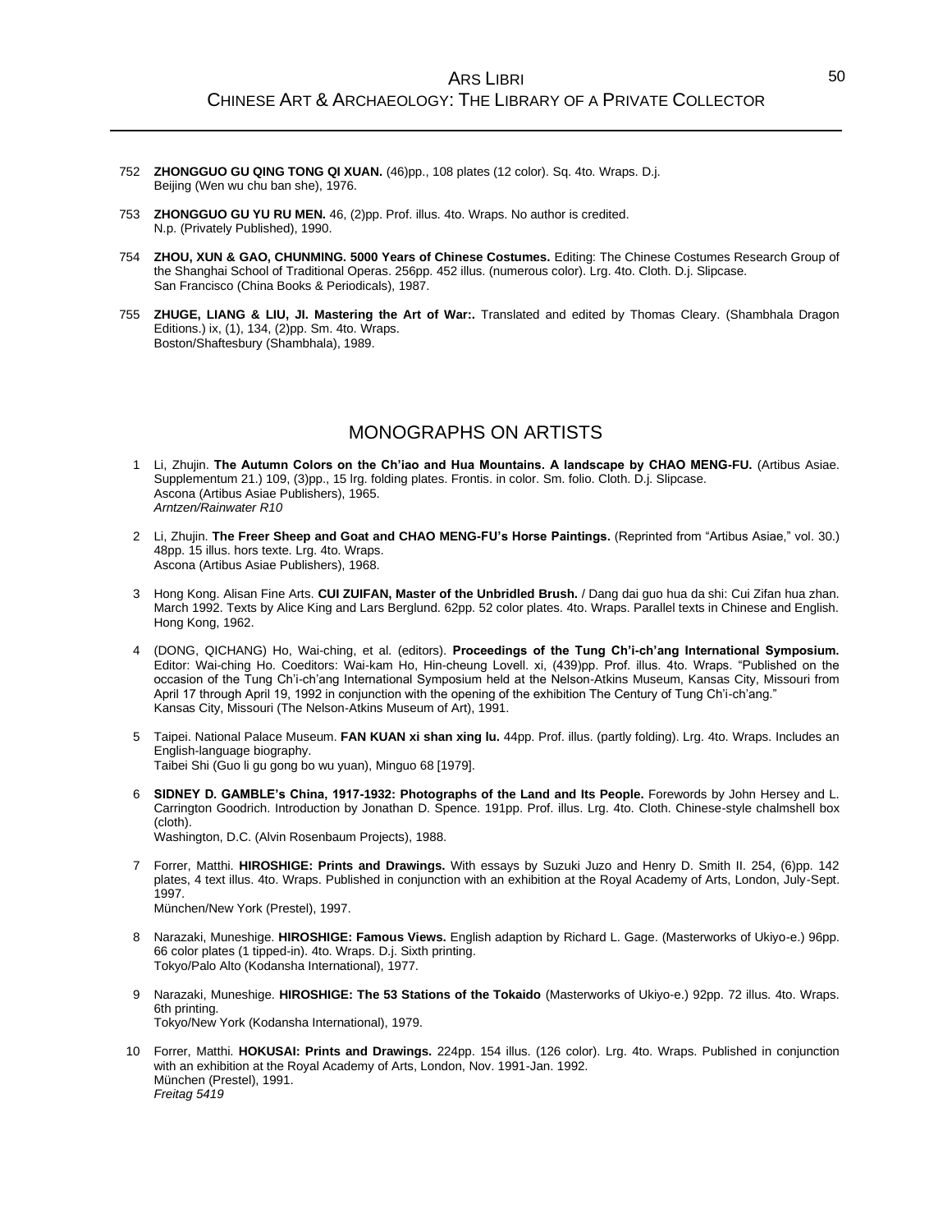752 **ZHONGGUO GU QING TONG QI XUAN.** (46)pp., 108 plates (12 color). Sq. 4to. Wraps. D.j.
Beijing (Wen wu chu ban she), 1976.

753 **ZHONGGUO GU YU RU MEN.** 46, (2)pp. Prof. illus. 4to. Wraps. No author is credited.
N.p. (Privately Published), 1990.

754 **ZHOU, XUN & GAO, CHUNMING. 5000 Years of Chinese Costumes.** Editing: The Chinese Costumes Research Group of the Shanghai School of Traditional Operas. 256pp. 452 illus. (numerous color). Lrg. 4to. Cloth. D.j. Slipcase.
San Francisco (China Books & Periodicals), 1987.

755 **ZHUGE, LIANG & LIU, JI. Mastering the Art of War:.** Translated and edited by Thomas Cleary. (Shambhala Dragon Editions.) ix, (1), 134, (2)pp. Sm. 4to. Wraps.
Boston/Shaftesbury (Shambhala), 1989.

## MONOGRAPHS ON ARTISTS

1 Li, Zhujin. **The Autumn Colors on the Ch'iao and Hua Mountains. A landscape by CHAO MENG-FU.** (Artibus Asiae. Supplementum 21.) 109, (3)pp., 15 lrg. folding plates. Frontis. in color. Sm. folio. Cloth. D.j. Slipcase.
Ascona (Artibus Asiae Publishers), 1965.
*Arntzen/Rainwater R10*

2 Li, Zhujin. **The Freer Sheep and Goat and CHAO MENG-FU's Horse Paintings.** (Reprinted from "Artibus Asiae," vol. 30.) 48pp. 15 illus. hors texte. Lrg. 4to. Wraps.
Ascona (Artibus Asiae Publishers), 1968.

3 Hong Kong. Alisan Fine Arts. **CUI ZUIFAN, Master of the Unbridled Brush.** / Dang dai guo hua da shi: Cui Zifan hua zhan. March 1992. Texts by Alice King and Lars Berglund. 62pp. 52 color plates. 4to. Wraps. Parallel texts in Chinese and English.
Hong Kong, 1962.

4 (DONG, QICHANG) Ho, Wai-ching, et al. (editors). **Proceedings of the Tung Ch'i-ch'ang International Symposium.** Editor: Wai-ching Ho. Coeditors: Wai-kam Ho, Hin-cheung Lovell. xi, (439)pp. Prof. illus. 4to. Wraps. "Published on the occasion of the Tung Ch'i-ch'ang International Symposium held at the Nelson-Atkins Museum, Kansas City, Missouri from April 17 through April 19, 1992 in conjunction with the opening of the exhibition The Century of Tung Ch'i-ch'ang."
Kansas City, Missouri (The Nelson-Atkins Museum of Art), 1991.

5 Taipei. National Palace Museum. **FAN KUAN xi shan xing lu.** 44pp. Prof. illus. (partly folding). Lrg. 4to. Wraps. Includes an English-language biography.
Taibei Shi (Guo li gu gong bo wu yuan), Minguo 68 [1979].

6 **SIDNEY D. GAMBLE's China, 1917-1932: Photographs of the Land and Its People.** Forewords by John Hersey and L. Carrington Goodrich. Introduction by Jonathan D. Spence. 191pp. Prof. illus. Lrg. 4to. Cloth. Chinese-style chalmshell box (cloth).
Washington, D.C. (Alvin Rosenbaum Projects), 1988.

7 Forrer, Matthi. **HIROSHIGE: Prints and Drawings.** With essays by Suzuki Juzo and Henry D. Smith II. 254, (6)pp. 142 plates, 4 text illus. 4to. Wraps. Published in conjunction with an exhibition at the Royal Academy of Arts, London, July-Sept. 1997.
München/New York (Prestel), 1997.

8 Narazaki, Muneshige. **HIROSHIGE: Famous Views.** English adaption by Richard L. Gage. (Masterworks of Ukiyo-e.) 96pp. 66 color plates (1 tipped-in). 4to. Wraps. D.j. Sixth printing.
Tokyo/Palo Alto (Kodansha International), 1977.

9 Narazaki, Muneshige. **HIROSHIGE: The 53 Stations of the Tokaido** (Masterworks of Ukiyo-e.) 92pp. 72 illus. 4to. Wraps. 6th printing.
Tokyo/New York (Kodansha International), 1979.

10 Forrer, Matthi. **HOKUSAI: Prints and Drawings.** 224pp. 154 illus. (126 color). Lrg. 4to. Wraps. Published in conjunction with an exhibition at the Royal Academy of Arts, London, Nov. 1991-Jan. 1992.
München (Prestel), 1991.
*Freitag 5419*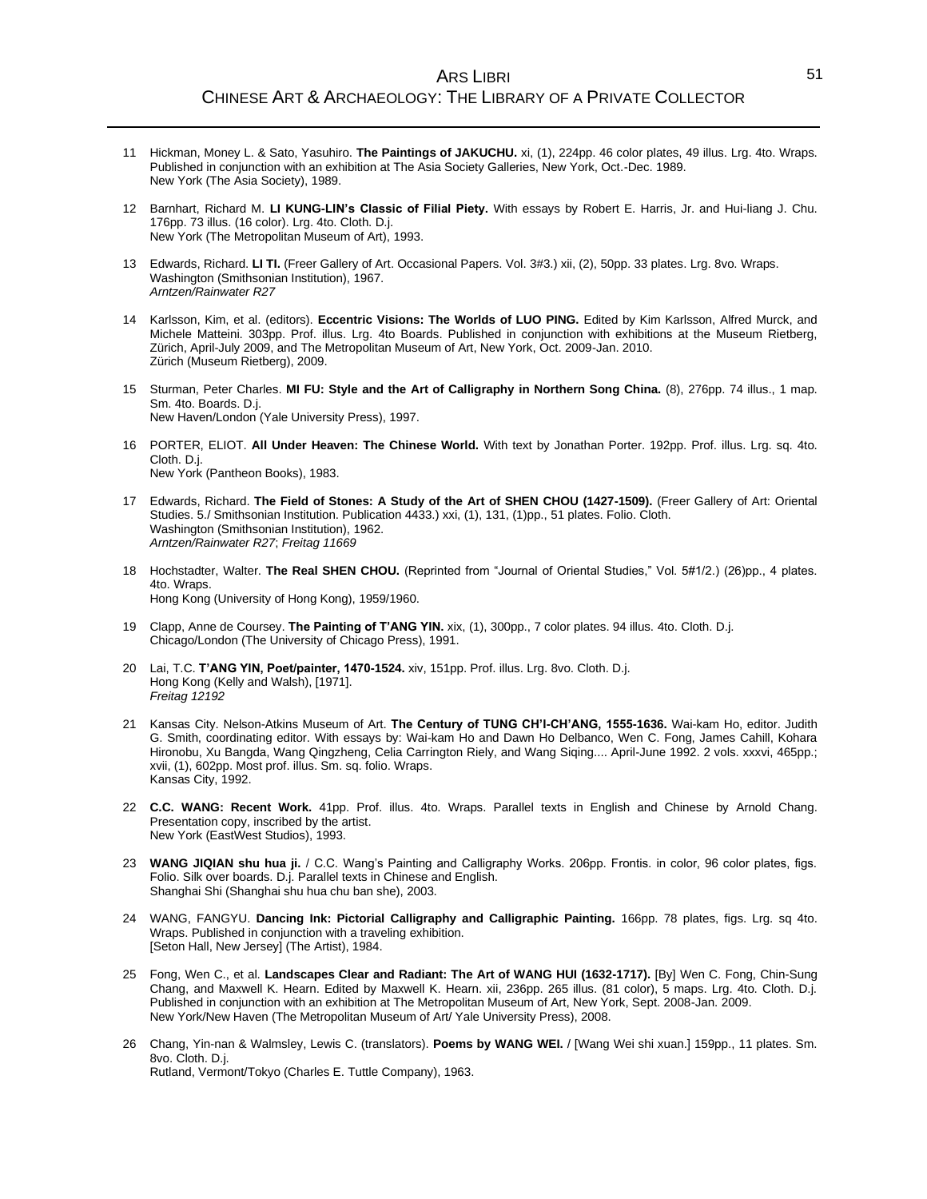11 Hickman, Money L. & Sato, Yasuhiro. **The Paintings of JAKUCHU.** xi, (1), 224pp. 46 color plates, 49 illus. Lrg. 4to. Wraps. Published in conjunction with an exhibition at The Asia Society Galleries, New York, Oct.-Dec. 1989.
New York (The Asia Society), 1989.

12 Barnhart, Richard M. **LI KUNG-LIN's Classic of Filial Piety.** With essays by Robert E. Harris, Jr. and Hui-liang J. Chu. 176pp. 73 illus. (16 color). Lrg. 4to. Cloth. D.j.
New York (The Metropolitan Museum of Art), 1993.

13 Edwards, Richard. **LI TI.** (Freer Gallery of Art. Occasional Papers. Vol. 3#3.) xii, (2), 50pp. 33 plates. Lrg. 8vo. Wraps.
Washington (Smithsonian Institution), 1967.
*Arntzen/Rainwater R27*

14 Karlsson, Kim, et al. (editors). **Eccentric Visions: The Worlds of LUO PING.** Edited by Kim Karlsson, Alfred Murck, and Michele Matteini. 303pp. Prof. illus. Lrg. 4to Boards. Published in conjunction with exhibitions at the Museum Rietberg, Zürich, April-July 2009, and The Metropolitan Museum of Art, New York, Oct. 2009-Jan. 2010.
Zürich (Museum Rietberg), 2009.

15 Sturman, Peter Charles. **MI FU: Style and the Art of Calligraphy in Northern Song China.** (8), 276pp. 74 illus., 1 map. Sm. 4to. Boards. D.j.
New Haven/London (Yale University Press), 1997.

16 PORTER, ELIOT. **All Under Heaven: The Chinese World.** With text by Jonathan Porter. 192pp. Prof. illus. Lrg. sq. 4to. Cloth. D.j.
New York (Pantheon Books), 1983.

17 Edwards, Richard. **The Field of Stones: A Study of the Art of SHEN CHOU (1427-1509).** (Freer Gallery of Art: Oriental Studies. 5./ Smithsonian Institution. Publication 4433.) xxi, (1), 131, (1)pp., 51 plates. Folio. Cloth.
Washington (Smithsonian Institution), 1962.
*Arntzen/Rainwater R27*; *Freitag 11669*

18 Hochstadter, Walter. **The Real SHEN CHOU.** (Reprinted from "Journal of Oriental Studies," Vol. 5#1/2.) (26)pp., 4 plates. 4to. Wraps.
Hong Kong (University of Hong Kong), 1959/1960.

19 Clapp, Anne de Coursey. **The Painting of T'ANG YIN.** xix, (1), 300pp., 7 color plates. 94 illus. 4to. Cloth. D.j.
Chicago/London (The University of Chicago Press), 1991.

20 Lai, T.C. **T'ANG YIN, Poet/painter, 1470-1524.** xiv, 151pp. Prof. illus. Lrg. 8vo. Cloth. D.j.
Hong Kong (Kelly and Walsh), [1971].
*Freitag 12192*

21 Kansas City. Nelson-Atkins Museum of Art. **The Century of TUNG CH'I-CH'ANG, 1555-1636.** Wai-kam Ho, editor. Judith G. Smith, coordinating editor. With essays by: Wai-kam Ho and Dawn Ho Delbanco, Wen C. Fong, James Cahill, Kohara Hironobu, Xu Bangda, Wang Qingzheng, Celia Carrington Riely, and Wang Siqing.... April-June 1992. 2 vols. xxxvi, 465pp.; xvii, (1), 602pp. Most prof. illus. Sm. sq. folio. Wraps.
Kansas City, 1992.

22 **C.C. WANG: Recent Work.** 41pp. Prof. illus. 4to. Wraps. Parallel texts in English and Chinese by Arnold Chang. Presentation copy, inscribed by the artist.
New York (EastWest Studios), 1993.

23 **WANG JIQIAN shu hua ji.** / C.C. Wang's Painting and Calligraphy Works. 206pp. Frontis. in color, 96 color plates, figs. Folio. Silk over boards. D.j. Parallel texts in Chinese and English.
Shanghai Shi (Shanghai shu hua chu ban she), 2003.

24 WANG, FANGYU. **Dancing Ink: Pictorial Calligraphy and Calligraphic Painting.** 166pp. 78 plates, figs. Lrg. sq 4to. Wraps. Published in conjunction with a traveling exhibition.
[Seton Hall, New Jersey] (The Artist), 1984.

25 Fong, Wen C., et al. **Landscapes Clear and Radiant: The Art of WANG HUI (1632-1717).** [By] Wen C. Fong, Chin-Sung Chang, and Maxwell K. Hearn. Edited by Maxwell K. Hearn. xii, 236pp. 265 illus. (81 color), 5 maps. Lrg. 4to. Cloth. D.j. Published in conjunction with an exhibition at The Metropolitan Museum of Art, New York, Sept. 2008-Jan. 2009.
New York/New Haven (The Metropolitan Museum of Art/ Yale University Press), 2008.

26 Chang, Yin-nan & Walmsley, Lewis C. (translators). **Poems by WANG WEI.** / [Wang Wei shi xuan.] 159pp., 11 plates. Sm. 8vo. Cloth. D.j.
Rutland, Vermont/Tokyo (Charles E. Tuttle Company), 1963.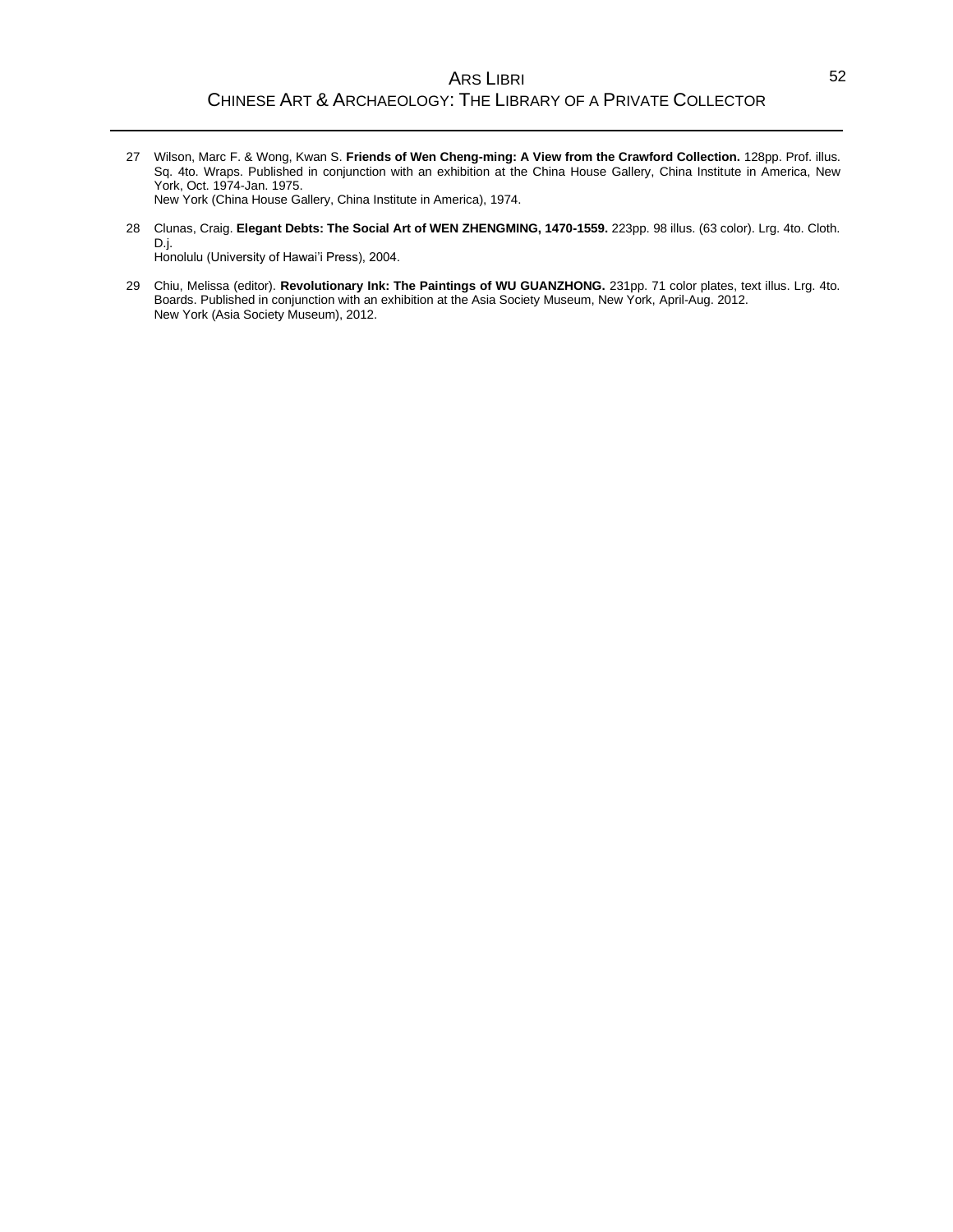27 Wilson, Marc F. & Wong, Kwan S. **Friends of Wen Cheng-ming: A View from the Crawford Collection.** 128pp. Prof. illus. Sq. 4to. Wraps. Published in conjunction with an exhibition at the China House Gallery, China Institute in America, New York, Oct. 1974-Jan. 1975.
New York (China House Gallery, China Institute in America), 1974.

28 Clunas, Craig. **Elegant Debts: The Social Art of WEN ZHENGMING, 1470-1559.** 223pp. 98 illus. (63 color). Lrg. 4to. Cloth. D.j.
Honolulu (University of Hawai'i Press), 2004.

29 Chiu, Melissa (editor). **Revolutionary Ink: The Paintings of WU GUANZHONG.** 231pp. 71 color plates, text illus. Lrg. 4to. Boards. Published in conjunction with an exhibition at the Asia Society Museum, New York, April-Aug. 2012.
New York (Asia Society Museum), 2012.